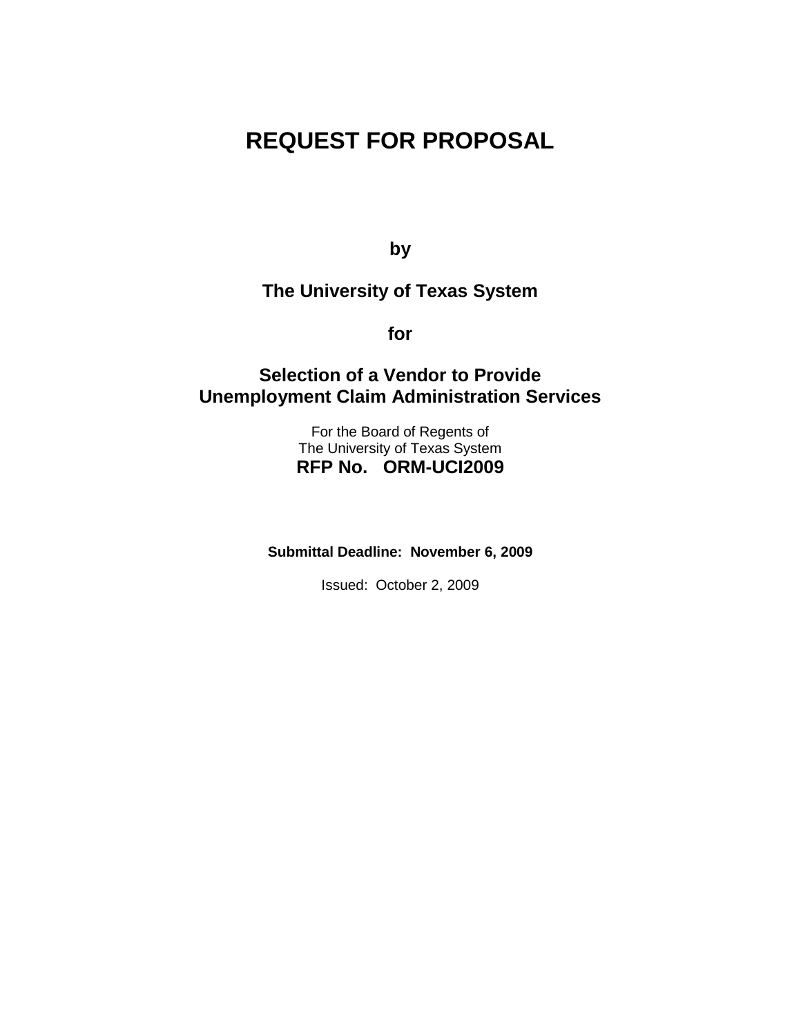# REQUEST FOR PROPOSAL

**by**

**The University of Texas System**

**for**

## Selection of a Vendor to Provide Unemployment Claim Administration Services

For the Board of Regents of
The University of Texas System

**RFP No. ORM-UCI2009**

**Submittal Deadline: November 6, 2009**

Issued: October 2, 2009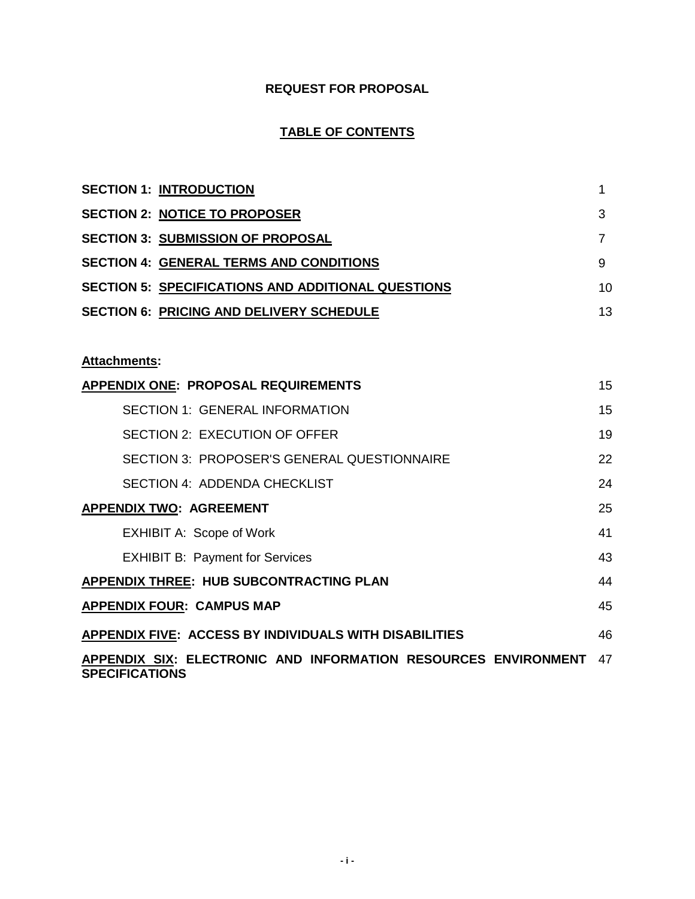**REQUEST FOR PROPOSAL**

**TABLE OF CONTENTS**

| | |
|---|---|
| **SECTION 1: INTRODUCTION** | 1 |
| **SECTION 2: NOTICE TO PROPOSER** | 3 |
| **SECTION 3: SUBMISSION OF PROPOSAL** | 7 |
| **SECTION 4: GENERAL TERMS AND CONDITIONS** | 9 |
| **SECTION 5: SPECIFICATIONS AND ADDITIONAL QUESTIONS** | 10 |
| **SECTION 6: PRICING AND DELIVERY SCHEDULE** | 13 |

**Attachments:**

| | |
|---|---|
| **APPENDIX ONE: PROPOSAL REQUIREMENTS** | 15 |
| SECTION 1: GENERAL INFORMATION | 15 |
| SECTION 2: EXECUTION OF OFFER | 19 |
| SECTION 3: PROPOSER'S GENERAL QUESTIONNAIRE | 22 |
| SECTION 4: ADDENDA CHECKLIST | 24 |
| **APPENDIX TWO: AGREEMENT** | 25 |
| EXHIBIT A: Scope of Work | 41 |
| EXHIBIT B: Payment for Services | 43 |
| **APPENDIX THREE: HUB SUBCONTRACTING PLAN** | 44 |
| **APPENDIX FOUR: CAMPUS MAP** | 45 |
| **APPENDIX FIVE: ACCESS BY INDIVIDUALS WITH DISABILITIES** | 46 |
| **APPENDIX SIX: ELECTRONIC AND INFORMATION RESOURCES ENVIRONMENT SPECIFICATIONS** | 47 |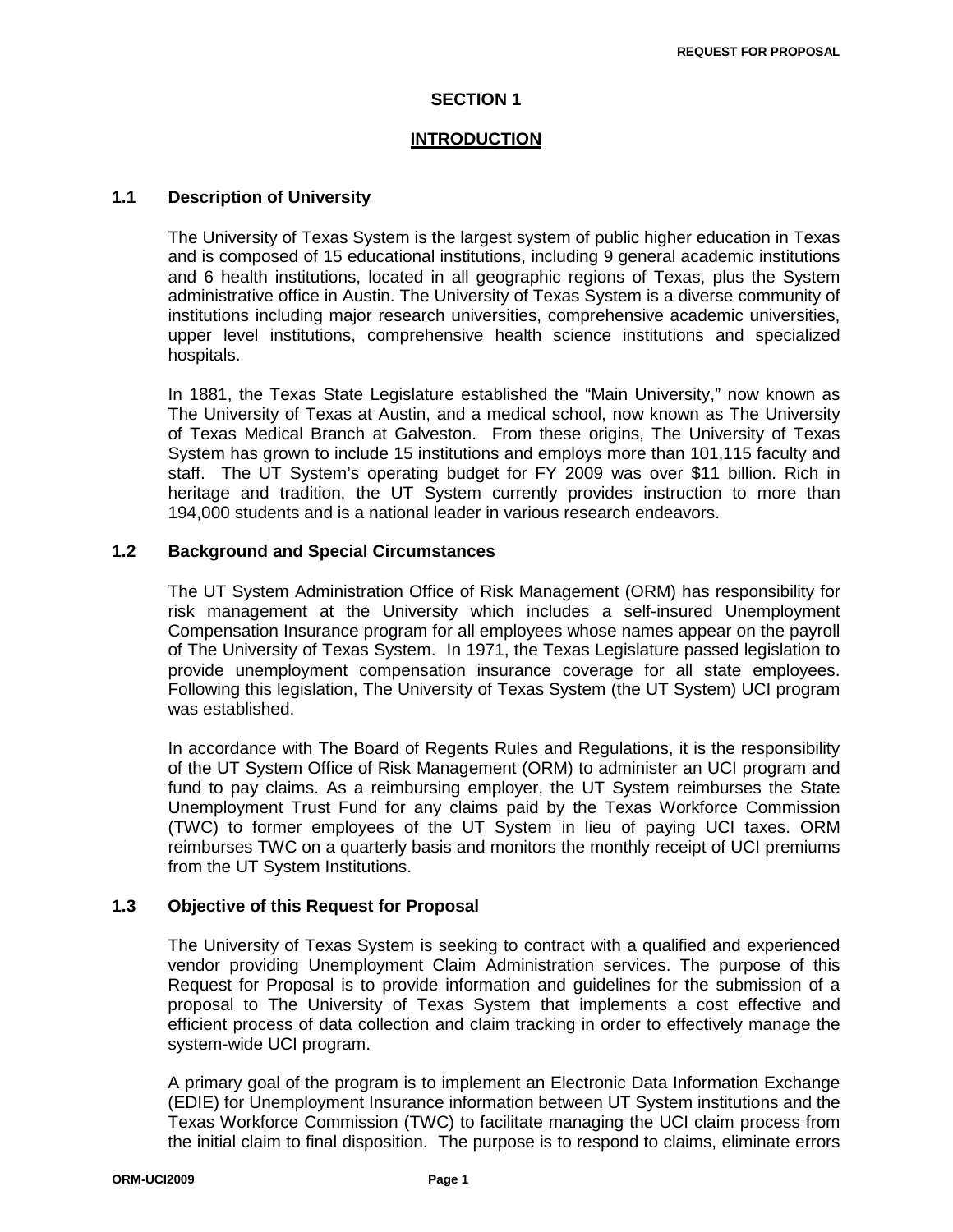# SECTION 1

## INTRODUCTION

### 1.1 Description of University

The University of Texas System is the largest system of public higher education in Texas and is composed of 15 educational institutions, including 9 general academic institutions and 6 health institutions, located in all geographic regions of Texas, plus the System administrative office in Austin. The University of Texas System is a diverse community of institutions including major research universities, comprehensive academic universities, upper level institutions, comprehensive health science institutions and specialized hospitals.

In 1881, the Texas State Legislature established the "Main University," now known as The University of Texas at Austin, and a medical school, now known as The University of Texas Medical Branch at Galveston. From these origins, The University of Texas System has grown to include 15 institutions and employs more than 101,115 faculty and staff. The UT System's operating budget for FY 2009 was over $11 billion. Rich in heritage and tradition, the UT System currently provides instruction to more than 194,000 students and is a national leader in various research endeavors.

### 1.2 Background and Special Circumstances

The UT System Administration Office of Risk Management (ORM) has responsibility for risk management at the University which includes a self-insured Unemployment Compensation Insurance program for all employees whose names appear on the payroll of The University of Texas System. In 1971, the Texas Legislature passed legislation to provide unemployment compensation insurance coverage for all state employees. Following this legislation, The University of Texas System (the UT System) UCI program was established.

In accordance with The Board of Regents Rules and Regulations, it is the responsibility of the UT System Office of Risk Management (ORM) to administer an UCI program and fund to pay claims. As a reimbursing employer, the UT System reimburses the State Unemployment Trust Fund for any claims paid by the Texas Workforce Commission (TWC) to former employees of the UT System in lieu of paying UCI taxes. ORM reimburses TWC on a quarterly basis and monitors the monthly receipt of UCI premiums from the UT System Institutions.

### 1.3 Objective of this Request for Proposal

The University of Texas System is seeking to contract with a qualified and experienced vendor providing Unemployment Claim Administration services. The purpose of this Request for Proposal is to provide information and guidelines for the submission of a proposal to The University of Texas System that implements a cost effective and efficient process of data collection and claim tracking in order to effectively manage the system-wide UCI program.

A primary goal of the program is to implement an Electronic Data Information Exchange (EDIE) for Unemployment Insurance information between UT System institutions and the Texas Workforce Commission (TWC) to facilitate managing the UCI claim process from the initial claim to final disposition. The purpose is to respond to claims, eliminate errors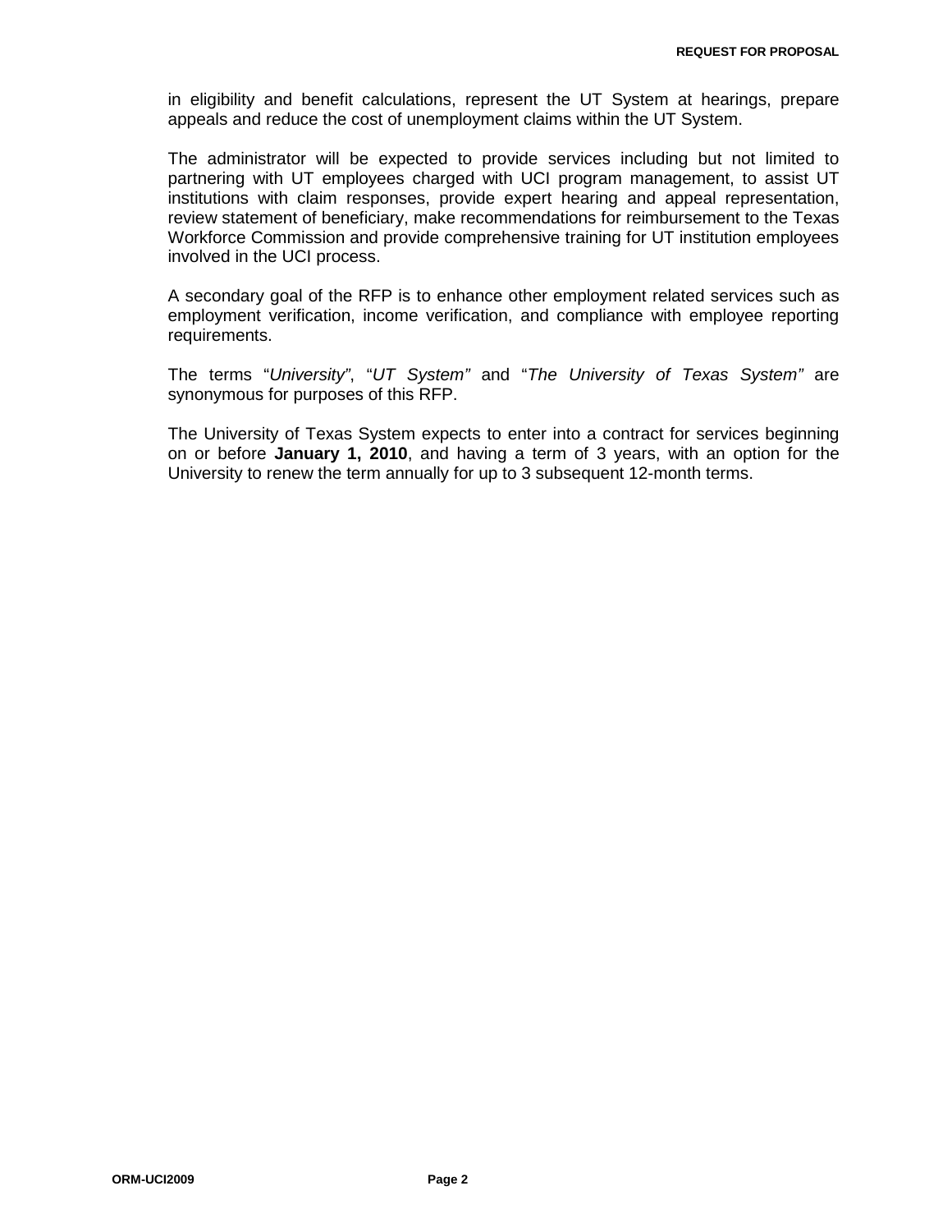in eligibility and benefit calculations, represent the UT System at hearings, prepare appeals and reduce the cost of unemployment claims within the UT System.

The administrator will be expected to provide services including but not limited to partnering with UT employees charged with UCI program management, to assist UT institutions with claim responses, provide expert hearing and appeal representation, review statement of beneficiary, make recommendations for reimbursement to the Texas Workforce Commission and provide comprehensive training for UT institution employees involved in the UCI process.

A secondary goal of the RFP is to enhance other employment related services such as employment verification, income verification, and compliance with employee reporting requirements.

The terms "*University*", "*UT System*" and "*The University of Texas System*" are synonymous for purposes of this RFP.

The University of Texas System expects to enter into a contract for services beginning on or before **January 1, 2010**, and having a term of 3 years, with an option for the University to renew the term annually for up to 3 subsequent 12-month terms.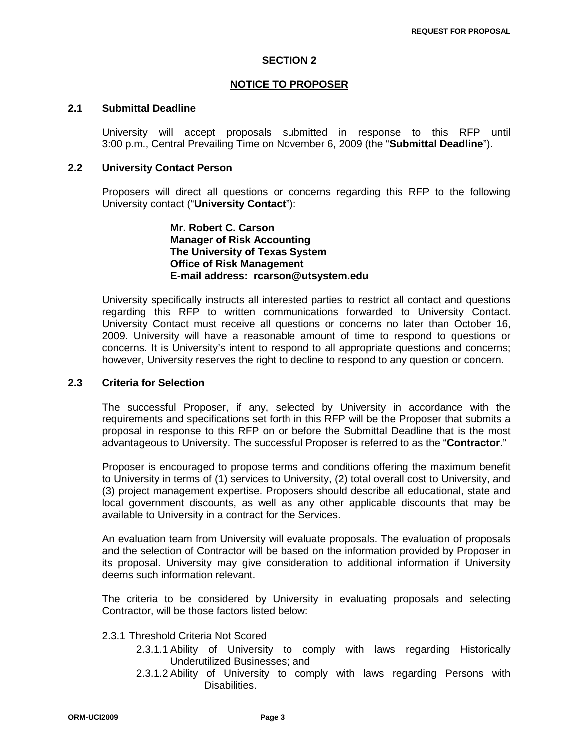## SECTION 2

## NOTICE TO PROPOSER

### 2.1 Submittal Deadline

University will accept proposals submitted in response to this RFP until 3:00 p.m., Central Prevailing Time on November 6, 2009 (the "**Submittal Deadline**").

### 2.2 University Contact Person

Proposers will direct all questions or concerns regarding this RFP to the following University contact ("**University Contact**"):

**Mr. Robert C. Carson**
**Manager of Risk Accounting**
**The University of Texas System**
**Office of Risk Management**
**E-mail address: rcarson@utsystem.edu**

University specifically instructs all interested parties to restrict all contact and questions regarding this RFP to written communications forwarded to University Contact. University Contact must receive all questions or concerns no later than October 16, 2009. University will have a reasonable amount of time to respond to questions or concerns. It is University's intent to respond to all appropriate questions and concerns; however, University reserves the right to decline to respond to any question or concern.

### 2.3 Criteria for Selection

The successful Proposer, if any, selected by University in accordance with the requirements and specifications set forth in this RFP will be the Proposer that submits a proposal in response to this RFP on or before the Submittal Deadline that is the most advantageous to University. The successful Proposer is referred to as the "**Contractor**."

Proposer is encouraged to propose terms and conditions offering the maximum benefit to University in terms of (1) services to University, (2) total overall cost to University, and (3) project management expertise. Proposers should describe all educational, state and local government discounts, as well as any other applicable discounts that may be available to University in a contract for the Services.

An evaluation team from University will evaluate proposals. The evaluation of proposals and the selection of Contractor will be based on the information provided by Proposer in its proposal. University may give consideration to additional information if University deems such information relevant.

The criteria to be considered by University in evaluating proposals and selecting Contractor, will be those factors listed below:

2.3.1 Threshold Criteria Not Scored

- 2.3.1.1 Ability of University to comply with laws regarding Historically Underutilized Businesses; and
- 2.3.1.2 Ability of University to comply with laws regarding Persons with Disabilities.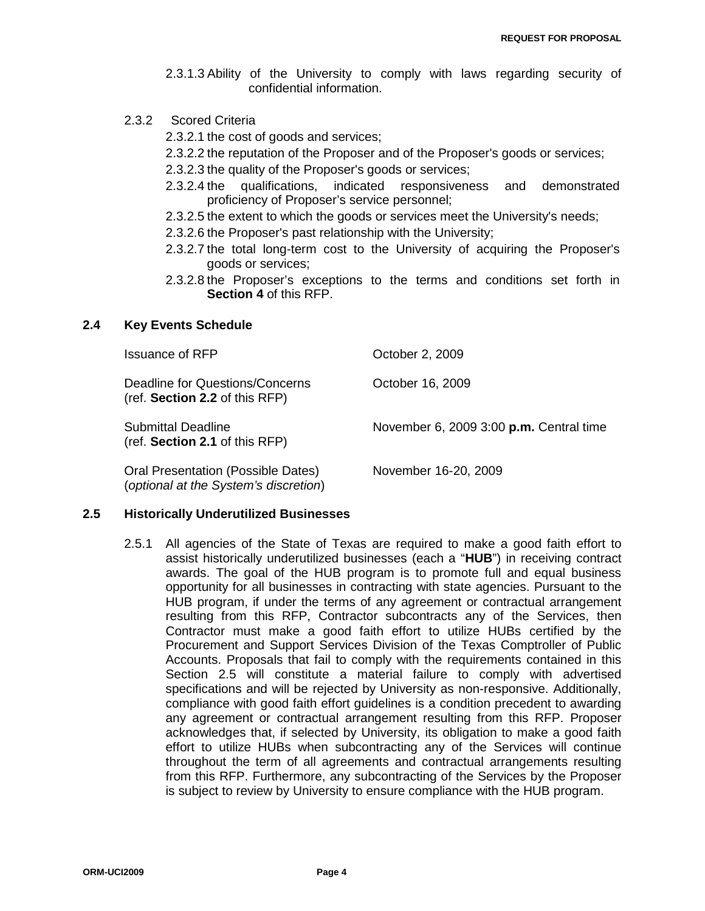2.3.1.3 Ability of the University to comply with laws regarding security of confidential information.

2.3.2 Scored Criteria

2.3.2.1 the cost of goods and services;

2.3.2.2 the reputation of the Proposer and of the Proposer's goods or services;

2.3.2.3 the quality of the Proposer's goods or services;

2.3.2.4 the qualifications, indicated responsiveness and demonstrated proficiency of Proposer's service personnel;

2.3.2.5 the extent to which the goods or services meet the University's needs;

2.3.2.6 the Proposer's past relationship with the University;

2.3.2.7 the total long-term cost to the University of acquiring the Proposer's goods or services;

2.3.2.8 the Proposer's exceptions to the terms and conditions set forth in **Section 4** of this RFP.

## 2.4 Key Events Schedule

| | |
|---|---|
| Issuance of RFP | October 2, 2009 |
| Deadline for Questions/Concerns (ref. **Section 2.2** of this RFP) | October 16, 2009 |
| Submittal Deadline (ref. **Section 2.1** of this RFP) | November 6, 2009 3:00 **p.m.** Central time |
| Oral Presentation (Possible Dates) (*optional at the System's discretion*) | November 16-20, 2009 |

## 2.5 Historically Underutilized Businesses

2.5.1 All agencies of the State of Texas are required to make a good faith effort to assist historically underutilized businesses (each a "**HUB**") in receiving contract awards. The goal of the HUB program is to promote full and equal business opportunity for all businesses in contracting with state agencies. Pursuant to the HUB program, if under the terms of any agreement or contractual arrangement resulting from this RFP, Contractor subcontracts any of the Services, then Contractor must make a good faith effort to utilize HUBs certified by the Procurement and Support Services Division of the Texas Comptroller of Public Accounts. Proposals that fail to comply with the requirements contained in this Section 2.5 will constitute a material failure to comply with advertised specifications and will be rejected by University as non-responsive. Additionally, compliance with good faith effort guidelines is a condition precedent to awarding any agreement or contractual arrangement resulting from this RFP. Proposer acknowledges that, if selected by University, its obligation to make a good faith effort to utilize HUBs when subcontracting any of the Services will continue throughout the term of all agreements and contractual arrangements resulting from this RFP. Furthermore, any subcontracting of the Services by the Proposer is subject to review by University to ensure compliance with the HUB program.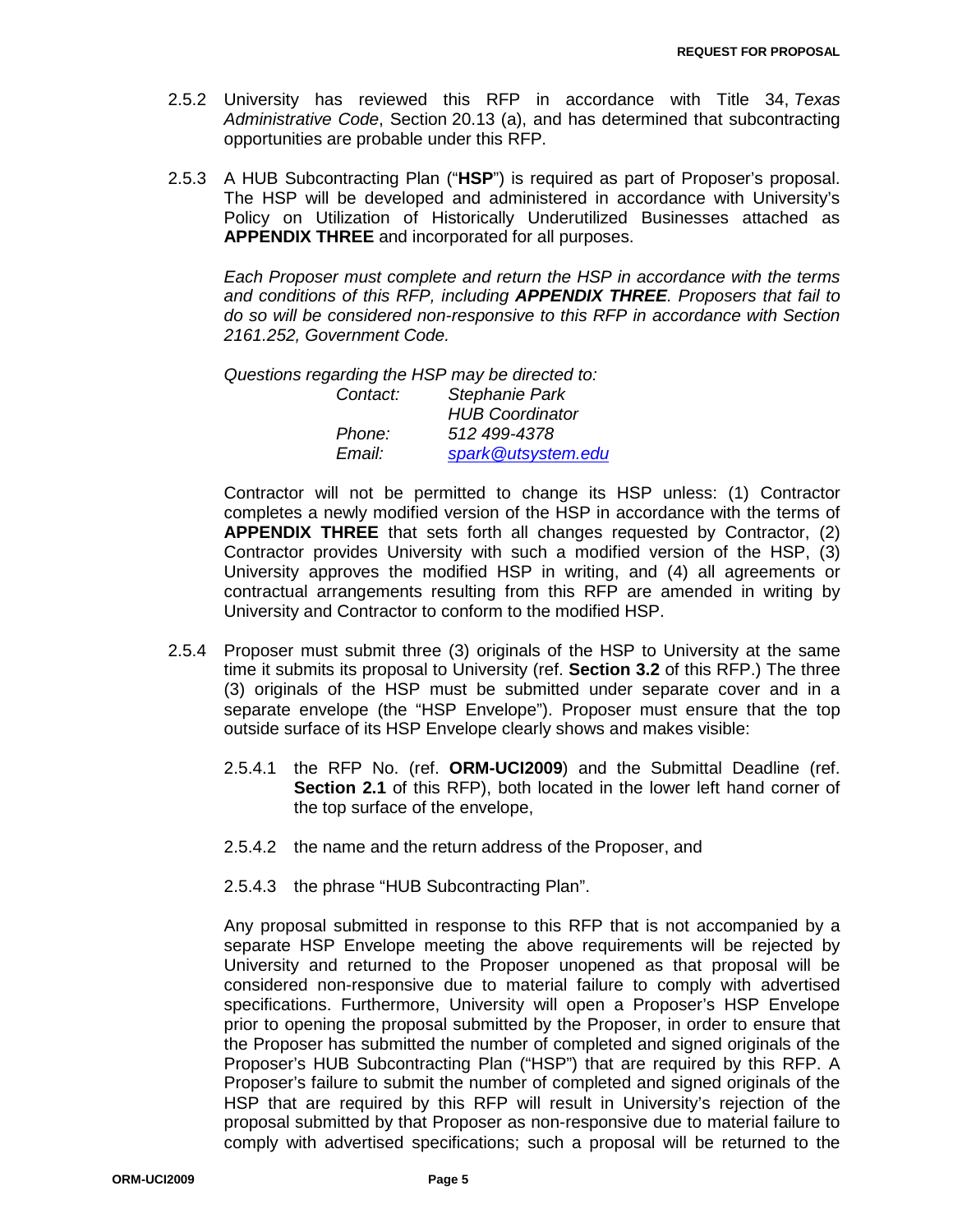2.5.2 University has reviewed this RFP in accordance with Title 34, *Texas Administrative Code*, Section 20.13 (a), and has determined that subcontracting opportunities are probable under this RFP.

2.5.3 A HUB Subcontracting Plan ("**HSP**") is required as part of Proposer's proposal. The HSP will be developed and administered in accordance with University's Policy on Utilization of Historically Underutilized Businesses attached as **APPENDIX THREE** and incorporated for all purposes.

*Each Proposer must complete and return the HSP in accordance with the terms and conditions of this RFP, including **APPENDIX THREE**. Proposers that fail to do so will be considered non-responsive to this RFP in accordance with Section 2161.252, Government Code.*

*Questions regarding the HSP may be directed to:*

| | |
|---|---|
| *Contact:* | *Stephanie Park* |
| | *HUB Coordinator* |
| *Phone:* | *512 499-4378* |
| *Email:* | *spark@utsystem.edu* |

Contractor will not be permitted to change its HSP unless: (1) Contractor completes a newly modified version of the HSP in accordance with the terms of **APPENDIX THREE** that sets forth all changes requested by Contractor, (2) Contractor provides University with such a modified version of the HSP, (3) University approves the modified HSP in writing, and (4) all agreements or contractual arrangements resulting from this RFP are amended in writing by University and Contractor to conform to the modified HSP.

2.5.4 Proposer must submit three (3) originals of the HSP to University at the same time it submits its proposal to University (ref. **Section 3.2** of this RFP.) The three (3) originals of the HSP must be submitted under separate cover and in a separate envelope (the "HSP Envelope"). Proposer must ensure that the top outside surface of its HSP Envelope clearly shows and makes visible:

2.5.4.1 the RFP No. (ref. **ORM-UCI2009**) and the Submittal Deadline (ref. **Section 2.1** of this RFP), both located in the lower left hand corner of the top surface of the envelope,

2.5.4.2 the name and the return address of the Proposer, and

2.5.4.3 the phrase "HUB Subcontracting Plan".

Any proposal submitted in response to this RFP that is not accompanied by a separate HSP Envelope meeting the above requirements will be rejected by University and returned to the Proposer unopened as that proposal will be considered non-responsive due to material failure to comply with advertised specifications. Furthermore, University will open a Proposer's HSP Envelope prior to opening the proposal submitted by the Proposer, in order to ensure that the Proposer has submitted the number of completed and signed originals of the Proposer's HUB Subcontracting Plan ("HSP") that are required by this RFP. A Proposer's failure to submit the number of completed and signed originals of the HSP that are required by this RFP will result in University's rejection of the proposal submitted by that Proposer as non-responsive due to material failure to comply with advertised specifications; such a proposal will be returned to the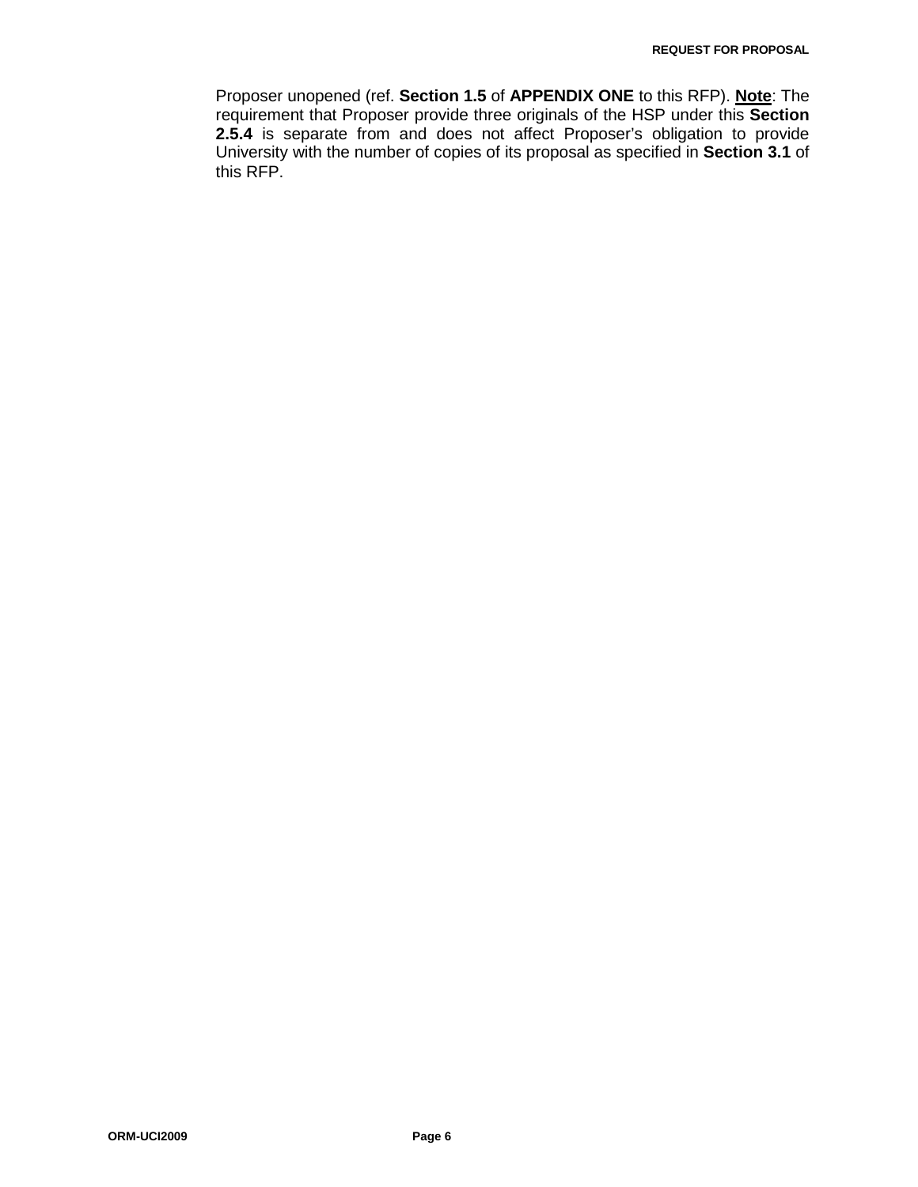Proposer unopened (ref. **Section 1.5** of **APPENDIX ONE** to this RFP). **Note**: The requirement that Proposer provide three originals of the HSP under this **Section 2.5.4** is separate from and does not affect Proposer's obligation to provide University with the number of copies of its proposal as specified in **Section 3.1** of this RFP.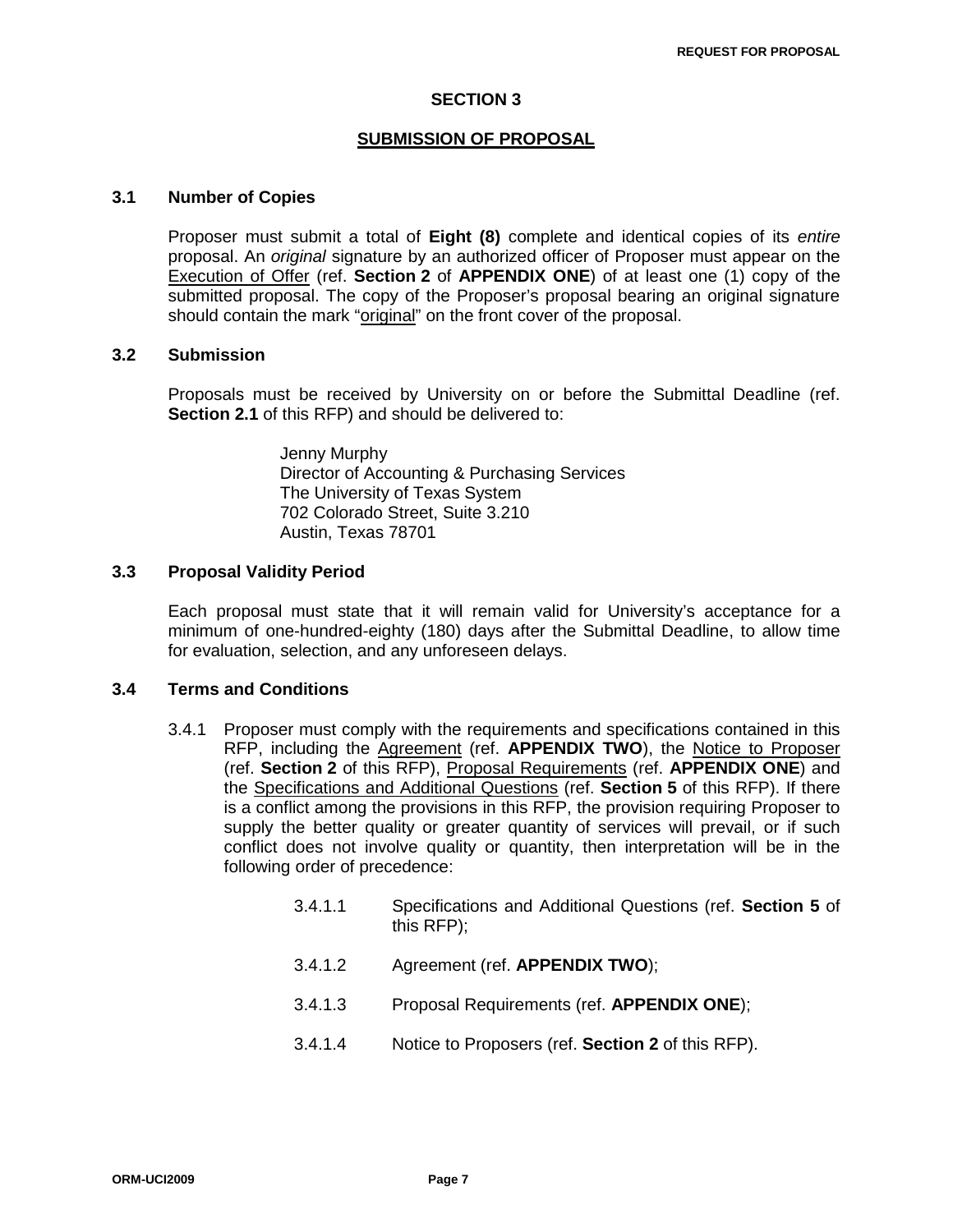## SECTION 3

## SUBMISSION OF PROPOSAL

### 3.1 Number of Copies

Proposer must submit a total of **Eight (8)** complete and identical copies of its *entire* proposal. An *original* signature by an authorized officer of Proposer must appear on the Execution of Offer (ref. **Section 2** of **APPENDIX ONE**) of at least one (1) copy of the submitted proposal. The copy of the Proposer's proposal bearing an original signature should contain the mark "original" on the front cover of the proposal.

### 3.2 Submission

Proposals must be received by University on or before the Submittal Deadline (ref. **Section 2.1** of this RFP) and should be delivered to:

Jenny Murphy
Director of Accounting & Purchasing Services
The University of Texas System
702 Colorado Street, Suite 3.210
Austin, Texas 78701

### 3.3 Proposal Validity Period

Each proposal must state that it will remain valid for University's acceptance for a minimum of one-hundred-eighty (180) days after the Submittal Deadline, to allow time for evaluation, selection, and any unforeseen delays.

### 3.4 Terms and Conditions

3.4.1 Proposer must comply with the requirements and specifications contained in this RFP, including the Agreement (ref. **APPENDIX TWO**), the Notice to Proposer (ref. **Section 2** of this RFP), Proposal Requirements (ref. **APPENDIX ONE**) and the Specifications and Additional Questions (ref. **Section 5** of this RFP). If there is a conflict among the provisions in this RFP, the provision requiring Proposer to supply the better quality or greater quantity of services will prevail, or if such conflict does not involve quality or quantity, then interpretation will be in the following order of precedence:

3.4.1.1 Specifications and Additional Questions (ref. **Section 5** of this RFP);

3.4.1.2 Agreement (ref. **APPENDIX TWO**);

3.4.1.3 Proposal Requirements (ref. **APPENDIX ONE**);

3.4.1.4 Notice to Proposers (ref. **Section 2** of this RFP).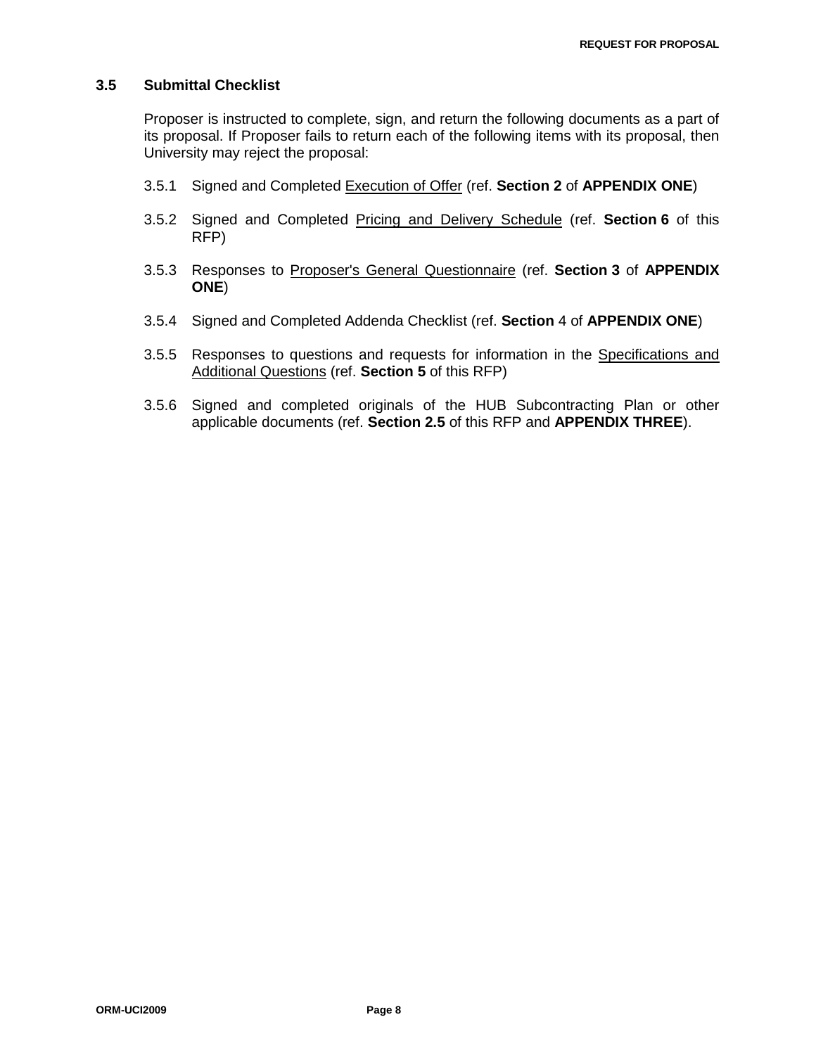### 3.5 Submittal Checklist

Proposer is instructed to complete, sign, and return the following documents as a part of its proposal. If Proposer fails to return each of the following items with its proposal, then University may reject the proposal:

3.5.1 Signed and Completed Execution of Offer (ref. **Section 2** of **APPENDIX ONE**)

3.5.2 Signed and Completed Pricing and Delivery Schedule (ref. **Section 6** of this RFP)

3.5.3 Responses to Proposer's General Questionnaire (ref. **Section 3** of **APPENDIX ONE**)

3.5.4 Signed and Completed Addenda Checklist (ref. **Section** 4 of **APPENDIX ONE**)

3.5.5 Responses to questions and requests for information in the Specifications and Additional Questions (ref. **Section 5** of this RFP)

3.5.6 Signed and completed originals of the HUB Subcontracting Plan or other applicable documents (ref. **Section 2.5** of this RFP and **APPENDIX THREE**).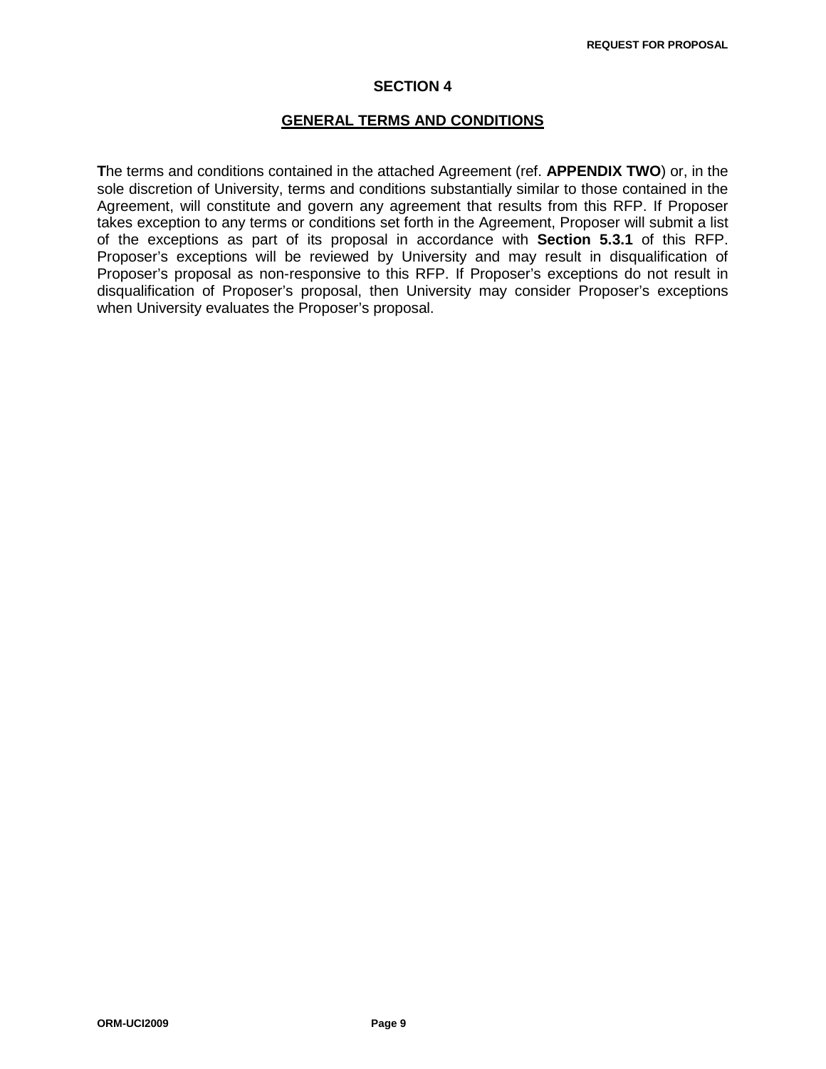# SECTION 4

## GENERAL TERMS AND CONDITIONS

**T**he terms and conditions contained in the attached Agreement (ref. **APPENDIX TWO**) or, in the sole discretion of University, terms and conditions substantially similar to those contained in the Agreement, will constitute and govern any agreement that results from this RFP. If Proposer takes exception to any terms or conditions set forth in the Agreement, Proposer will submit a list of the exceptions as part of its proposal in accordance with **Section 5.3.1** of this RFP. Proposer's exceptions will be reviewed by University and may result in disqualification of Proposer's proposal as non-responsive to this RFP. If Proposer's exceptions do not result in disqualification of Proposer's proposal, then University may consider Proposer's exceptions when University evaluates the Proposer's proposal.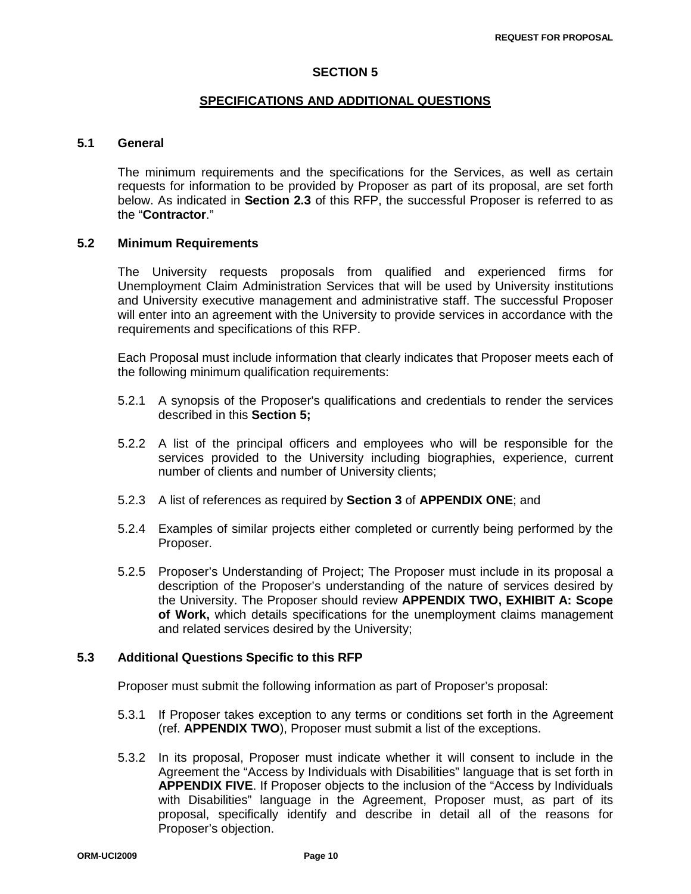## SECTION 5

## SPECIFICATIONS AND ADDITIONAL QUESTIONS

### 5.1 General

The minimum requirements and the specifications for the Services, as well as certain requests for information to be provided by Proposer as part of its proposal, are set forth below. As indicated in **Section 2.3** of this RFP, the successful Proposer is referred to as the "**Contractor**."

### 5.2 Minimum Requirements

The University requests proposals from qualified and experienced firms for Unemployment Claim Administration Services that will be used by University institutions and University executive management and administrative staff. The successful Proposer will enter into an agreement with the University to provide services in accordance with the requirements and specifications of this RFP.

Each Proposal must include information that clearly indicates that Proposer meets each of the following minimum qualification requirements:

5.2.1 A synopsis of the Proposer's qualifications and credentials to render the services described in this **Section 5;**

5.2.2 A list of the principal officers and employees who will be responsible for the services provided to the University including biographies, experience, current number of clients and number of University clients;

5.2.3 A list of references as required by **Section 3** of **APPENDIX ONE**; and

5.2.4 Examples of similar projects either completed or currently being performed by the Proposer.

5.2.5 Proposer's Understanding of Project; The Proposer must include in its proposal a description of the Proposer's understanding of the nature of services desired by the University. The Proposer should review **APPENDIX TWO, EXHIBIT A: Scope of Work,** which details specifications for the unemployment claims management and related services desired by the University;

### 5.3 Additional Questions Specific to this RFP

Proposer must submit the following information as part of Proposer's proposal:

5.3.1 If Proposer takes exception to any terms or conditions set forth in the Agreement (ref. **APPENDIX TWO**), Proposer must submit a list of the exceptions.

5.3.2 In its proposal, Proposer must indicate whether it will consent to include in the Agreement the "Access by Individuals with Disabilities" language that is set forth in **APPENDIX FIVE**. If Proposer objects to the inclusion of the "Access by Individuals with Disabilities" language in the Agreement, Proposer must, as part of its proposal, specifically identify and describe in detail all of the reasons for Proposer's objection.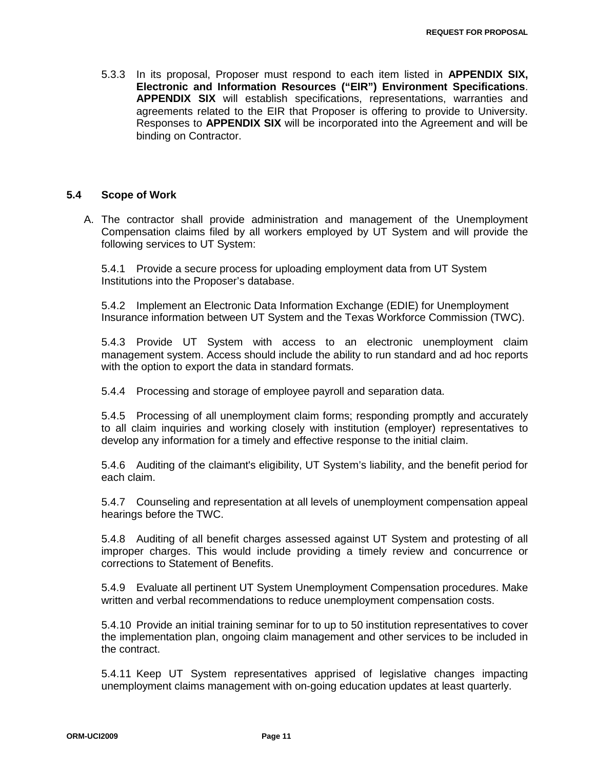5.3.3 In its proposal, Proposer must respond to each item listed in **APPENDIX SIX, Electronic and Information Resources ("EIR") Environment Specifications**. **APPENDIX SIX** will establish specifications, representations, warranties and agreements related to the EIR that Proposer is offering to provide to University. Responses to **APPENDIX SIX** will be incorporated into the Agreement and will be binding on Contractor.

## 5.4 Scope of Work

A. The contractor shall provide administration and management of the Unemployment Compensation claims filed by all workers employed by UT System and will provide the following services to UT System:

5.4.1 Provide a secure process for uploading employment data from UT System Institutions into the Proposer's database.

5.4.2 Implement an Electronic Data Information Exchange (EDIE) for Unemployment Insurance information between UT System and the Texas Workforce Commission (TWC).

5.4.3 Provide UT System with access to an electronic unemployment claim management system. Access should include the ability to run standard and ad hoc reports with the option to export the data in standard formats.

5.4.4 Processing and storage of employee payroll and separation data.

5.4.5 Processing of all unemployment claim forms; responding promptly and accurately to all claim inquiries and working closely with institution (employer) representatives to develop any information for a timely and effective response to the initial claim.

5.4.6 Auditing of the claimant's eligibility, UT System's liability, and the benefit period for each claim.

5.4.7 Counseling and representation at all levels of unemployment compensation appeal hearings before the TWC.

5.4.8 Auditing of all benefit charges assessed against UT System and protesting of all improper charges. This would include providing a timely review and concurrence or corrections to Statement of Benefits.

5.4.9 Evaluate all pertinent UT System Unemployment Compensation procedures. Make written and verbal recommendations to reduce unemployment compensation costs.

5.4.10 Provide an initial training seminar for to up to 50 institution representatives to cover the implementation plan, ongoing claim management and other services to be included in the contract.

5.4.11 Keep UT System representatives apprised of legislative changes impacting unemployment claims management with on-going education updates at least quarterly.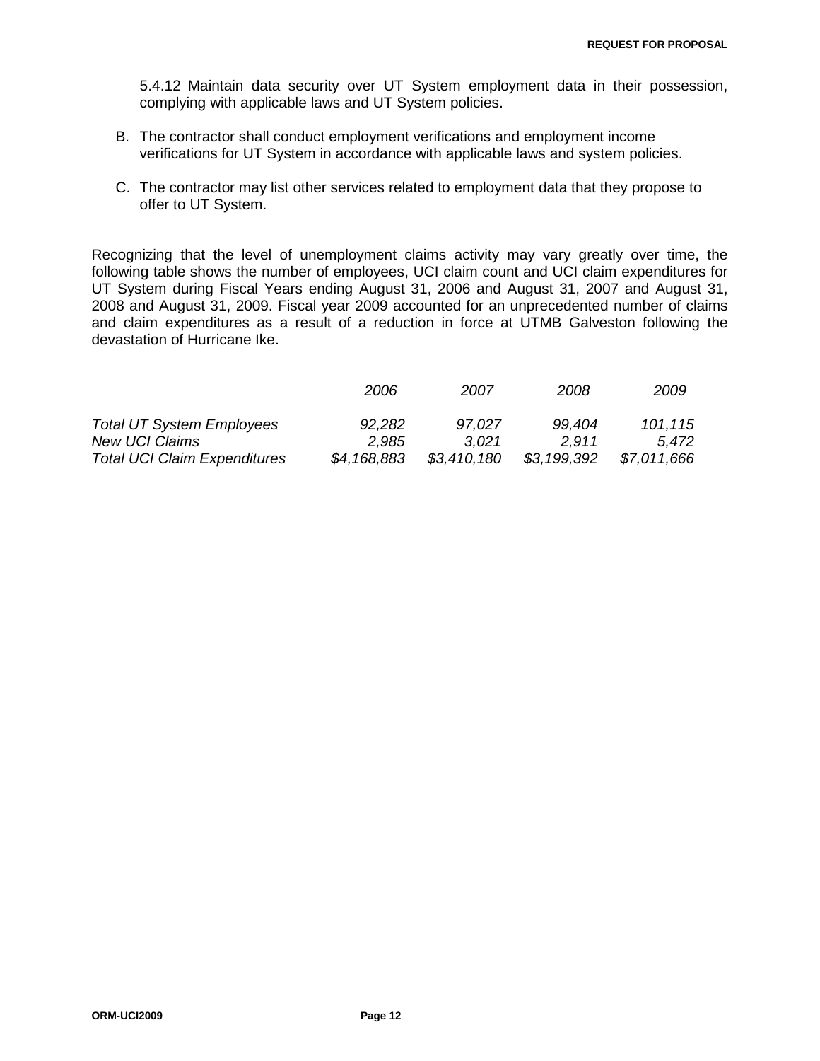5.4.12 Maintain data security over UT System employment data in their possession, complying with applicable laws and UT System policies.

B. The contractor shall conduct employment verifications and employment income verifications for UT System in accordance with applicable laws and system policies.

C. The contractor may list other services related to employment data that they propose to offer to UT System.

Recognizing that the level of unemployment claims activity may vary greatly over time, the following table shows the number of employees, UCI claim count and UCI claim expenditures for UT System during Fiscal Years ending August 31, 2006 and August 31, 2007 and August 31, 2008 and August 31, 2009. Fiscal year 2009 accounted for an unprecedented number of claims and claim expenditures as a result of a reduction in force at UTMB Galveston following the devastation of Hurricane Ike.

| | *2006* | *2007* | *2008* | *2009* |
|---|---|---|---|---|
| *Total UT System Employees* | *92,282* | *97,027* | *99,404* | *101,115* |
| *New UCI Claims* | *2,985* | *3,021* | *2,911* | *5,472* |
| *Total UCI Claim Expenditures* | *$4,168,883* | *$3,410,180* | *$3,199,392* | *$7,011,666* |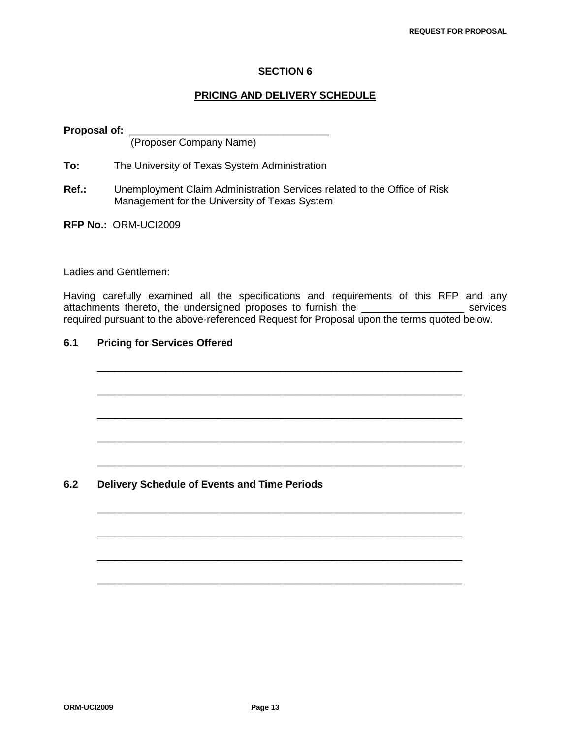## SECTION 6

## PRICING AND DELIVERY SCHEDULE

**Proposal of:** ___________________________________
(Proposer Company Name)

**To:** The University of Texas System Administration

**Ref.:** Unemployment Claim Administration Services related to the Office of Risk Management for the University of Texas System

**RFP No.:** ORM-UCI2009

Ladies and Gentlemen:

Having carefully examined all the specifications and requirements of this RFP and any attachments thereto, the undersigned proposes to furnish the __________________ services required pursuant to the above-referenced Request for Proposal upon the terms quoted below.

### 6.1 Pricing for Services Offered

_________________________________________________________________

_________________________________________________________________

_________________________________________________________________

_________________________________________________________________

_________________________________________________________________

### 6.2 Delivery Schedule of Events and Time Periods

_________________________________________________________________

_________________________________________________________________

_________________________________________________________________

_________________________________________________________________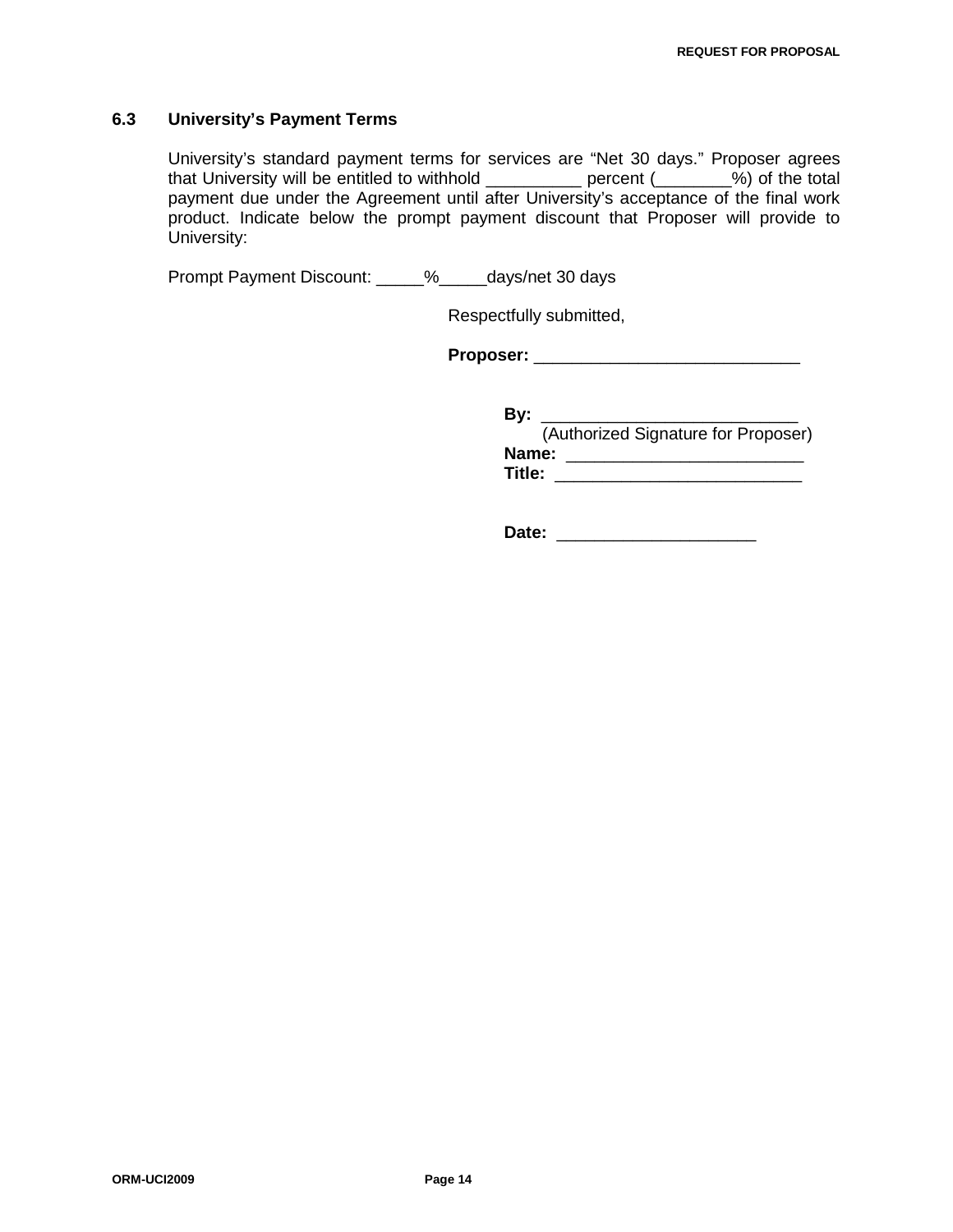### 6.3 University's Payment Terms

University's standard payment terms for services are "Net 30 days." Proposer agrees that University will be entitled to withhold __________ percent (________%) of the total payment due under the Agreement until after University's acceptance of the final work product. Indicate below the prompt payment discount that Proposer will provide to University:

Prompt Payment Discount: _____%_____days/net 30 days

Respectfully submitted,

**Proposer:** ____________________________

**By:** ___________________________
(Authorized Signature for Proposer)
**Name:** _________________________
**Title:** __________________________

**Date:** _____________________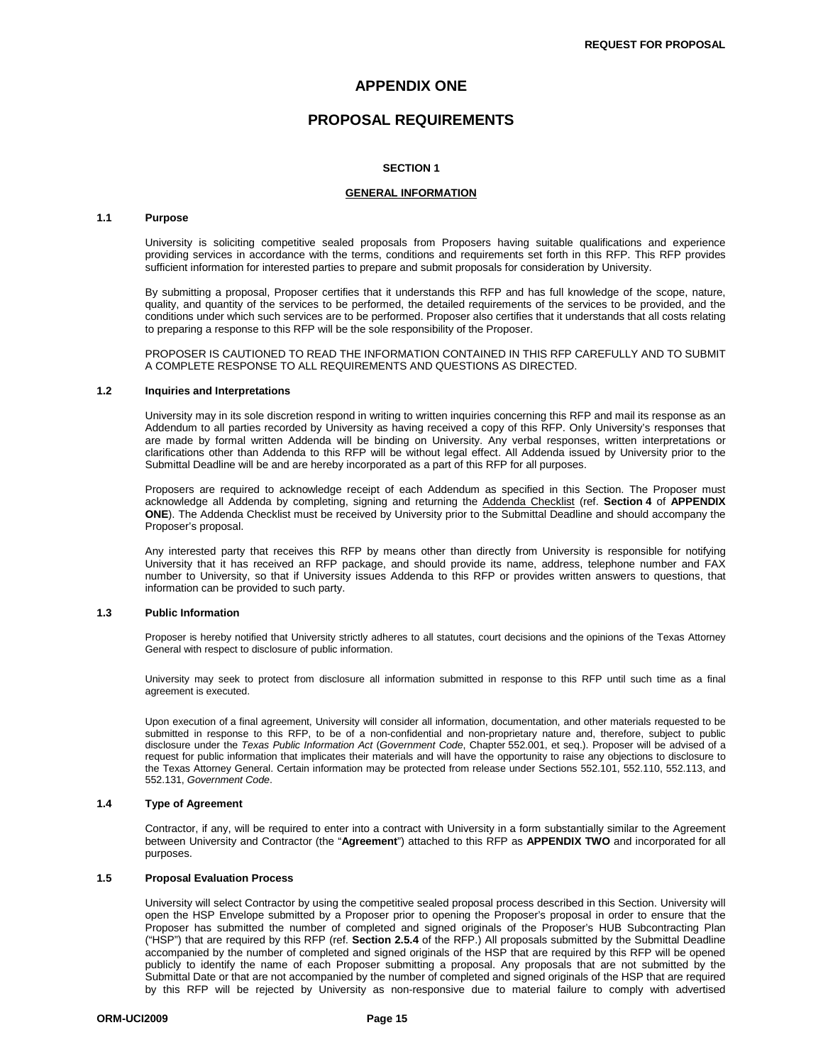# APPENDIX ONE

# PROPOSAL REQUIREMENTS

### SECTION 1

### GENERAL INFORMATION

**1.1 Purpose**

University is soliciting competitive sealed proposals from Proposers having suitable qualifications and experience providing services in accordance with the terms, conditions and requirements set forth in this RFP. This RFP provides sufficient information for interested parties to prepare and submit proposals for consideration by University.

By submitting a proposal, Proposer certifies that it understands this RFP and has full knowledge of the scope, nature, quality, and quantity of the services to be performed, the detailed requirements of the services to be provided, and the conditions under which such services are to be performed. Proposer also certifies that it understands that all costs relating to preparing a response to this RFP will be the sole responsibility of the Proposer.

PROPOSER IS CAUTIONED TO READ THE INFORMATION CONTAINED IN THIS RFP CAREFULLY AND TO SUBMIT A COMPLETE RESPONSE TO ALL REQUIREMENTS AND QUESTIONS AS DIRECTED.

**1.2 Inquiries and Interpretations**

University may in its sole discretion respond in writing to written inquiries concerning this RFP and mail its response as an Addendum to all parties recorded by University as having received a copy of this RFP. Only University's responses that are made by formal written Addenda will be binding on University. Any verbal responses, written interpretations or clarifications other than Addenda to this RFP will be without legal effect. All Addenda issued by University prior to the Submittal Deadline will be and are hereby incorporated as a part of this RFP for all purposes.

Proposers are required to acknowledge receipt of each Addendum as specified in this Section. The Proposer must acknowledge all Addenda by completing, signing and returning the Addenda Checklist (ref. **Section 4** of **APPENDIX ONE**). The Addenda Checklist must be received by University prior to the Submittal Deadline and should accompany the Proposer's proposal.

Any interested party that receives this RFP by means other than directly from University is responsible for notifying University that it has received an RFP package, and should provide its name, address, telephone number and FAX number to University, so that if University issues Addenda to this RFP or provides written answers to questions, that information can be provided to such party.

**1.3 Public Information**

Proposer is hereby notified that University strictly adheres to all statutes, court decisions and the opinions of the Texas Attorney General with respect to disclosure of public information.

University may seek to protect from disclosure all information submitted in response to this RFP until such time as a final agreement is executed.

Upon execution of a final agreement, University will consider all information, documentation, and other materials requested to be submitted in response to this RFP, to be of a non-confidential and non-proprietary nature and, therefore, subject to public disclosure under the *Texas Public Information Act* (*Government Code*, Chapter 552.001, et seq.). Proposer will be advised of a request for public information that implicates their materials and will have the opportunity to raise any objections to disclosure to the Texas Attorney General. Certain information may be protected from release under Sections 552.101, 552.110, 552.113, and 552.131, *Government Code*.

**1.4 Type of Agreement**

Contractor, if any, will be required to enter into a contract with University in a form substantially similar to the Agreement between University and Contractor (the "**Agreement**") attached to this RFP as **APPENDIX TWO** and incorporated for all purposes.

**1.5 Proposal Evaluation Process**

University will select Contractor by using the competitive sealed proposal process described in this Section. University will open the HSP Envelope submitted by a Proposer prior to opening the Proposer's proposal in order to ensure that the Proposer has submitted the number of completed and signed originals of the Proposer's HUB Subcontracting Plan ("HSP") that are required by this RFP (ref. **Section 2.5.4** of the RFP.) All proposals submitted by the Submittal Deadline accompanied by the number of completed and signed originals of the HSP that are required by this RFP will be opened publicly to identify the name of each Proposer submitting a proposal. Any proposals that are not submitted by the Submittal Date or that are not accompanied by the number of completed and signed originals of the HSP that are required by this RFP will be rejected by University as non-responsive due to material failure to comply with advertised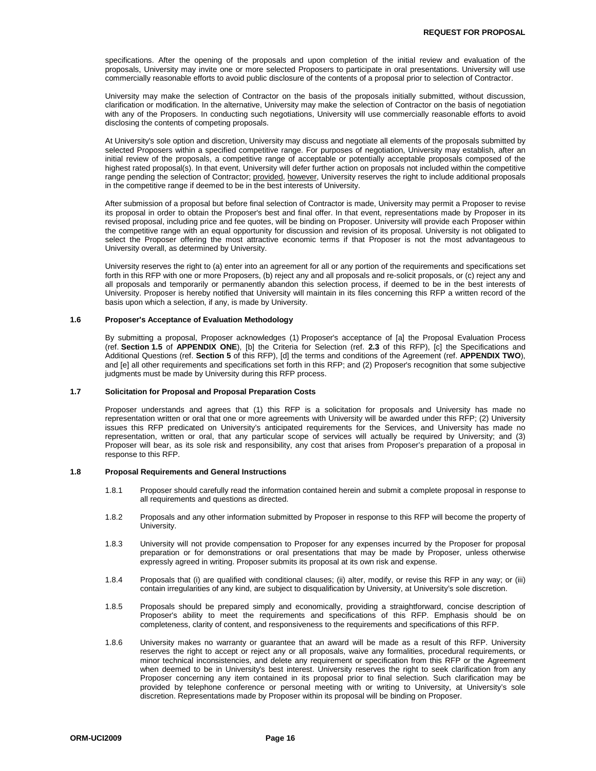specifications. After the opening of the proposals and upon completion of the initial review and evaluation of the proposals, University may invite one or more selected Proposers to participate in oral presentations. University will use commercially reasonable efforts to avoid public disclosure of the contents of a proposal prior to selection of Contractor.

University may make the selection of Contractor on the basis of the proposals initially submitted, without discussion, clarification or modification. In the alternative, University may make the selection of Contractor on the basis of negotiation with any of the Proposers. In conducting such negotiations, University will use commercially reasonable efforts to avoid disclosing the contents of competing proposals.

At University's sole option and discretion, University may discuss and negotiate all elements of the proposals submitted by selected Proposers within a specified competitive range. For purposes of negotiation, University may establish, after an initial review of the proposals, a competitive range of acceptable or potentially acceptable proposals composed of the highest rated proposal(s). In that event, University will defer further action on proposals not included within the competitive range pending the selection of Contractor; provided, however, University reserves the right to include additional proposals in the competitive range if deemed to be in the best interests of University.

After submission of a proposal but before final selection of Contractor is made, University may permit a Proposer to revise its proposal in order to obtain the Proposer's best and final offer. In that event, representations made by Proposer in its revised proposal, including price and fee quotes, will be binding on Proposer. University will provide each Proposer within the competitive range with an equal opportunity for discussion and revision of its proposal. University is not obligated to select the Proposer offering the most attractive economic terms if that Proposer is not the most advantageous to University overall, as determined by University.

University reserves the right to (a) enter into an agreement for all or any portion of the requirements and specifications set forth in this RFP with one or more Proposers, (b) reject any and all proposals and re-solicit proposals, or (c) reject any and all proposals and temporarily or permanently abandon this selection process, if deemed to be in the best interests of University. Proposer is hereby notified that University will maintain in its files concerning this RFP a written record of the basis upon which a selection, if any, is made by University.

### 1.6 Proposer's Acceptance of Evaluation Methodology

By submitting a proposal, Proposer acknowledges (1) Proposer's acceptance of [a] the Proposal Evaluation Process (ref. **Section 1.5** of **APPENDIX ONE**), [b] the Criteria for Selection (ref. **2.3** of this RFP), [c] the Specifications and Additional Questions (ref. **Section 5** of this RFP), [d] the terms and conditions of the Agreement (ref. **APPENDIX TWO**), and [e] all other requirements and specifications set forth in this RFP; and (2) Proposer's recognition that some subjective judgments must be made by University during this RFP process.

### 1.7 Solicitation for Proposal and Proposal Preparation Costs

Proposer understands and agrees that (1) this RFP is a solicitation for proposals and University has made no representation written or oral that one or more agreements with University will be awarded under this RFP; (2) University issues this RFP predicated on University's anticipated requirements for the Services, and University has made no representation, written or oral, that any particular scope of services will actually be required by University; and (3) Proposer will bear, as its sole risk and responsibility, any cost that arises from Proposer's preparation of a proposal in response to this RFP.

### 1.8 Proposal Requirements and General Instructions

1.8.1 Proposer should carefully read the information contained herein and submit a complete proposal in response to all requirements and questions as directed.

1.8.2 Proposals and any other information submitted by Proposer in response to this RFP will become the property of University.

1.8.3 University will not provide compensation to Proposer for any expenses incurred by the Proposer for proposal preparation or for demonstrations or oral presentations that may be made by Proposer, unless otherwise expressly agreed in writing. Proposer submits its proposal at its own risk and expense.

1.8.4 Proposals that (i) are qualified with conditional clauses; (ii) alter, modify, or revise this RFP in any way; or (iii) contain irregularities of any kind, are subject to disqualification by University, at University's sole discretion.

1.8.5 Proposals should be prepared simply and economically, providing a straightforward, concise description of Proposer's ability to meet the requirements and specifications of this RFP. Emphasis should be on completeness, clarity of content, and responsiveness to the requirements and specifications of this RFP.

1.8.6 University makes no warranty or guarantee that an award will be made as a result of this RFP. University reserves the right to accept or reject any or all proposals, waive any formalities, procedural requirements, or minor technical inconsistencies, and delete any requirement or specification from this RFP or the Agreement when deemed to be in University's best interest. University reserves the right to seek clarification from any Proposer concerning any item contained in its proposal prior to final selection. Such clarification may be provided by telephone conference or personal meeting with or writing to University, at University's sole discretion. Representations made by Proposer within its proposal will be binding on Proposer.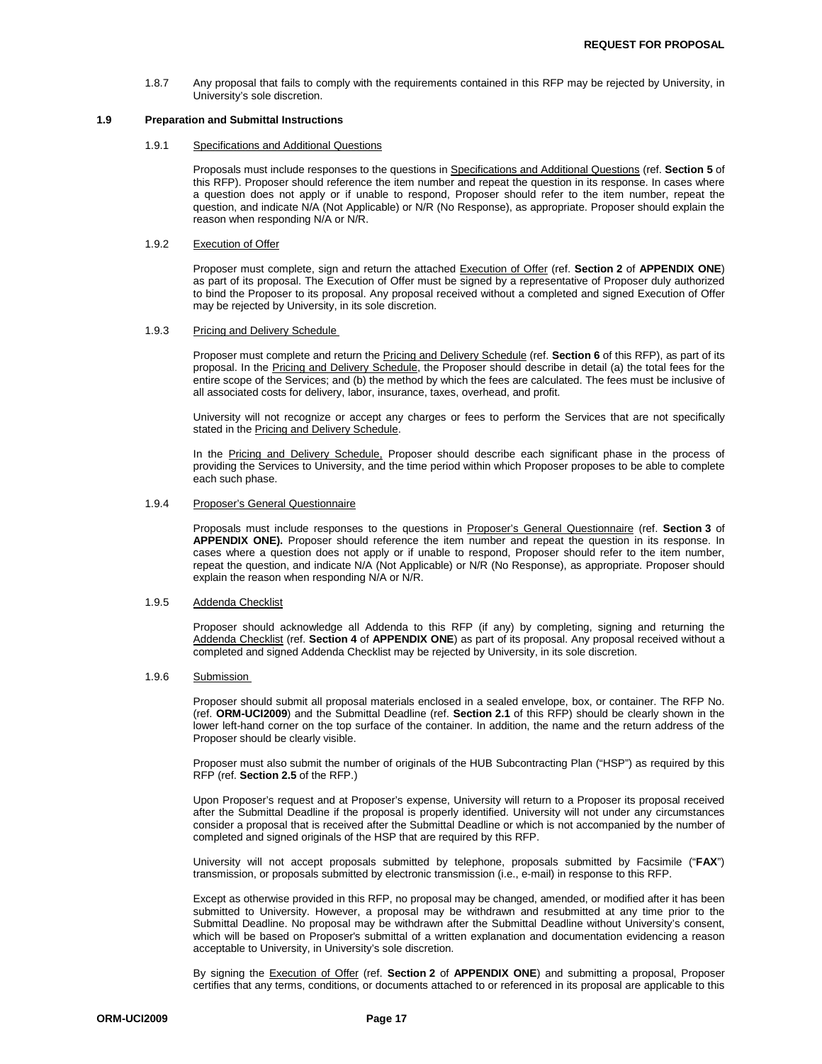1.8.7 Any proposal that fails to comply with the requirements contained in this RFP may be rejected by University, in University's sole discretion.

### 1.9 Preparation and Submittal Instructions

#### 1.9.1 Specifications and Additional Questions

Proposals must include responses to the questions in Specifications and Additional Questions (ref. **Section 5** of this RFP). Proposer should reference the item number and repeat the question in its response. In cases where a question does not apply or if unable to respond, Proposer should refer to the item number, repeat the question, and indicate N/A (Not Applicable) or N/R (No Response), as appropriate. Proposer should explain the reason when responding N/A or N/R.

#### 1.9.2 Execution of Offer

Proposer must complete, sign and return the attached Execution of Offer (ref. **Section 2** of **APPENDIX ONE**) as part of its proposal. The Execution of Offer must be signed by a representative of Proposer duly authorized to bind the Proposer to its proposal. Any proposal received without a completed and signed Execution of Offer may be rejected by University, in its sole discretion.

#### 1.9.3 Pricing and Delivery Schedule

Proposer must complete and return the Pricing and Delivery Schedule (ref. **Section 6** of this RFP), as part of its proposal. In the Pricing and Delivery Schedule, the Proposer should describe in detail (a) the total fees for the entire scope of the Services; and (b) the method by which the fees are calculated. The fees must be inclusive of all associated costs for delivery, labor, insurance, taxes, overhead, and profit.

University will not recognize or accept any charges or fees to perform the Services that are not specifically stated in the Pricing and Delivery Schedule.

In the Pricing and Delivery Schedule, Proposer should describe each significant phase in the process of providing the Services to University, and the time period within which Proposer proposes to be able to complete each such phase.

#### 1.9.4 Proposer's General Questionnaire

Proposals must include responses to the questions in Proposer's General Questionnaire (ref. **Section 3** of **APPENDIX ONE).** Proposer should reference the item number and repeat the question in its response. In cases where a question does not apply or if unable to respond, Proposer should refer to the item number, repeat the question, and indicate N/A (Not Applicable) or N/R (No Response), as appropriate. Proposer should explain the reason when responding N/A or N/R.

#### 1.9.5 Addenda Checklist

Proposer should acknowledge all Addenda to this RFP (if any) by completing, signing and returning the Addenda Checklist (ref. **Section 4** of **APPENDIX ONE**) as part of its proposal. Any proposal received without a completed and signed Addenda Checklist may be rejected by University, in its sole discretion.

#### 1.9.6 Submission

Proposer should submit all proposal materials enclosed in a sealed envelope, box, or container. The RFP No. (ref. **ORM-UCI2009**) and the Submittal Deadline (ref. **Section 2.1** of this RFP) should be clearly shown in the lower left-hand corner on the top surface of the container. In addition, the name and the return address of the Proposer should be clearly visible.

Proposer must also submit the number of originals of the HUB Subcontracting Plan ("HSP") as required by this RFP (ref. **Section 2.5** of the RFP.)

Upon Proposer's request and at Proposer's expense, University will return to a Proposer its proposal received after the Submittal Deadline if the proposal is properly identified. University will not under any circumstances consider a proposal that is received after the Submittal Deadline or which is not accompanied by the number of completed and signed originals of the HSP that are required by this RFP.

University will not accept proposals submitted by telephone, proposals submitted by Facsimile ("**FAX**") transmission, or proposals submitted by electronic transmission (i.e., e-mail) in response to this RFP.

Except as otherwise provided in this RFP, no proposal may be changed, amended, or modified after it has been submitted to University. However, a proposal may be withdrawn and resubmitted at any time prior to the Submittal Deadline. No proposal may be withdrawn after the Submittal Deadline without University's consent, which will be based on Proposer's submittal of a written explanation and documentation evidencing a reason acceptable to University, in University's sole discretion.

By signing the Execution of Offer (ref. **Section 2** of **APPENDIX ONE**) and submitting a proposal, Proposer certifies that any terms, conditions, or documents attached to or referenced in its proposal are applicable to this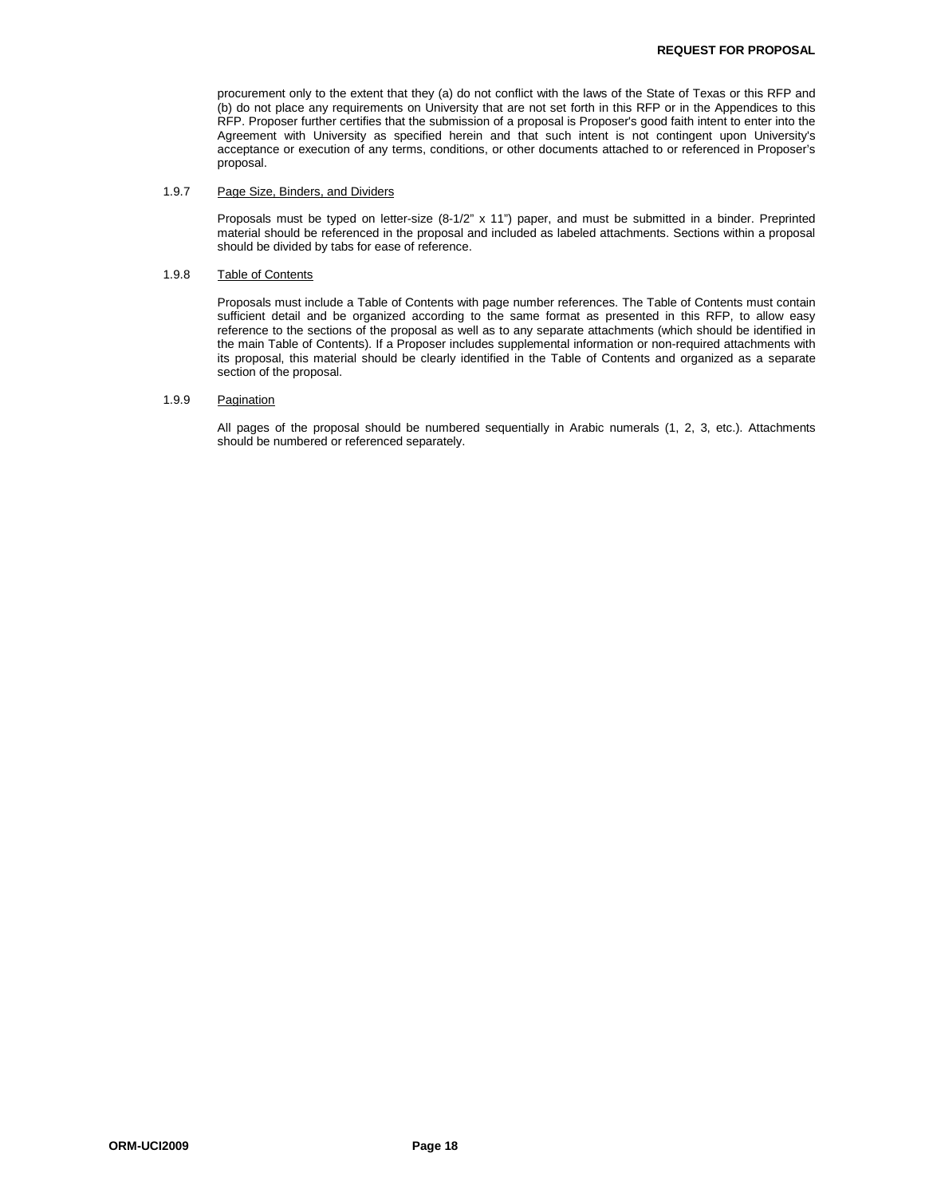procurement only to the extent that they (a) do not conflict with the laws of the State of Texas or this RFP and (b) do not place any requirements on University that are not set forth in this RFP or in the Appendices to this RFP. Proposer further certifies that the submission of a proposal is Proposer's good faith intent to enter into the Agreement with University as specified herein and that such intent is not contingent upon University's acceptance or execution of any terms, conditions, or other documents attached to or referenced in Proposer's proposal.

#### 1.9.7 Page Size, Binders, and Dividers

Proposals must be typed on letter-size (8-1/2" x 11") paper, and must be submitted in a binder. Preprinted material should be referenced in the proposal and included as labeled attachments. Sections within a proposal should be divided by tabs for ease of reference.

#### 1.9.8 Table of Contents

Proposals must include a Table of Contents with page number references. The Table of Contents must contain sufficient detail and be organized according to the same format as presented in this RFP, to allow easy reference to the sections of the proposal as well as to any separate attachments (which should be identified in the main Table of Contents). If a Proposer includes supplemental information or non-required attachments with its proposal, this material should be clearly identified in the Table of Contents and organized as a separate section of the proposal.

#### 1.9.9 Pagination

All pages of the proposal should be numbered sequentially in Arabic numerals (1, 2, 3, etc.). Attachments should be numbered or referenced separately.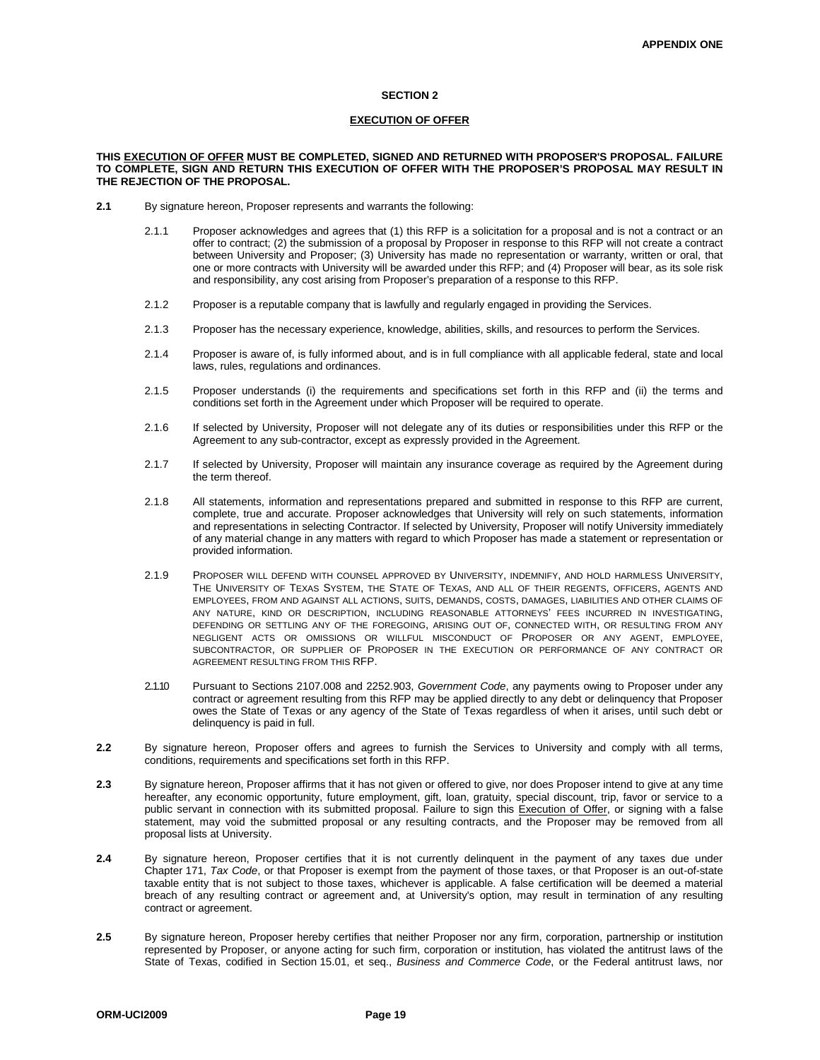**APPENDIX ONE**

**SECTION 2**

**EXECUTION OF OFFER**

**THIS EXECUTION OF OFFER MUST BE COMPLETED, SIGNED AND RETURNED WITH PROPOSER'S PROPOSAL. FAILURE TO COMPLETE, SIGN AND RETURN THIS EXECUTION OF OFFER WITH THE PROPOSER'S PROPOSAL MAY RESULT IN THE REJECTION OF THE PROPOSAL.**

**2.1** By signature hereon, Proposer represents and warrants the following:

2.1.1 Proposer acknowledges and agrees that (1) this RFP is a solicitation for a proposal and is not a contract or an offer to contract; (2) the submission of a proposal by Proposer in response to this RFP will not create a contract between University and Proposer; (3) University has made no representation or warranty, written or oral, that one or more contracts with University will be awarded under this RFP; and (4) Proposer will bear, as its sole risk and responsibility, any cost arising from Proposer's preparation of a response to this RFP.

2.1.2 Proposer is a reputable company that is lawfully and regularly engaged in providing the Services.

2.1.3 Proposer has the necessary experience, knowledge, abilities, skills, and resources to perform the Services.

2.1.4 Proposer is aware of, is fully informed about, and is in full compliance with all applicable federal, state and local laws, rules, regulations and ordinances.

2.1.5 Proposer understands (i) the requirements and specifications set forth in this RFP and (ii) the terms and conditions set forth in the Agreement under which Proposer will be required to operate.

2.1.6 If selected by University, Proposer will not delegate any of its duties or responsibilities under this RFP or the Agreement to any sub-contractor, except as expressly provided in the Agreement.

2.1.7 If selected by University, Proposer will maintain any insurance coverage as required by the Agreement during the term thereof.

2.1.8 All statements, information and representations prepared and submitted in response to this RFP are current, complete, true and accurate. Proposer acknowledges that University will rely on such statements, information and representations in selecting Contractor. If selected by University, Proposer will notify University immediately of any material change in any matters with regard to which Proposer has made a statement or representation or provided information.

2.1.9 PROPOSER WILL DEFEND WITH COUNSEL APPROVED BY UNIVERSITY, INDEMNIFY, AND HOLD HARMLESS UNIVERSITY, THE UNIVERSITY OF TEXAS SYSTEM, THE STATE OF TEXAS, AND ALL OF THEIR REGENTS, OFFICERS, AGENTS AND EMPLOYEES, FROM AND AGAINST ALL ACTIONS, SUITS, DEMANDS, COSTS, DAMAGES, LIABILITIES AND OTHER CLAIMS OF ANY NATURE, KIND OR DESCRIPTION, INCLUDING REASONABLE ATTORNEYS' FEES INCURRED IN INVESTIGATING, DEFENDING OR SETTLING ANY OF THE FOREGOING, ARISING OUT OF, CONNECTED WITH, OR RESULTING FROM ANY NEGLIGENT ACTS OR OMISSIONS OR WILLFUL MISCONDUCT OF PROPOSER OR ANY AGENT, EMPLOYEE, SUBCONTRACTOR, OR SUPPLIER OF PROPOSER IN THE EXECUTION OR PERFORMANCE OF ANY CONTRACT OR AGREEMENT RESULTING FROM THIS RFP.

2.1.10 Pursuant to Sections 2107.008 and 2252.903, *Government Code*, any payments owing to Proposer under any contract or agreement resulting from this RFP may be applied directly to any debt or delinquency that Proposer owes the State of Texas or any agency of the State of Texas regardless of when it arises, until such debt or delinquency is paid in full.

**2.2** By signature hereon, Proposer offers and agrees to furnish the Services to University and comply with all terms, conditions, requirements and specifications set forth in this RFP.

**2.3** By signature hereon, Proposer affirms that it has not given or offered to give, nor does Proposer intend to give at any time hereafter, any economic opportunity, future employment, gift, loan, gratuity, special discount, trip, favor or service to a public servant in connection with its submitted proposal. Failure to sign this Execution of Offer, or signing with a false statement, may void the submitted proposal or any resulting contracts, and the Proposer may be removed from all proposal lists at University.

**2.4** By signature hereon, Proposer certifies that it is not currently delinquent in the payment of any taxes due under Chapter 171, *Tax Code*, or that Proposer is exempt from the payment of those taxes, or that Proposer is an out-of-state taxable entity that is not subject to those taxes, whichever is applicable. A false certification will be deemed a material breach of any resulting contract or agreement and, at University's option, may result in termination of any resulting contract or agreement.

**2.5** By signature hereon, Proposer hereby certifies that neither Proposer nor any firm, corporation, partnership or institution represented by Proposer, or anyone acting for such firm, corporation or institution, has violated the antitrust laws of the State of Texas, codified in Section 15.01, et seq., *Business and Commerce Code*, or the Federal antitrust laws, nor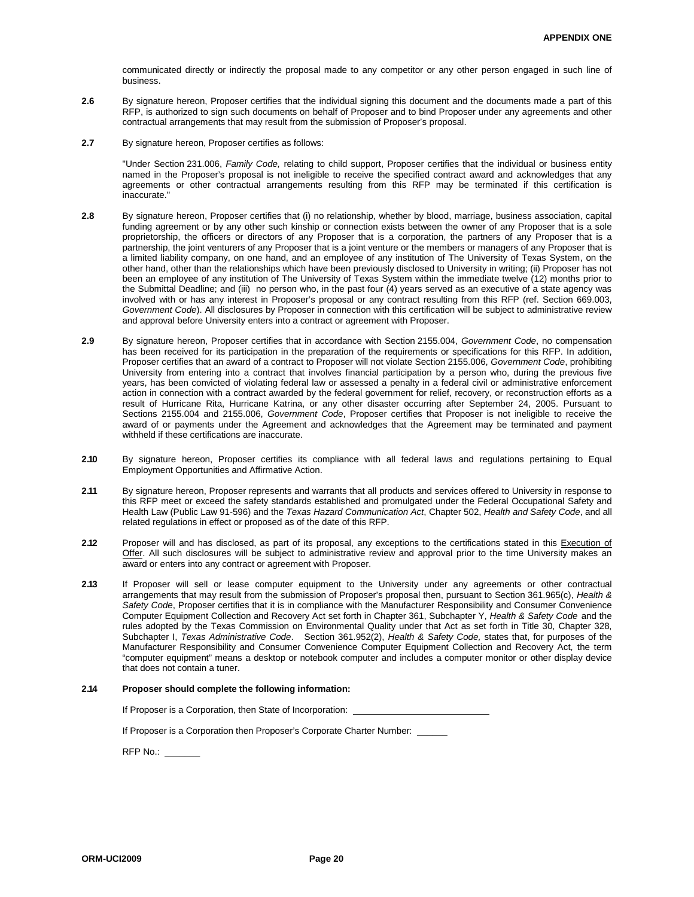communicated directly or indirectly the proposal made to any competitor or any other person engaged in such line of business.

**2.6** By signature hereon, Proposer certifies that the individual signing this document and the documents made a part of this RFP, is authorized to sign such documents on behalf of Proposer and to bind Proposer under any agreements and other contractual arrangements that may result from the submission of Proposer's proposal.

**2.7** By signature hereon, Proposer certifies as follows:

"Under Section 231.006, *Family Code,* relating to child support, Proposer certifies that the individual or business entity named in the Proposer's proposal is not ineligible to receive the specified contract award and acknowledges that any agreements or other contractual arrangements resulting from this RFP may be terminated if this certification is inaccurate."

**2.8** By signature hereon, Proposer certifies that (i) no relationship, whether by blood, marriage, business association, capital funding agreement or by any other such kinship or connection exists between the owner of any Proposer that is a sole proprietorship, the officers or directors of any Proposer that is a corporation, the partners of any Proposer that is a partnership, the joint venturers of any Proposer that is a joint venture or the members or managers of any Proposer that is a limited liability company, on one hand, and an employee of any institution of The University of Texas System, on the other hand, other than the relationships which have been previously disclosed to University in writing; (ii) Proposer has not been an employee of any institution of The University of Texas System within the immediate twelve (12) months prior to the Submittal Deadline; and (iii) no person who, in the past four (4) years served as an executive of a state agency was involved with or has any interest in Proposer's proposal or any contract resulting from this RFP (ref. Section 669.003, *Government Code*). All disclosures by Proposer in connection with this certification will be subject to administrative review and approval before University enters into a contract or agreement with Proposer.

**2.9** By signature hereon, Proposer certifies that in accordance with Section 2155.004, *Government Code*, no compensation has been received for its participation in the preparation of the requirements or specifications for this RFP. In addition, Proposer certifies that an award of a contract to Proposer will not violate Section 2155.006, *Government Code*, prohibiting University from entering into a contract that involves financial participation by a person who, during the previous five years, has been convicted of violating federal law or assessed a penalty in a federal civil or administrative enforcement action in connection with a contract awarded by the federal government for relief, recovery, or reconstruction efforts as a result of Hurricane Rita, Hurricane Katrina, or any other disaster occurring after September 24, 2005. Pursuant to Sections 2155.004 and 2155.006, *Government Code*, Proposer certifies that Proposer is not ineligible to receive the award of or payments under the Agreement and acknowledges that the Agreement may be terminated and payment withheld if these certifications are inaccurate.

**2.10** By signature hereon, Proposer certifies its compliance with all federal laws and regulations pertaining to Equal Employment Opportunities and Affirmative Action.

**2.11** By signature hereon, Proposer represents and warrants that all products and services offered to University in response to this RFP meet or exceed the safety standards established and promulgated under the Federal Occupational Safety and Health Law (Public Law 91-596) and the *Texas Hazard Communication Act*, Chapter 502, *Health and Safety Code*, and all related regulations in effect or proposed as of the date of this RFP.

**2.12** Proposer will and has disclosed, as part of its proposal, any exceptions to the certifications stated in this Execution of Offer. All such disclosures will be subject to administrative review and approval prior to the time University makes an award or enters into any contract or agreement with Proposer.

**2.13** If Proposer will sell or lease computer equipment to the University under any agreements or other contractual arrangements that may result from the submission of Proposer's proposal then, pursuant to Section 361.965(c), *Health & Safety Code*, Proposer certifies that it is in compliance with the Manufacturer Responsibility and Consumer Convenience Computer Equipment Collection and Recovery Act set forth in Chapter 361, Subchapter Y, *Health & Safety Code* and the rules adopted by the Texas Commission on Environmental Quality under that Act as set forth in Title 30, Chapter 328, Subchapter I, *Texas Administrative Code*. Section 361.952(2), *Health & Safety Code,* states that, for purposes of the Manufacturer Responsibility and Consumer Convenience Computer Equipment Collection and Recovery Act, the term "computer equipment" means a desktop or notebook computer and includes a computer monitor or other display device that does not contain a tuner.

**2.14 Proposer should complete the following information:**

If Proposer is a Corporation, then State of Incorporation: ____________________________

If Proposer is a Corporation then Proposer's Corporate Charter Number: ______

RFP No.: _______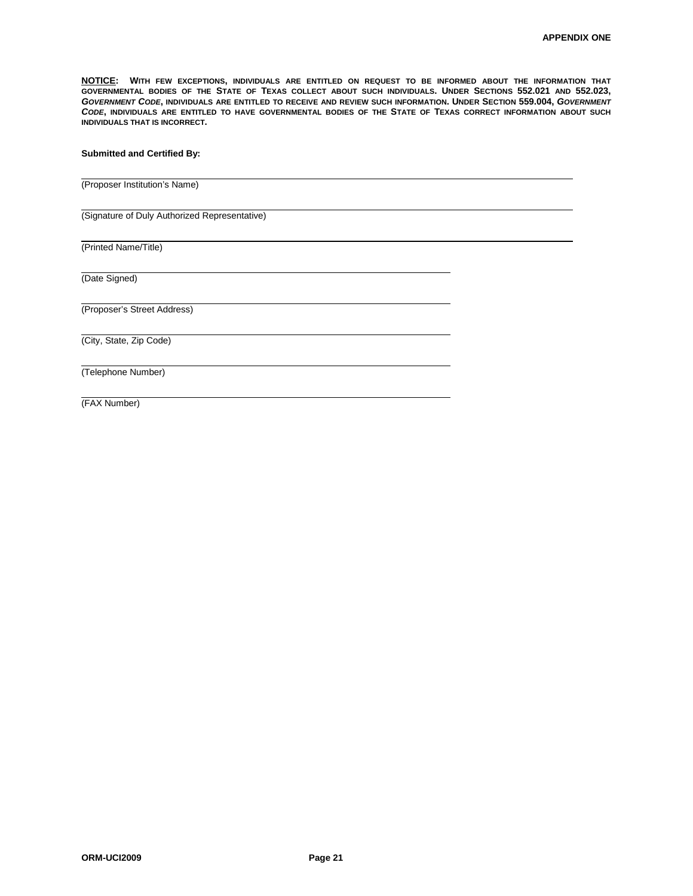**APPENDIX ONE**

**NOTICE: WITH FEW EXCEPTIONS, INDIVIDUALS ARE ENTITLED ON REQUEST TO BE INFORMED ABOUT THE INFORMATION THAT GOVERNMENTAL BODIES OF THE STATE OF TEXAS COLLECT ABOUT SUCH INDIVIDUALS. UNDER SECTIONS 552.021 AND 552.023, *GOVERNMENT CODE*, INDIVIDUALS ARE ENTITLED TO RECEIVE AND REVIEW SUCH INFORMATION. UNDER SECTION 559.004, *GOVERNMENT CODE*, INDIVIDUALS ARE ENTITLED TO HAVE GOVERNMENTAL BODIES OF THE STATE OF TEXAS CORRECT INFORMATION ABOUT SUCH INDIVIDUALS THAT IS INCORRECT.**

**Submitted and Certified By:**

\_\_\_\_\_\_\_\_\_\_\_\_\_\_\_\_\_\_\_\_\_\_\_\_\_\_\_\_\_\_\_\_\_\_\_\_\_\_\_\_\_\_\_\_\_\_\_\_\_\_\_\_\_\_\_\_\_\_\_\_
(Proposer Institution's Name)

\_\_\_\_\_\_\_\_\_\_\_\_\_\_\_\_\_\_\_\_\_\_\_\_\_\_\_\_\_\_\_\_\_\_\_\_\_\_\_\_\_\_\_\_\_\_\_\_\_\_\_\_\_\_\_\_\_\_\_\_
(Signature of Duly Authorized Representative)

\_\_\_\_\_\_\_\_\_\_\_\_\_\_\_\_\_\_\_\_\_\_\_\_\_\_\_\_\_\_\_\_\_\_\_\_\_\_\_\_\_\_\_\_\_\_\_\_\_\_\_\_\_\_\_\_\_\_\_\_
(Printed Name/Title)

\_\_\_\_\_\_\_\_\_\_\_\_\_\_\_\_\_\_\_\_\_\_\_\_\_\_\_\_\_\_\_\_\_\_\_\_\_\_\_\_\_\_\_
(Date Signed)

\_\_\_\_\_\_\_\_\_\_\_\_\_\_\_\_\_\_\_\_\_\_\_\_\_\_\_\_\_\_\_\_\_\_\_\_\_\_\_\_\_\_\_
(Proposer's Street Address)

\_\_\_\_\_\_\_\_\_\_\_\_\_\_\_\_\_\_\_\_\_\_\_\_\_\_\_\_\_\_\_\_\_\_\_\_\_\_\_\_\_\_\_
(City, State, Zip Code)

\_\_\_\_\_\_\_\_\_\_\_\_\_\_\_\_\_\_\_\_\_\_\_\_\_\_\_\_\_\_\_\_\_\_\_\_\_\_\_\_\_\_\_
(Telephone Number)

\_\_\_\_\_\_\_\_\_\_\_\_\_\_\_\_\_\_\_\_\_\_\_\_\_\_\_\_\_\_\_\_\_\_\_\_\_\_\_\_\_\_\_
(FAX Number)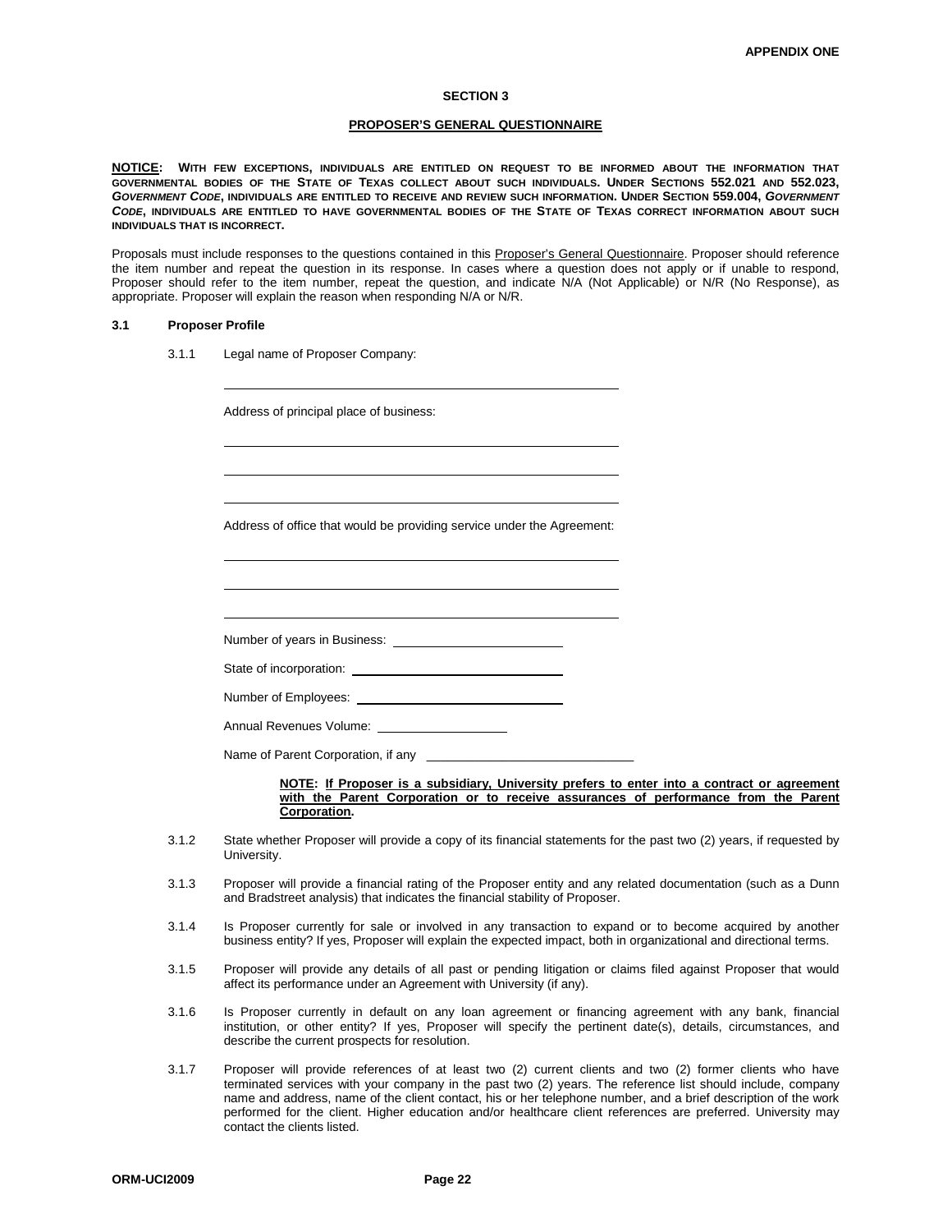**APPENDIX ONE**

## SECTION 3

### PROPOSER'S GENERAL QUESTIONNAIRE

**NOTICE: WITH FEW EXCEPTIONS, INDIVIDUALS ARE ENTITLED ON REQUEST TO BE INFORMED ABOUT THE INFORMATION THAT GOVERNMENTAL BODIES OF THE STATE OF TEXAS COLLECT ABOUT SUCH INDIVIDUALS. UNDER SECTIONS 552.021 AND 552.023, *GOVERNMENT CODE*, INDIVIDUALS ARE ENTITLED TO RECEIVE AND REVIEW SUCH INFORMATION. UNDER SECTION 559.004, *GOVERNMENT CODE*, INDIVIDUALS ARE ENTITLED TO HAVE GOVERNMENTAL BODIES OF THE STATE OF TEXAS CORRECT INFORMATION ABOUT SUCH INDIVIDUALS THAT IS INCORRECT.**

Proposals must include responses to the questions contained in this Proposer's General Questionnaire. Proposer should reference the item number and repeat the question in its response. In cases where a question does not apply or if unable to respond, Proposer should refer to the item number, repeat the question, and indicate N/A (Not Applicable) or N/R (No Response), as appropriate. Proposer will explain the reason when responding N/A or N/R.

**3.1 Proposer Profile**

3.1.1 Legal name of Proposer Company:

\_\_\_\_\_\_\_\_\_\_\_\_\_\_\_\_\_\_\_\_\_\_\_\_\_\_\_\_\_\_\_\_\_\_\_\_\_\_\_\_

Address of principal place of business:

\_\_\_\_\_\_\_\_\_\_\_\_\_\_\_\_\_\_\_\_\_\_\_\_\_\_\_\_\_\_\_\_\_\_\_\_\_\_\_\_

\_\_\_\_\_\_\_\_\_\_\_\_\_\_\_\_\_\_\_\_\_\_\_\_\_\_\_\_\_\_\_\_\_\_\_\_\_\_\_\_

\_\_\_\_\_\_\_\_\_\_\_\_\_\_\_\_\_\_\_\_\_\_\_\_\_\_\_\_\_\_\_\_\_\_\_\_\_\_\_\_

Address of office that would be providing service under the Agreement:

\_\_\_\_\_\_\_\_\_\_\_\_\_\_\_\_\_\_\_\_\_\_\_\_\_\_\_\_\_\_\_\_\_\_\_\_\_\_\_\_

\_\_\_\_\_\_\_\_\_\_\_\_\_\_\_\_\_\_\_\_\_\_\_\_\_\_\_\_\_\_\_\_\_\_\_\_\_\_\_\_

\_\_\_\_\_\_\_\_\_\_\_\_\_\_\_\_\_\_\_\_\_\_\_\_\_\_\_\_\_\_\_\_\_\_\_\_\_\_\_\_

Number of years in Business: \_\_\_\_\_\_\_\_\_\_\_\_\_\_\_\_\_\_\_\_

State of incorporation: \_\_\_\_\_\_\_\_\_\_\_\_\_\_\_\_\_\_\_\_

Number of Employees: \_\_\_\_\_\_\_\_\_\_\_\_\_\_\_\_\_\_\_\_

Annual Revenues Volume: \_\_\_\_\_\_\_\_\_\_\_\_\_\_\_\_\_\_\_\_

Name of Parent Corporation, if any \_\_\_\_\_\_\_\_\_\_\_\_\_\_\_\_\_\_\_\_

**NOTE: If Proposer is a subsidiary, University prefers to enter into a contract or agreement with the Parent Corporation or to receive assurances of performance from the Parent Corporation.**

3.1.2 State whether Proposer will provide a copy of its financial statements for the past two (2) years, if requested by University.

3.1.3 Proposer will provide a financial rating of the Proposer entity and any related documentation (such as a Dunn and Bradstreet analysis) that indicates the financial stability of Proposer.

3.1.4 Is Proposer currently for sale or involved in any transaction to expand or to become acquired by another business entity? If yes, Proposer will explain the expected impact, both in organizational and directional terms.

3.1.5 Proposer will provide any details of all past or pending litigation or claims filed against Proposer that would affect its performance under an Agreement with University (if any).

3.1.6 Is Proposer currently in default on any loan agreement or financing agreement with any bank, financial institution, or other entity? If yes, Proposer will specify the pertinent date(s), details, circumstances, and describe the current prospects for resolution.

3.1.7 Proposer will provide references of at least two (2) current clients and two (2) former clients who have terminated services with your company in the past two (2) years. The reference list should include, company name and address, name of the client contact, his or her telephone number, and a brief description of the work performed for the client. Higher education and/or healthcare client references are preferred. University may contact the clients listed.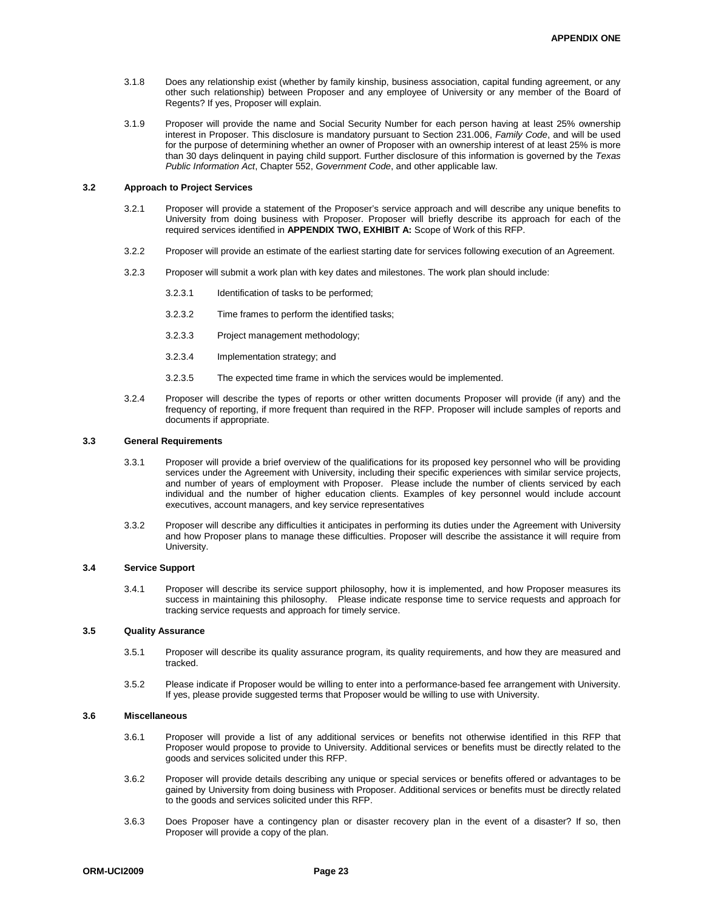3.1.8 Does any relationship exist (whether by family kinship, business association, capital funding agreement, or any other such relationship) between Proposer and any employee of University or any member of the Board of Regents? If yes, Proposer will explain.

3.1.9 Proposer will provide the name and Social Security Number for each person having at least 25% ownership interest in Proposer. This disclosure is mandatory pursuant to Section 231.006, *Family Code*, and will be used for the purpose of determining whether an owner of Proposer with an ownership interest of at least 25% is more than 30 days delinquent in paying child support. Further disclosure of this information is governed by the *Texas Public Information Act*, Chapter 552, *Government Code*, and other applicable law.

### 3.2 Approach to Project Services

3.2.1 Proposer will provide a statement of the Proposer's service approach and will describe any unique benefits to University from doing business with Proposer. Proposer will briefly describe its approach for each of the required services identified in **APPENDIX TWO, EXHIBIT A:** Scope of Work of this RFP.

3.2.2 Proposer will provide an estimate of the earliest starting date for services following execution of an Agreement.

3.2.3 Proposer will submit a work plan with key dates and milestones. The work plan should include:

- 3.2.3.1 Identification of tasks to be performed;
- 3.2.3.2 Time frames to perform the identified tasks;
- 3.2.3.3 Project management methodology;
- 3.2.3.4 Implementation strategy; and
- 3.2.3.5 The expected time frame in which the services would be implemented.

3.2.4 Proposer will describe the types of reports or other written documents Proposer will provide (if any) and the frequency of reporting, if more frequent than required in the RFP. Proposer will include samples of reports and documents if appropriate.

### 3.3 General Requirements

3.3.1 Proposer will provide a brief overview of the qualifications for its proposed key personnel who will be providing services under the Agreement with University, including their specific experiences with similar service projects, and number of years of employment with Proposer. Please include the number of clients serviced by each individual and the number of higher education clients. Examples of key personnel would include account executives, account managers, and key service representatives

3.3.2 Proposer will describe any difficulties it anticipates in performing its duties under the Agreement with University and how Proposer plans to manage these difficulties. Proposer will describe the assistance it will require from University.

### 3.4 Service Support

3.4.1 Proposer will describe its service support philosophy, how it is implemented, and how Proposer measures its success in maintaining this philosophy. Please indicate response time to service requests and approach for tracking service requests and approach for timely service.

### 3.5 Quality Assurance

3.5.1 Proposer will describe its quality assurance program, its quality requirements, and how they are measured and tracked.

3.5.2 Please indicate if Proposer would be willing to enter into a performance-based fee arrangement with University. If yes, please provide suggested terms that Proposer would be willing to use with University.

### 3.6 Miscellaneous

3.6.1 Proposer will provide a list of any additional services or benefits not otherwise identified in this RFP that Proposer would propose to provide to University. Additional services or benefits must be directly related to the goods and services solicited under this RFP.

3.6.2 Proposer will provide details describing any unique or special services or benefits offered or advantages to be gained by University from doing business with Proposer. Additional services or benefits must be directly related to the goods and services solicited under this RFP.

3.6.3 Does Proposer have a contingency plan or disaster recovery plan in the event of a disaster? If so, then Proposer will provide a copy of the plan.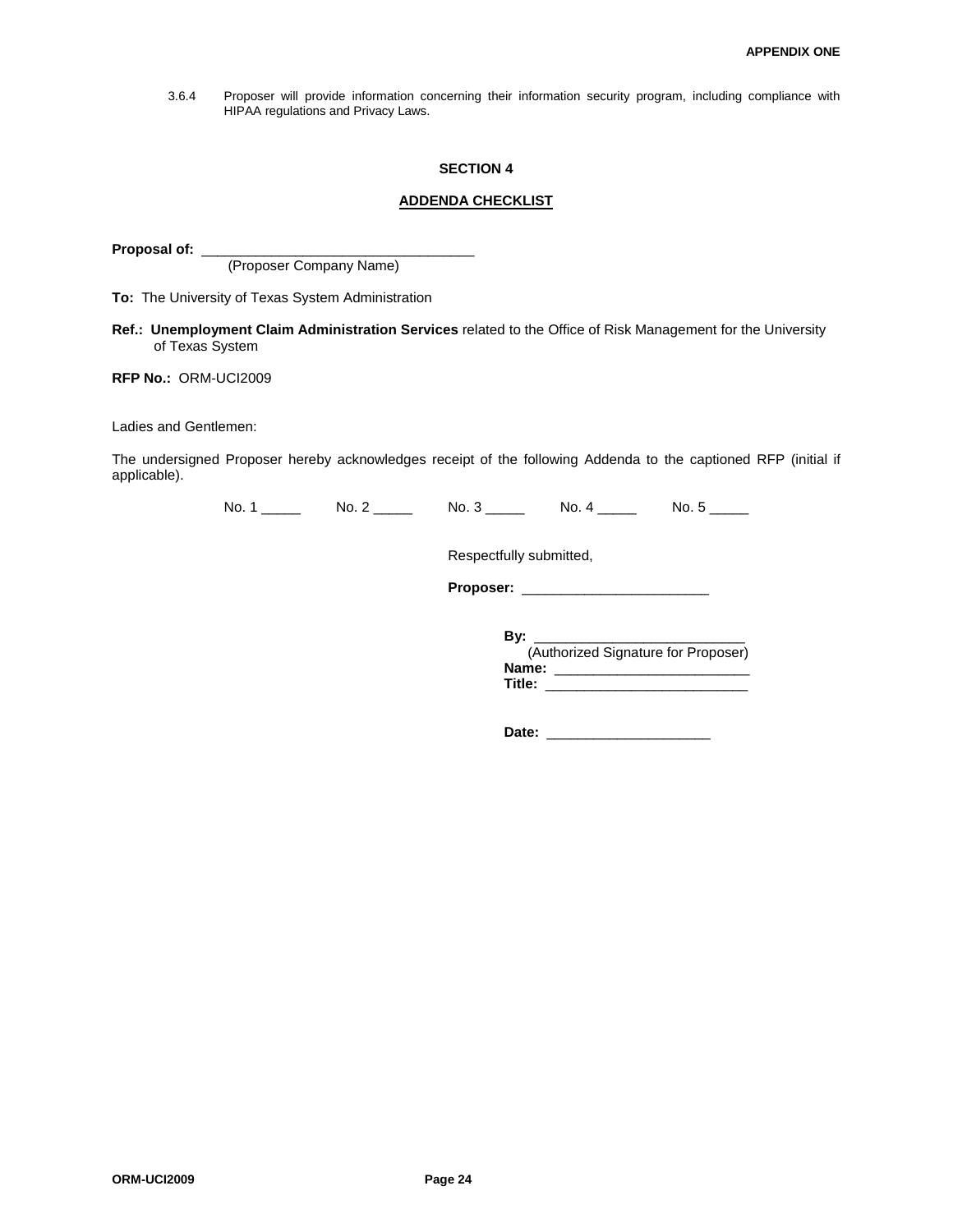3.6.4 Proposer will provide information concerning their information security program, including compliance with HIPAA regulations and Privacy Laws.

## SECTION 4

## ADDENDA CHECKLIST

**Proposal of:** ___________________________________
(Proposer Company Name)

**To:** The University of Texas System Administration

**Ref.: Unemployment Claim Administration Services** related to the Office of Risk Management for the University of Texas System

**RFP No.:** ORM-UCI2009

Ladies and Gentlemen:

The undersigned Proposer hereby acknowledges receipt of the following Addenda to the captioned RFP (initial if applicable).

No. 1 _____ No. 2 _____ No. 3 _____ No. 4 _____ No. 5 _____

Respectfully submitted,

**Proposer:** ________________________

**By:** ___________________________
(Authorized Signature for Proposer)
**Name:** _________________________
**Title:** __________________________

**Date:** _____________________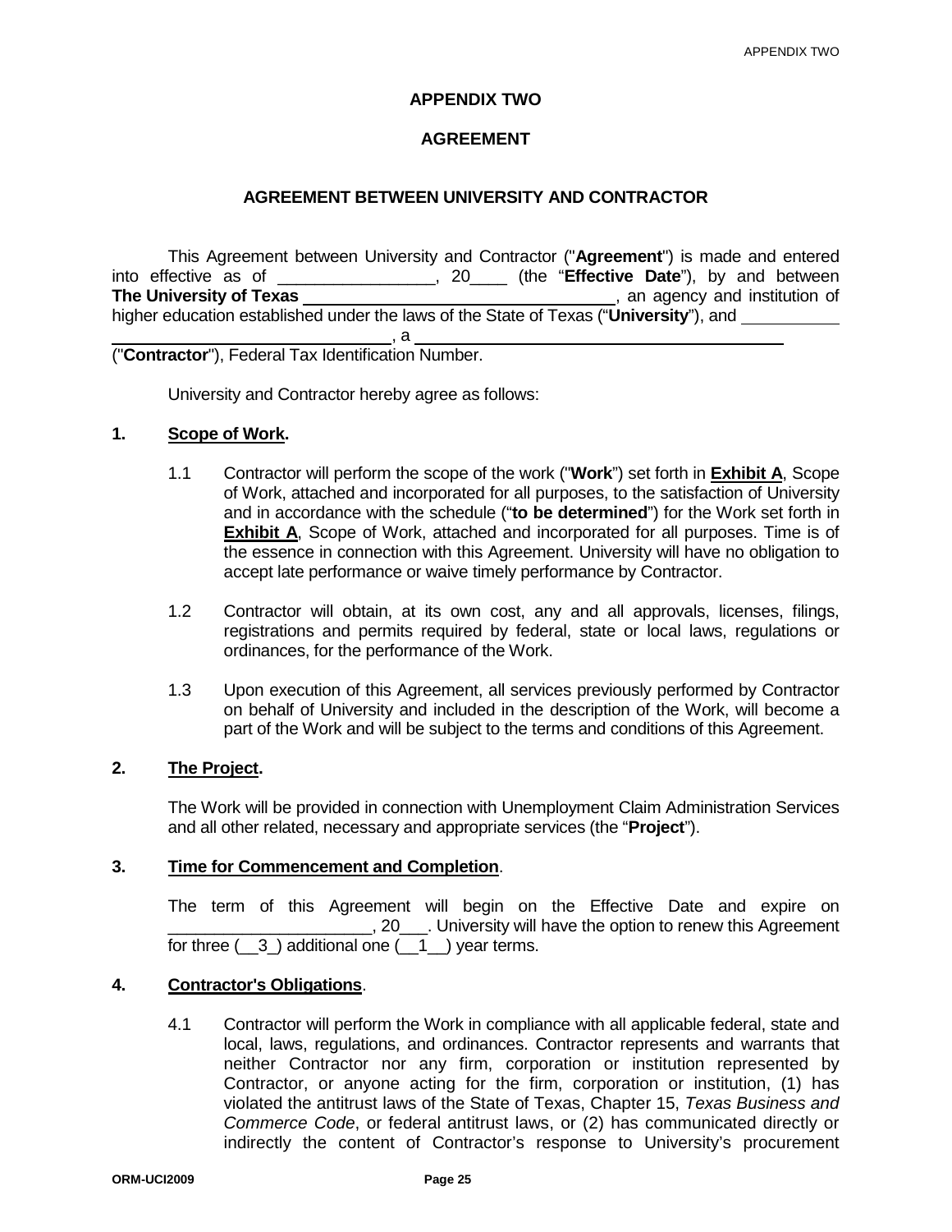# APPENDIX TWO

## AGREEMENT

### AGREEMENT BETWEEN UNIVERSITY AND CONTRACTOR

This Agreement between University and Contractor ("**Agreement**") is made and entered into effective as of _________________, 20____ (the "**Effective Date**"), by and between **The University of Texas** ________________________________, an agency and institution of higher education established under the laws of the State of Texas ("**University**"), and __________ ______________________________, a ________________________________________ ("**Contractor**"), Federal Tax Identification Number.

University and Contractor hereby agree as follows:

**1. Scope of Work.**

1.1 Contractor will perform the scope of the work ("**Work**") set forth in **Exhibit A**, Scope of Work, attached and incorporated for all purposes, to the satisfaction of University and in accordance with the schedule ("**to be determined**") for the Work set forth in **Exhibit A**, Scope of Work, attached and incorporated for all purposes. Time is of the essence in connection with this Agreement. University will have no obligation to accept late performance or waive timely performance by Contractor.

1.2 Contractor will obtain, at its own cost, any and all approvals, licenses, filings, registrations and permits required by federal, state or local laws, regulations or ordinances, for the performance of the Work.

1.3 Upon execution of this Agreement, all services previously performed by Contractor on behalf of University and included in the description of the Work, will become a part of the Work and will be subject to the terms and conditions of this Agreement.

**2. The Project.**

The Work will be provided in connection with Unemployment Claim Administration Services and all other related, necessary and appropriate services (the "**Project**").

**3. Time for Commencement and Completion.**

The term of this Agreement will begin on the Effective Date and expire on ______________________, 20___. University will have the option to renew this Agreement for three (__3_) additional one (__1__) year terms.

**4. Contractor's Obligations.**

4.1 Contractor will perform the Work in compliance with all applicable federal, state and local, laws, regulations, and ordinances. Contractor represents and warrants that neither Contractor nor any firm, corporation or institution represented by Contractor, or anyone acting for the firm, corporation or institution, (1) has violated the antitrust laws of the State of Texas, Chapter 15, *Texas Business and Commerce Code*, or federal antitrust laws, or (2) has communicated directly or indirectly the content of Contractor's response to University's procurement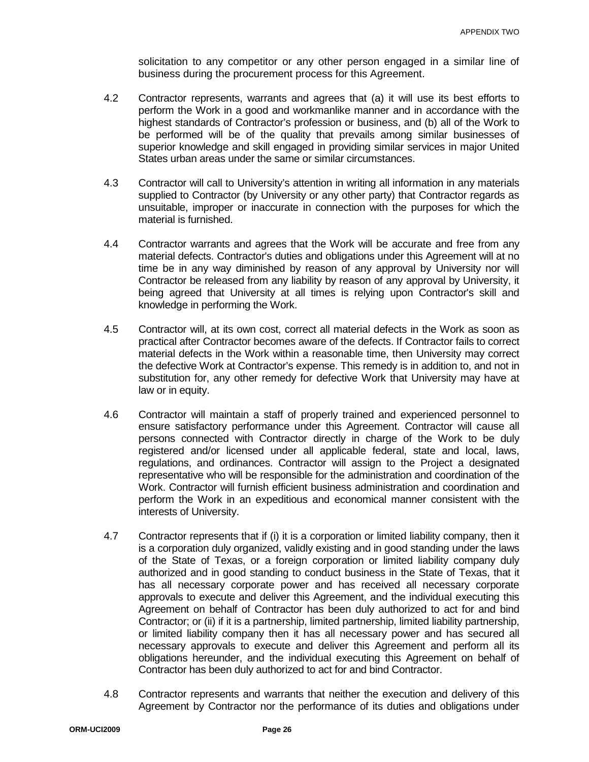solicitation to any competitor or any other person engaged in a similar line of business during the procurement process for this Agreement.

4.2 Contractor represents, warrants and agrees that (a) it will use its best efforts to perform the Work in a good and workmanlike manner and in accordance with the highest standards of Contractor's profession or business, and (b) all of the Work to be performed will be of the quality that prevails among similar businesses of superior knowledge and skill engaged in providing similar services in major United States urban areas under the same or similar circumstances.

4.3 Contractor will call to University's attention in writing all information in any materials supplied to Contractor (by University or any other party) that Contractor regards as unsuitable, improper or inaccurate in connection with the purposes for which the material is furnished.

4.4 Contractor warrants and agrees that the Work will be accurate and free from any material defects. Contractor's duties and obligations under this Agreement will at no time be in any way diminished by reason of any approval by University nor will Contractor be released from any liability by reason of any approval by University, it being agreed that University at all times is relying upon Contractor's skill and knowledge in performing the Work.

4.5 Contractor will, at its own cost, correct all material defects in the Work as soon as practical after Contractor becomes aware of the defects. If Contractor fails to correct material defects in the Work within a reasonable time, then University may correct the defective Work at Contractor's expense. This remedy is in addition to, and not in substitution for, any other remedy for defective Work that University may have at law or in equity.

4.6 Contractor will maintain a staff of properly trained and experienced personnel to ensure satisfactory performance under this Agreement. Contractor will cause all persons connected with Contractor directly in charge of the Work to be duly registered and/or licensed under all applicable federal, state and local, laws, regulations, and ordinances. Contractor will assign to the Project a designated representative who will be responsible for the administration and coordination of the Work. Contractor will furnish efficient business administration and coordination and perform the Work in an expeditious and economical manner consistent with the interests of University.

4.7 Contractor represents that if (i) it is a corporation or limited liability company, then it is a corporation duly organized, validly existing and in good standing under the laws of the State of Texas, or a foreign corporation or limited liability company duly authorized and in good standing to conduct business in the State of Texas, that it has all necessary corporate power and has received all necessary corporate approvals to execute and deliver this Agreement, and the individual executing this Agreement on behalf of Contractor has been duly authorized to act for and bind Contractor; or (ii) if it is a partnership, limited partnership, limited liability partnership, or limited liability company then it has all necessary power and has secured all necessary approvals to execute and deliver this Agreement and perform all its obligations hereunder, and the individual executing this Agreement on behalf of Contractor has been duly authorized to act for and bind Contractor.

4.8 Contractor represents and warrants that neither the execution and delivery of this Agreement by Contractor nor the performance of its duties and obligations under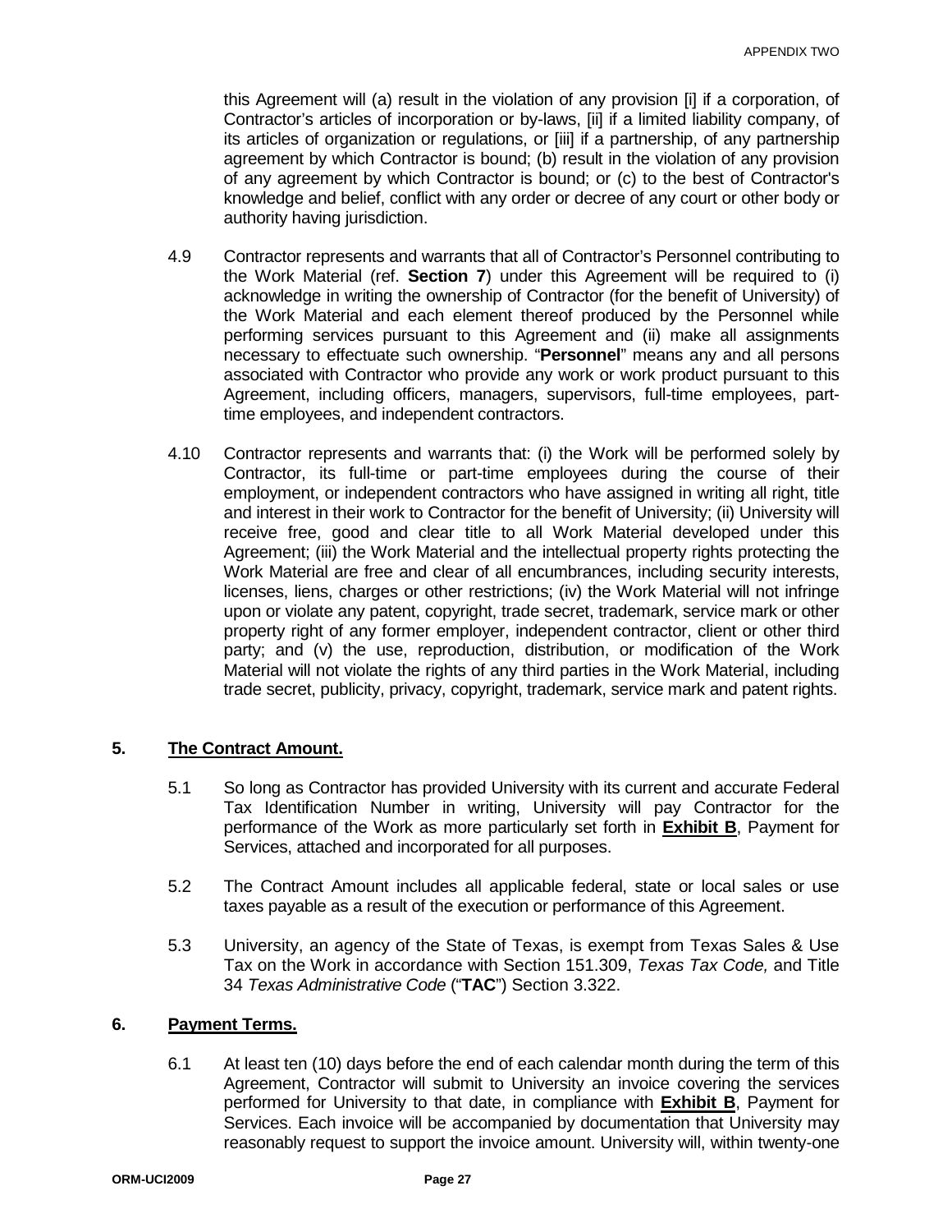this Agreement will (a) result in the violation of any provision [i] if a corporation, of Contractor's articles of incorporation or by-laws, [ii] if a limited liability company, of its articles of organization or regulations, or [iii] if a partnership, of any partnership agreement by which Contractor is bound; (b) result in the violation of any provision of any agreement by which Contractor is bound; or (c) to the best of Contractor's knowledge and belief, conflict with any order or decree of any court or other body or authority having jurisdiction.

4.9 Contractor represents and warrants that all of Contractor's Personnel contributing to the Work Material (ref. **Section 7**) under this Agreement will be required to (i) acknowledge in writing the ownership of Contractor (for the benefit of University) of the Work Material and each element thereof produced by the Personnel while performing services pursuant to this Agreement and (ii) make all assignments necessary to effectuate such ownership. "**Personnel**" means any and all persons associated with Contractor who provide any work or work product pursuant to this Agreement, including officers, managers, supervisors, full-time employees, part-time employees, and independent contractors.

4.10 Contractor represents and warrants that: (i) the Work will be performed solely by Contractor, its full-time or part-time employees during the course of their employment, or independent contractors who have assigned in writing all right, title and interest in their work to Contractor for the benefit of University; (ii) University will receive free, good and clear title to all Work Material developed under this Agreement; (iii) the Work Material and the intellectual property rights protecting the Work Material are free and clear of all encumbrances, including security interests, licenses, liens, charges or other restrictions; (iv) the Work Material will not infringe upon or violate any patent, copyright, trade secret, trademark, service mark or other property right of any former employer, independent contractor, client or other third party; and (v) the use, reproduction, distribution, or modification of the Work Material will not violate the rights of any third parties in the Work Material, including trade secret, publicity, privacy, copyright, trademark, service mark and patent rights.

## 5. The Contract Amount.

5.1 So long as Contractor has provided University with its current and accurate Federal Tax Identification Number in writing, University will pay Contractor for the performance of the Work as more particularly set forth in **Exhibit B**, Payment for Services, attached and incorporated for all purposes.

5.2 The Contract Amount includes all applicable federal, state or local sales or use taxes payable as a result of the execution or performance of this Agreement.

5.3 University, an agency of the State of Texas, is exempt from Texas Sales & Use Tax on the Work in accordance with Section 151.309, *Texas Tax Code,* and Title 34 *Texas Administrative Code* ("**TAC**") Section 3.322.

## 6. Payment Terms.

6.1 At least ten (10) days before the end of each calendar month during the term of this Agreement, Contractor will submit to University an invoice covering the services performed for University to that date, in compliance with **Exhibit B**, Payment for Services. Each invoice will be accompanied by documentation that University may reasonably request to support the invoice amount. University will, within twenty-one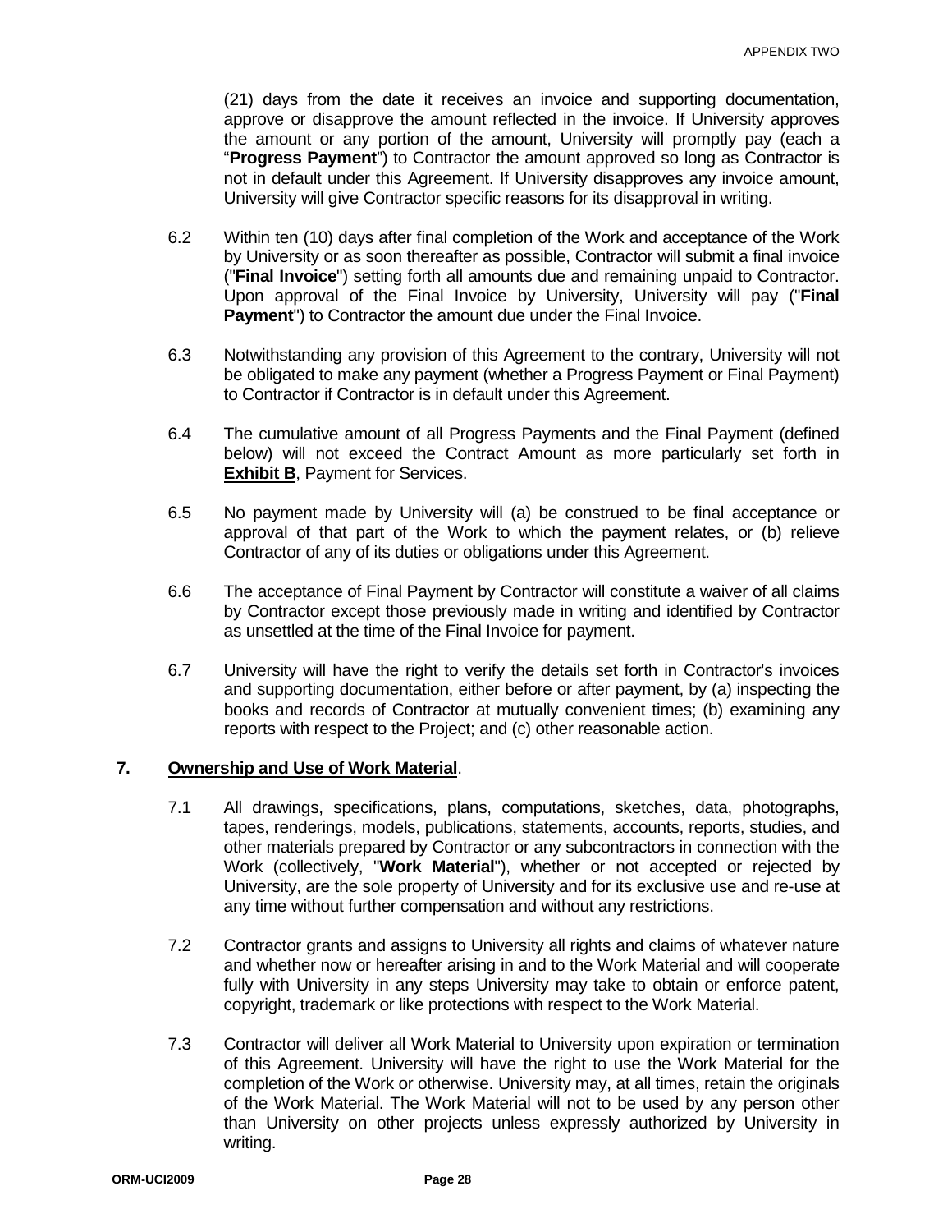(21) days from the date it receives an invoice and supporting documentation, approve or disapprove the amount reflected in the invoice. If University approves the amount or any portion of the amount, University will promptly pay (each a "**Progress Payment**") to Contractor the amount approved so long as Contractor is not in default under this Agreement. If University disapproves any invoice amount, University will give Contractor specific reasons for its disapproval in writing.

6.2 Within ten (10) days after final completion of the Work and acceptance of the Work by University or as soon thereafter as possible, Contractor will submit a final invoice ("**Final Invoice**") setting forth all amounts due and remaining unpaid to Contractor. Upon approval of the Final Invoice by University, University will pay ("**Final Payment**") to Contractor the amount due under the Final Invoice.

6.3 Notwithstanding any provision of this Agreement to the contrary, University will not be obligated to make any payment (whether a Progress Payment or Final Payment) to Contractor if Contractor is in default under this Agreement.

6.4 The cumulative amount of all Progress Payments and the Final Payment (defined below) will not exceed the Contract Amount as more particularly set forth in **Exhibit B**, Payment for Services.

6.5 No payment made by University will (a) be construed to be final acceptance or approval of that part of the Work to which the payment relates, or (b) relieve Contractor of any of its duties or obligations under this Agreement.

6.6 The acceptance of Final Payment by Contractor will constitute a waiver of all claims by Contractor except those previously made in writing and identified by Contractor as unsettled at the time of the Final Invoice for payment.

6.7 University will have the right to verify the details set forth in Contractor's invoices and supporting documentation, either before or after payment, by (a) inspecting the books and records of Contractor at mutually convenient times; (b) examining any reports with respect to the Project; and (c) other reasonable action.

## 7. Ownership and Use of Work Material.

7.1 All drawings, specifications, plans, computations, sketches, data, photographs, tapes, renderings, models, publications, statements, accounts, reports, studies, and other materials prepared by Contractor or any subcontractors in connection with the Work (collectively, "**Work Material**"), whether or not accepted or rejected by University, are the sole property of University and for its exclusive use and re-use at any time without further compensation and without any restrictions.

7.2 Contractor grants and assigns to University all rights and claims of whatever nature and whether now or hereafter arising in and to the Work Material and will cooperate fully with University in any steps University may take to obtain or enforce patent, copyright, trademark or like protections with respect to the Work Material.

7.3 Contractor will deliver all Work Material to University upon expiration or termination of this Agreement. University will have the right to use the Work Material for the completion of the Work or otherwise. University may, at all times, retain the originals of the Work Material. The Work Material will not to be used by any person other than University on other projects unless expressly authorized by University in writing.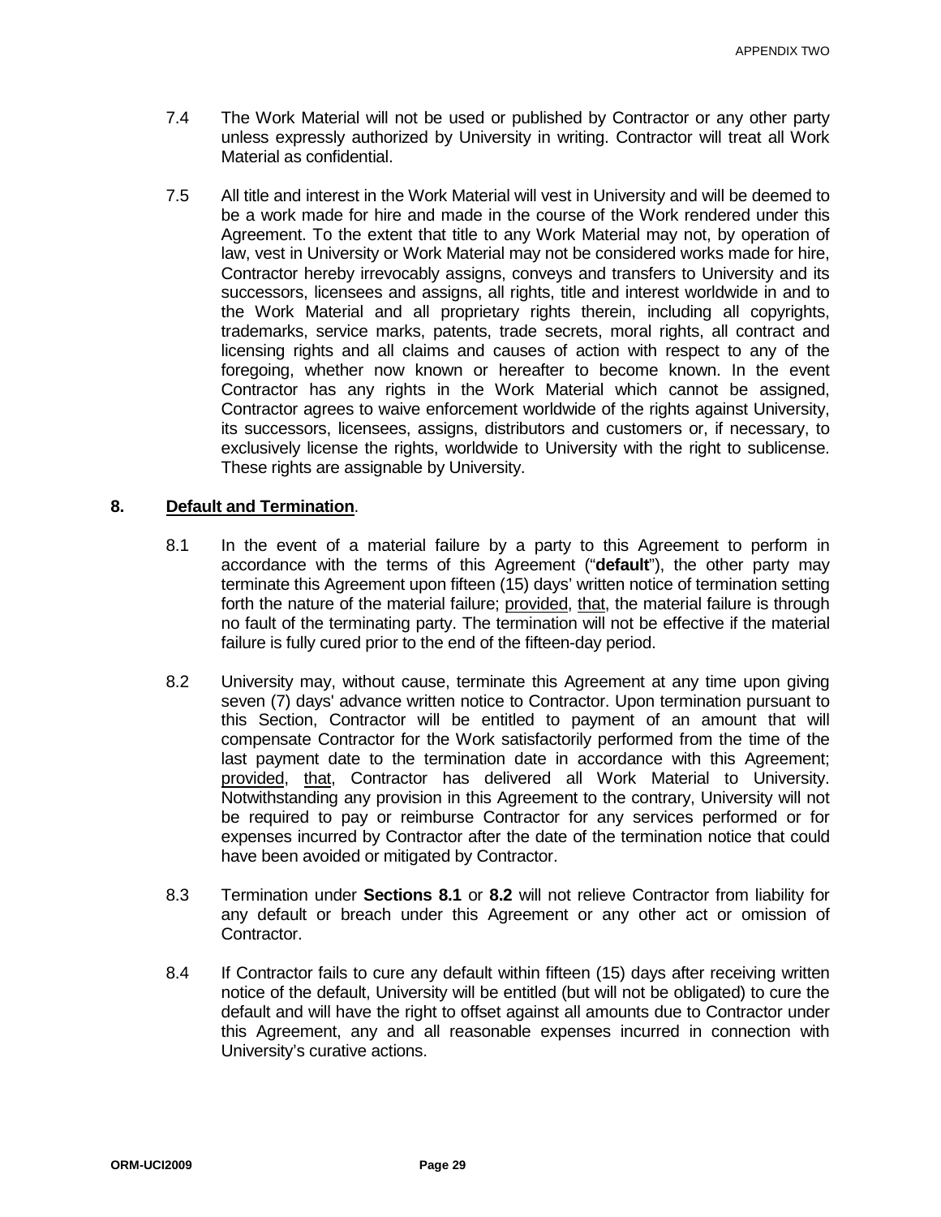7.4 The Work Material will not be used or published by Contractor or any other party unless expressly authorized by University in writing. Contractor will treat all Work Material as confidential.

7.5 All title and interest in the Work Material will vest in University and will be deemed to be a work made for hire and made in the course of the Work rendered under this Agreement. To the extent that title to any Work Material may not, by operation of law, vest in University or Work Material may not be considered works made for hire, Contractor hereby irrevocably assigns, conveys and transfers to University and its successors, licensees and assigns, all rights, title and interest worldwide in and to the Work Material and all proprietary rights therein, including all copyrights, trademarks, service marks, patents, trade secrets, moral rights, all contract and licensing rights and all claims and causes of action with respect to any of the foregoing, whether now known or hereafter to become known. In the event Contractor has any rights in the Work Material which cannot be assigned, Contractor agrees to waive enforcement worldwide of the rights against University, its successors, licensees, assigns, distributors and customers or, if necessary, to exclusively license the rights, worldwide to University with the right to sublicense. These rights are assignable by University.

**8. Default and Termination**.

8.1 In the event of a material failure by a party to this Agreement to perform in accordance with the terms of this Agreement ("**default**"), the other party may terminate this Agreement upon fifteen (15) days' written notice of termination setting forth the nature of the material failure; provided, that, the material failure is through no fault of the terminating party. The termination will not be effective if the material failure is fully cured prior to the end of the fifteen-day period.

8.2 University may, without cause, terminate this Agreement at any time upon giving seven (7) days' advance written notice to Contractor. Upon termination pursuant to this Section, Contractor will be entitled to payment of an amount that will compensate Contractor for the Work satisfactorily performed from the time of the last payment date to the termination date in accordance with this Agreement; provided, that, Contractor has delivered all Work Material to University. Notwithstanding any provision in this Agreement to the contrary, University will not be required to pay or reimburse Contractor for any services performed or for expenses incurred by Contractor after the date of the termination notice that could have been avoided or mitigated by Contractor.

8.3 Termination under **Sections 8.1** or **8.2** will not relieve Contractor from liability for any default or breach under this Agreement or any other act or omission of Contractor.

8.4 If Contractor fails to cure any default within fifteen (15) days after receiving written notice of the default, University will be entitled (but will not be obligated) to cure the default and will have the right to offset against all amounts due to Contractor under this Agreement, any and all reasonable expenses incurred in connection with University's curative actions.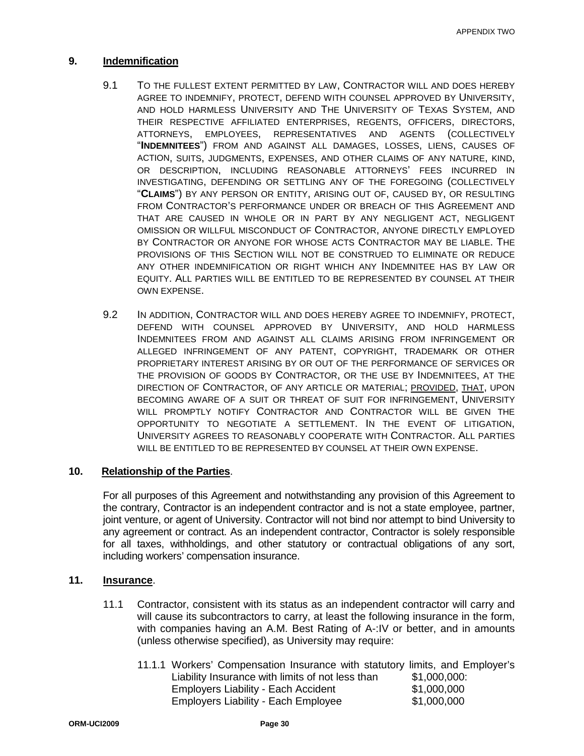## 9. Indemnification

9.1 TO THE FULLEST EXTENT PERMITTED BY LAW, CONTRACTOR WILL AND DOES HEREBY AGREE TO INDEMNIFY, PROTECT, DEFEND WITH COUNSEL APPROVED BY UNIVERSITY, AND HOLD HARMLESS UNIVERSITY AND THE UNIVERSITY OF TEXAS SYSTEM, AND THEIR RESPECTIVE AFFILIATED ENTERPRISES, REGENTS, OFFICERS, DIRECTORS, ATTORNEYS, EMPLOYEES, REPRESENTATIVES AND AGENTS (COLLECTIVELY "**INDEMNITEES**") FROM AND AGAINST ALL DAMAGES, LOSSES, LIENS, CAUSES OF ACTION, SUITS, JUDGMENTS, EXPENSES, AND OTHER CLAIMS OF ANY NATURE, KIND, OR DESCRIPTION, INCLUDING REASONABLE ATTORNEYS' FEES INCURRED IN INVESTIGATING, DEFENDING OR SETTLING ANY OF THE FOREGOING (COLLECTIVELY "**CLAIMS**") BY ANY PERSON OR ENTITY, ARISING OUT OF, CAUSED BY, OR RESULTING FROM CONTRACTOR'S PERFORMANCE UNDER OR BREACH OF THIS AGREEMENT AND THAT ARE CAUSED IN WHOLE OR IN PART BY ANY NEGLIGENT ACT, NEGLIGENT OMISSION OR WILLFUL MISCONDUCT OF CONTRACTOR, ANYONE DIRECTLY EMPLOYED BY CONTRACTOR OR ANYONE FOR WHOSE ACTS CONTRACTOR MAY BE LIABLE. THE PROVISIONS OF THIS SECTION WILL NOT BE CONSTRUED TO ELIMINATE OR REDUCE ANY OTHER INDEMNIFICATION OR RIGHT WHICH ANY INDEMNITEE HAS BY LAW OR EQUITY. ALL PARTIES WILL BE ENTITLED TO BE REPRESENTED BY COUNSEL AT THEIR OWN EXPENSE.

9.2 IN ADDITION, CONTRACTOR WILL AND DOES HEREBY AGREE TO INDEMNIFY, PROTECT, DEFEND WITH COUNSEL APPROVED BY UNIVERSITY, AND HOLD HARMLESS INDEMNITEES FROM AND AGAINST ALL CLAIMS ARISING FROM INFRINGEMENT OR ALLEGED INFRINGEMENT OF ANY PATENT, COPYRIGHT, TRADEMARK OR OTHER PROPRIETARY INTEREST ARISING BY OR OUT OF THE PERFORMANCE OF SERVICES OR THE PROVISION OF GOODS BY CONTRACTOR, OR THE USE BY INDEMNITEES, AT THE DIRECTION OF CONTRACTOR, OF ANY ARTICLE OR MATERIAL; PROVIDED, THAT, UPON BECOMING AWARE OF A SUIT OR THREAT OF SUIT FOR INFRINGEMENT, UNIVERSITY WILL PROMPTLY NOTIFY CONTRACTOR AND CONTRACTOR WILL BE GIVEN THE OPPORTUNITY TO NEGOTIATE A SETTLEMENT. IN THE EVENT OF LITIGATION, UNIVERSITY AGREES TO REASONABLY COOPERATE WITH CONTRACTOR. ALL PARTIES WILL BE ENTITLED TO BE REPRESENTED BY COUNSEL AT THEIR OWN EXPENSE.

## 10. Relationship of the Parties.

For all purposes of this Agreement and notwithstanding any provision of this Agreement to the contrary, Contractor is an independent contractor and is not a state employee, partner, joint venture, or agent of University. Contractor will not bind nor attempt to bind University to any agreement or contract. As an independent contractor, Contractor is solely responsible for all taxes, withholdings, and other statutory or contractual obligations of any sort, including workers' compensation insurance.

## 11. Insurance.

11.1 Contractor, consistent with its status as an independent contractor will carry and will cause its subcontractors to carry, at least the following insurance in the form, with companies having an A.M. Best Rating of A-:IV or better, and in amounts (unless otherwise specified), as University may require:

11.1.1 Workers' Compensation Insurance with statutory limits, and Employer's Liability Insurance with limits of not less than $1,000,000:

| | |
|---|---|
| Employers Liability - Each Accident | $1,000,000 |
| Employers Liability - Each Employee | $1,000,000 |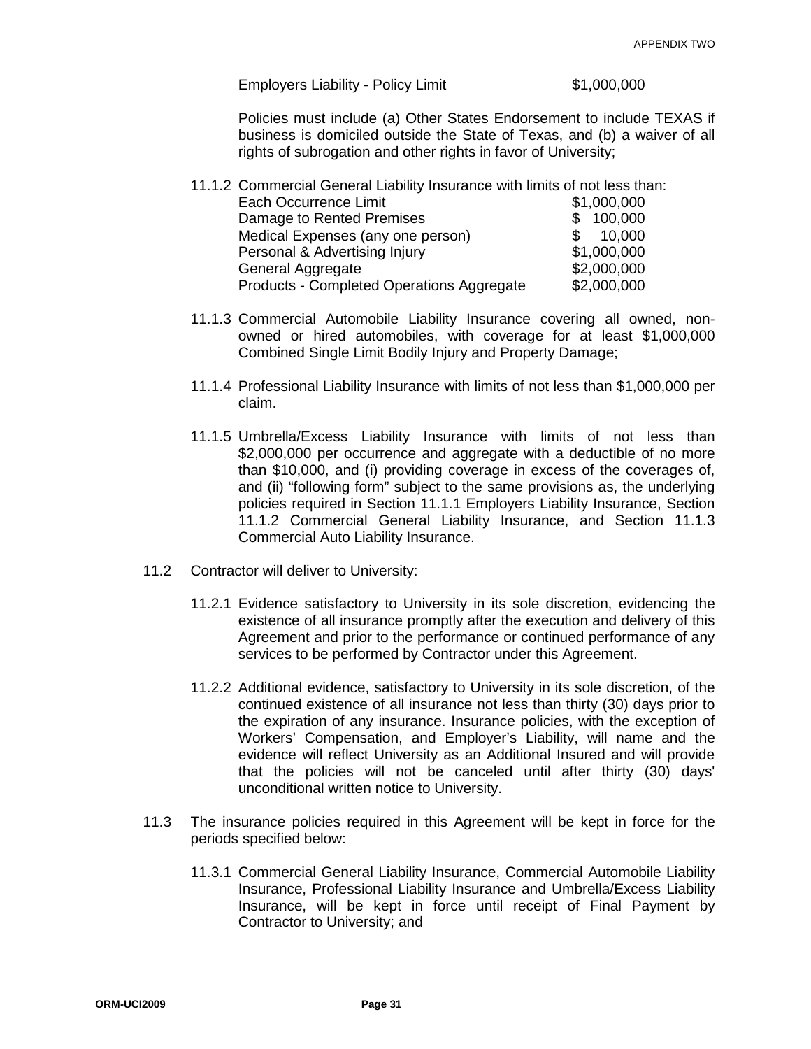Employers Liability - Policy Limit $1,000,000

Policies must include (a) Other States Endorsement to include TEXAS if business is domiciled outside the State of Texas, and (b) a waiver of all rights of subrogation and other rights in favor of University;

11.1.2 Commercial General Liability Insurance with limits of not less than:

| | |
|---|---|
| Each Occurrence Limit | $1,000,000 |
| Damage to Rented Premises | $ 100,000 |
| Medical Expenses (any one person) | $ 10,000 |
| Personal & Advertising Injury | $1,000,000 |
| General Aggregate | $2,000,000 |
| Products - Completed Operations Aggregate | $2,000,000 |

11.1.3 Commercial Automobile Liability Insurance covering all owned, non-owned or hired automobiles, with coverage for at least $1,000,000 Combined Single Limit Bodily Injury and Property Damage;

11.1.4 Professional Liability Insurance with limits of not less than $1,000,000 per claim.

11.1.5 Umbrella/Excess Liability Insurance with limits of not less than $2,000,000 per occurrence and aggregate with a deductible of no more than $10,000, and (i) providing coverage in excess of the coverages of, and (ii) "following form" subject to the same provisions as, the underlying policies required in Section 11.1.1 Employers Liability Insurance, Section 11.1.2 Commercial General Liability Insurance, and Section 11.1.3 Commercial Auto Liability Insurance.

11.2 Contractor will deliver to University:

11.2.1 Evidence satisfactory to University in its sole discretion, evidencing the existence of all insurance promptly after the execution and delivery of this Agreement and prior to the performance or continued performance of any services to be performed by Contractor under this Agreement.

11.2.2 Additional evidence, satisfactory to University in its sole discretion, of the continued existence of all insurance not less than thirty (30) days prior to the expiration of any insurance. Insurance policies, with the exception of Workers' Compensation, and Employer's Liability, will name and the evidence will reflect University as an Additional Insured and will provide that the policies will not be canceled until after thirty (30) days' unconditional written notice to University.

11.3 The insurance policies required in this Agreement will be kept in force for the periods specified below:

11.3.1 Commercial General Liability Insurance, Commercial Automobile Liability Insurance, Professional Liability Insurance and Umbrella/Excess Liability Insurance, will be kept in force until receipt of Final Payment by Contractor to University; and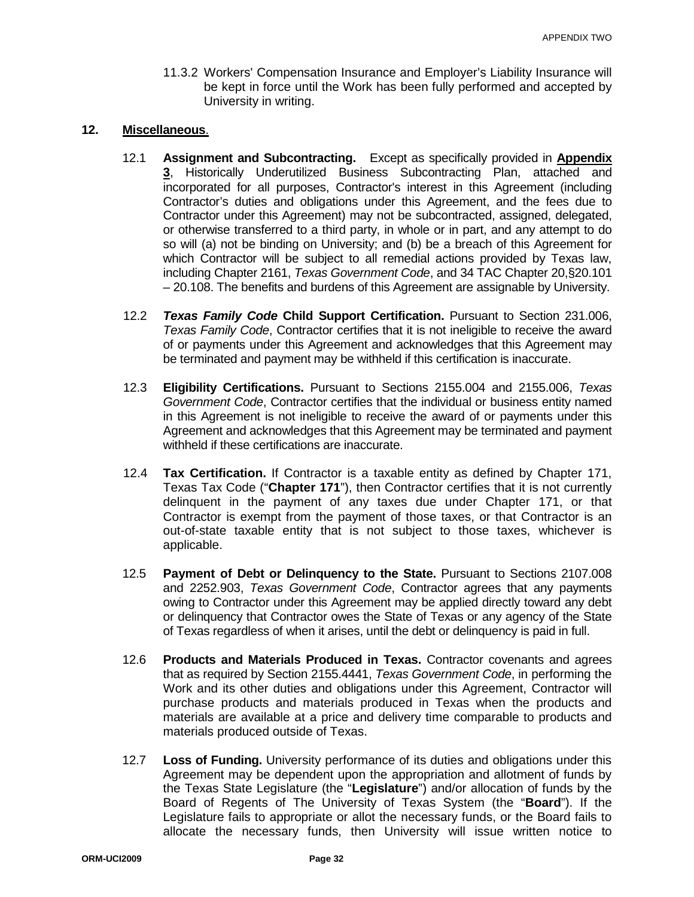11.3.2 Workers' Compensation Insurance and Employer's Liability Insurance will be kept in force until the Work has been fully performed and accepted by University in writing.

## 12. Miscellaneous.

12.1 **Assignment and Subcontracting.** Except as specifically provided in **Appendix 3**, Historically Underutilized Business Subcontracting Plan, attached and incorporated for all purposes, Contractor's interest in this Agreement (including Contractor's duties and obligations under this Agreement, and the fees due to Contractor under this Agreement) may not be subcontracted, assigned, delegated, or otherwise transferred to a third party, in whole or in part, and any attempt to do so will (a) not be binding on University; and (b) be a breach of this Agreement for which Contractor will be subject to all remedial actions provided by Texas law, including Chapter 2161, *Texas Government Code*, and 34 TAC Chapter 20,§20.101 – 20.108. The benefits and burdens of this Agreement are assignable by University.

12.2 ***Texas Family Code* Child Support Certification.** Pursuant to Section 231.006, *Texas Family Code*, Contractor certifies that it is not ineligible to receive the award of or payments under this Agreement and acknowledges that this Agreement may be terminated and payment may be withheld if this certification is inaccurate.

12.3 **Eligibility Certifications.** Pursuant to Sections 2155.004 and 2155.006, *Texas Government Code*, Contractor certifies that the individual or business entity named in this Agreement is not ineligible to receive the award of or payments under this Agreement and acknowledges that this Agreement may be terminated and payment withheld if these certifications are inaccurate.

12.4 **Tax Certification.** If Contractor is a taxable entity as defined by Chapter 171, Texas Tax Code ("**Chapter 171**"), then Contractor certifies that it is not currently delinquent in the payment of any taxes due under Chapter 171, or that Contractor is exempt from the payment of those taxes, or that Contractor is an out-of-state taxable entity that is not subject to those taxes, whichever is applicable.

12.5 **Payment of Debt or Delinquency to the State.** Pursuant to Sections 2107.008 and 2252.903, *Texas Government Code*, Contractor agrees that any payments owing to Contractor under this Agreement may be applied directly toward any debt or delinquency that Contractor owes the State of Texas or any agency of the State of Texas regardless of when it arises, until the debt or delinquency is paid in full.

12.6 **Products and Materials Produced in Texas.** Contractor covenants and agrees that as required by Section 2155.4441, *Texas Government Code*, in performing the Work and its other duties and obligations under this Agreement, Contractor will purchase products and materials produced in Texas when the products and materials are available at a price and delivery time comparable to products and materials produced outside of Texas.

12.7 **Loss of Funding.** University performance of its duties and obligations under this Agreement may be dependent upon the appropriation and allotment of funds by the Texas State Legislature (the "**Legislature**") and/or allocation of funds by the Board of Regents of The University of Texas System (the "**Board**"). If the Legislature fails to appropriate or allot the necessary funds, or the Board fails to allocate the necessary funds, then University will issue written notice to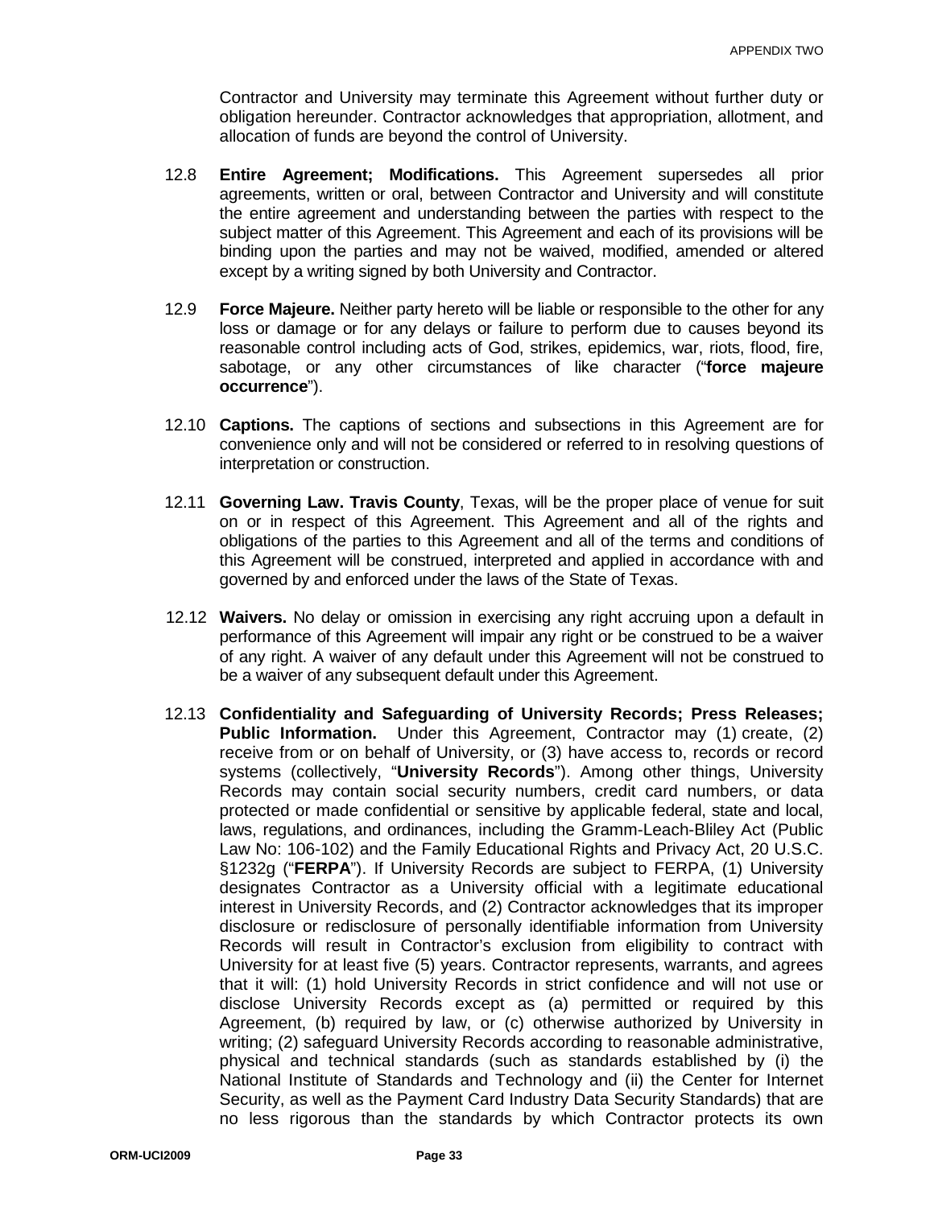Contractor and University may terminate this Agreement without further duty or obligation hereunder. Contractor acknowledges that appropriation, allotment, and allocation of funds are beyond the control of University.

12.8 **Entire Agreement; Modifications.** This Agreement supersedes all prior agreements, written or oral, between Contractor and University and will constitute the entire agreement and understanding between the parties with respect to the subject matter of this Agreement. This Agreement and each of its provisions will be binding upon the parties and may not be waived, modified, amended or altered except by a writing signed by both University and Contractor.

12.9 **Force Majeure.** Neither party hereto will be liable or responsible to the other for any loss or damage or for any delays or failure to perform due to causes beyond its reasonable control including acts of God, strikes, epidemics, war, riots, flood, fire, sabotage, or any other circumstances of like character ("**force majeure occurrence**").

12.10 **Captions.** The captions of sections and subsections in this Agreement are for convenience only and will not be considered or referred to in resolving questions of interpretation or construction.

12.11 **Governing Law. Travis County**, Texas, will be the proper place of venue for suit on or in respect of this Agreement. This Agreement and all of the rights and obligations of the parties to this Agreement and all of the terms and conditions of this Agreement will be construed, interpreted and applied in accordance with and governed by and enforced under the laws of the State of Texas.

12.12 **Waivers.** No delay or omission in exercising any right accruing upon a default in performance of this Agreement will impair any right or be construed to be a waiver of any right. A waiver of any default under this Agreement will not be construed to be a waiver of any subsequent default under this Agreement.

12.13 **Confidentiality and Safeguarding of University Records; Press Releases; Public Information.** Under this Agreement, Contractor may (1) create, (2) receive from or on behalf of University, or (3) have access to, records or record systems (collectively, "**University Records**"). Among other things, University Records may contain social security numbers, credit card numbers, or data protected or made confidential or sensitive by applicable federal, state and local, laws, regulations, and ordinances, including the Gramm-Leach-Bliley Act (Public Law No: 106-102) and the Family Educational Rights and Privacy Act, 20 U.S.C. §1232g ("**FERPA**"). If University Records are subject to FERPA, (1) University designates Contractor as a University official with a legitimate educational interest in University Records, and (2) Contractor acknowledges that its improper disclosure or redisclosure of personally identifiable information from University Records will result in Contractor's exclusion from eligibility to contract with University for at least five (5) years. Contractor represents, warrants, and agrees that it will: (1) hold University Records in strict confidence and will not use or disclose University Records except as (a) permitted or required by this Agreement, (b) required by law, or (c) otherwise authorized by University in writing; (2) safeguard University Records according to reasonable administrative, physical and technical standards (such as standards established by (i) the National Institute of Standards and Technology and (ii) the Center for Internet Security, as well as the Payment Card Industry Data Security Standards) that are no less rigorous than the standards by which Contractor protects its own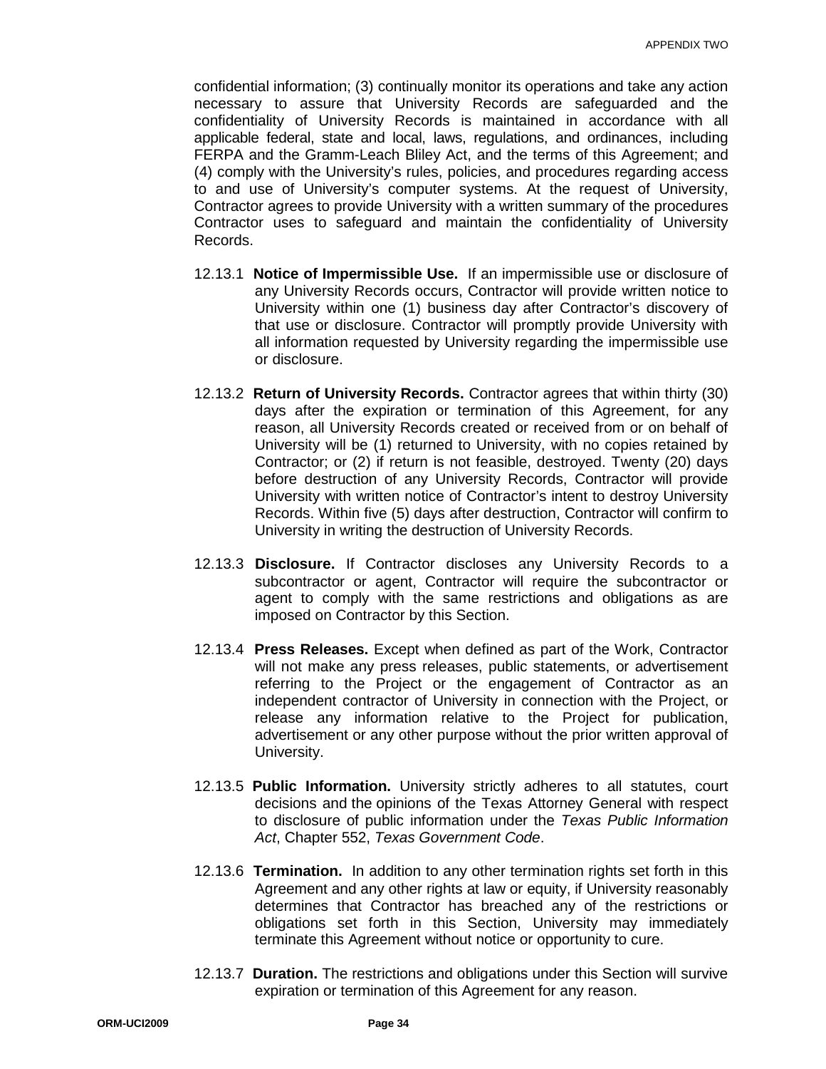confidential information; (3) continually monitor its operations and take any action necessary to assure that University Records are safeguarded and the confidentiality of University Records is maintained in accordance with all applicable federal, state and local, laws, regulations, and ordinances, including FERPA and the Gramm-Leach Bliley Act, and the terms of this Agreement; and (4) comply with the University's rules, policies, and procedures regarding access to and use of University's computer systems. At the request of University, Contractor agrees to provide University with a written summary of the procedures Contractor uses to safeguard and maintain the confidentiality of University Records.

12.13.1 **Notice of Impermissible Use.** If an impermissible use or disclosure of any University Records occurs, Contractor will provide written notice to University within one (1) business day after Contractor's discovery of that use or disclosure. Contractor will promptly provide University with all information requested by University regarding the impermissible use or disclosure.

12.13.2 **Return of University Records.** Contractor agrees that within thirty (30) days after the expiration or termination of this Agreement, for any reason, all University Records created or received from or on behalf of University will be (1) returned to University, with no copies retained by Contractor; or (2) if return is not feasible, destroyed. Twenty (20) days before destruction of any University Records, Contractor will provide University with written notice of Contractor's intent to destroy University Records. Within five (5) days after destruction, Contractor will confirm to University in writing the destruction of University Records.

12.13.3 **Disclosure.** If Contractor discloses any University Records to a subcontractor or agent, Contractor will require the subcontractor or agent to comply with the same restrictions and obligations as are imposed on Contractor by this Section.

12.13.4 **Press Releases.** Except when defined as part of the Work, Contractor will not make any press releases, public statements, or advertisement referring to the Project or the engagement of Contractor as an independent contractor of University in connection with the Project, or release any information relative to the Project for publication, advertisement or any other purpose without the prior written approval of University.

12.13.5 **Public Information.** University strictly adheres to all statutes, court decisions and the opinions of the Texas Attorney General with respect to disclosure of public information under the *Texas Public Information Act*, Chapter 552, *Texas Government Code*.

12.13.6 **Termination.** In addition to any other termination rights set forth in this Agreement and any other rights at law or equity, if University reasonably determines that Contractor has breached any of the restrictions or obligations set forth in this Section, University may immediately terminate this Agreement without notice or opportunity to cure.

12.13.7 **Duration.** The restrictions and obligations under this Section will survive expiration or termination of this Agreement for any reason.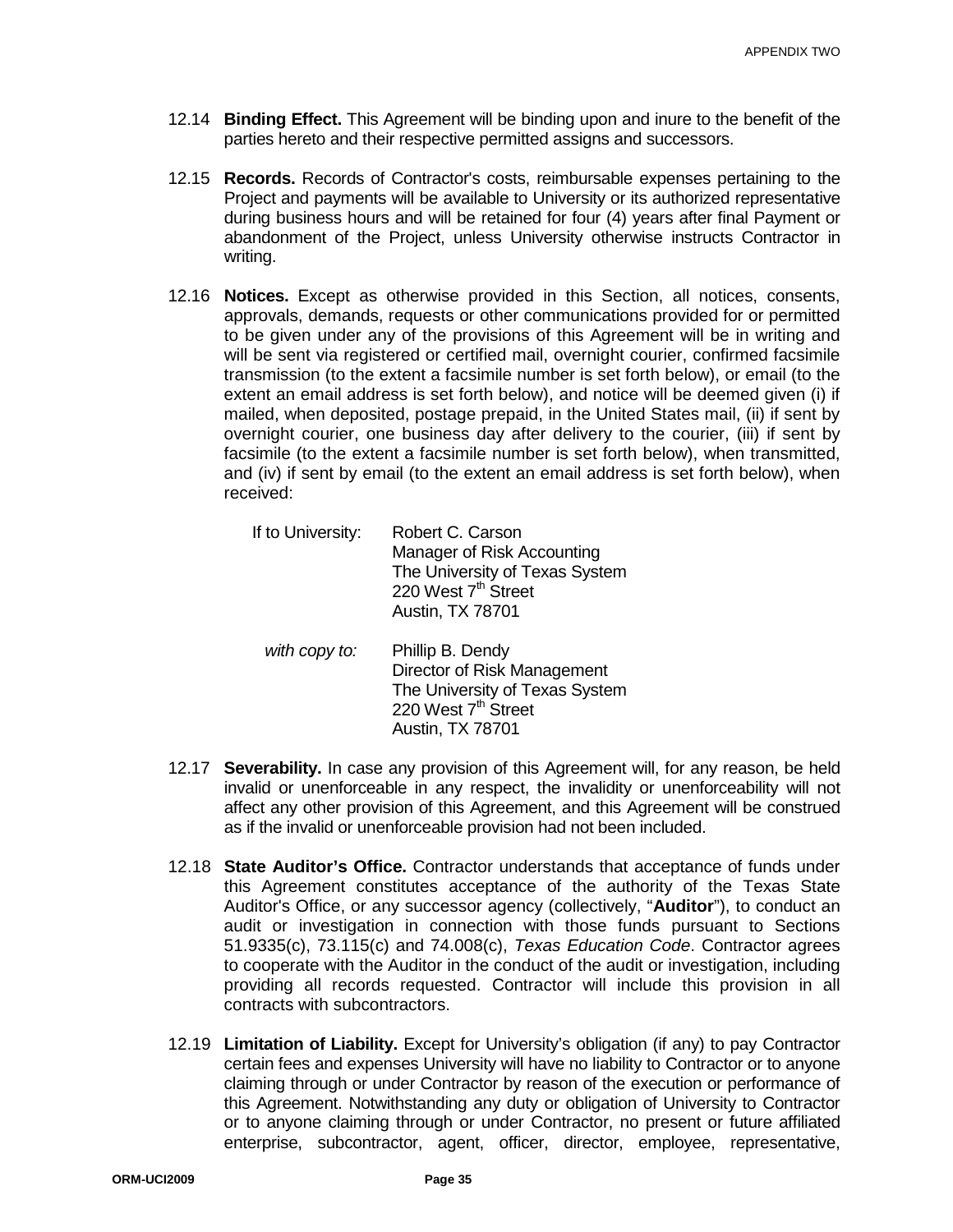12.14 **Binding Effect.** This Agreement will be binding upon and inure to the benefit of the parties hereto and their respective permitted assigns and successors.

12.15 **Records.** Records of Contractor's costs, reimbursable expenses pertaining to the Project and payments will be available to University or its authorized representative during business hours and will be retained for four (4) years after final Payment or abandonment of the Project, unless University otherwise instructs Contractor in writing.

12.16 **Notices.** Except as otherwise provided in this Section, all notices, consents, approvals, demands, requests or other communications provided for or permitted to be given under any of the provisions of this Agreement will be in writing and will be sent via registered or certified mail, overnight courier, confirmed facsimile transmission (to the extent a facsimile number is set forth below), or email (to the extent an email address is set forth below), and notice will be deemed given (i) if mailed, when deposited, postage prepaid, in the United States mail, (ii) if sent by overnight courier, one business day after delivery to the courier, (iii) if sent by facsimile (to the extent a facsimile number is set forth below), when transmitted, and (iv) if sent by email (to the extent an email address is set forth below), when received:

If to University:
Robert C. Carson
Manager of Risk Accounting
The University of Texas System
220 West 7th Street
Austin, TX 78701

*with copy to:*
Phillip B. Dendy
Director of Risk Management
The University of Texas System
220 West 7th Street
Austin, TX 78701

12.17 **Severability.** In case any provision of this Agreement will, for any reason, be held invalid or unenforceable in any respect, the invalidity or unenforceability will not affect any other provision of this Agreement, and this Agreement will be construed as if the invalid or unenforceable provision had not been included.

12.18 **State Auditor's Office.** Contractor understands that acceptance of funds under this Agreement constitutes acceptance of the authority of the Texas State Auditor's Office, or any successor agency (collectively, "**Auditor**"), to conduct an audit or investigation in connection with those funds pursuant to Sections 51.9335(c), 73.115(c) and 74.008(c), *Texas Education Code*. Contractor agrees to cooperate with the Auditor in the conduct of the audit or investigation, including providing all records requested. Contractor will include this provision in all contracts with subcontractors.

12.19 **Limitation of Liability.** Except for University's obligation (if any) to pay Contractor certain fees and expenses University will have no liability to Contractor or to anyone claiming through or under Contractor by reason of the execution or performance of this Agreement. Notwithstanding any duty or obligation of University to Contractor or to anyone claiming through or under Contractor, no present or future affiliated enterprise, subcontractor, agent, officer, director, employee, representative,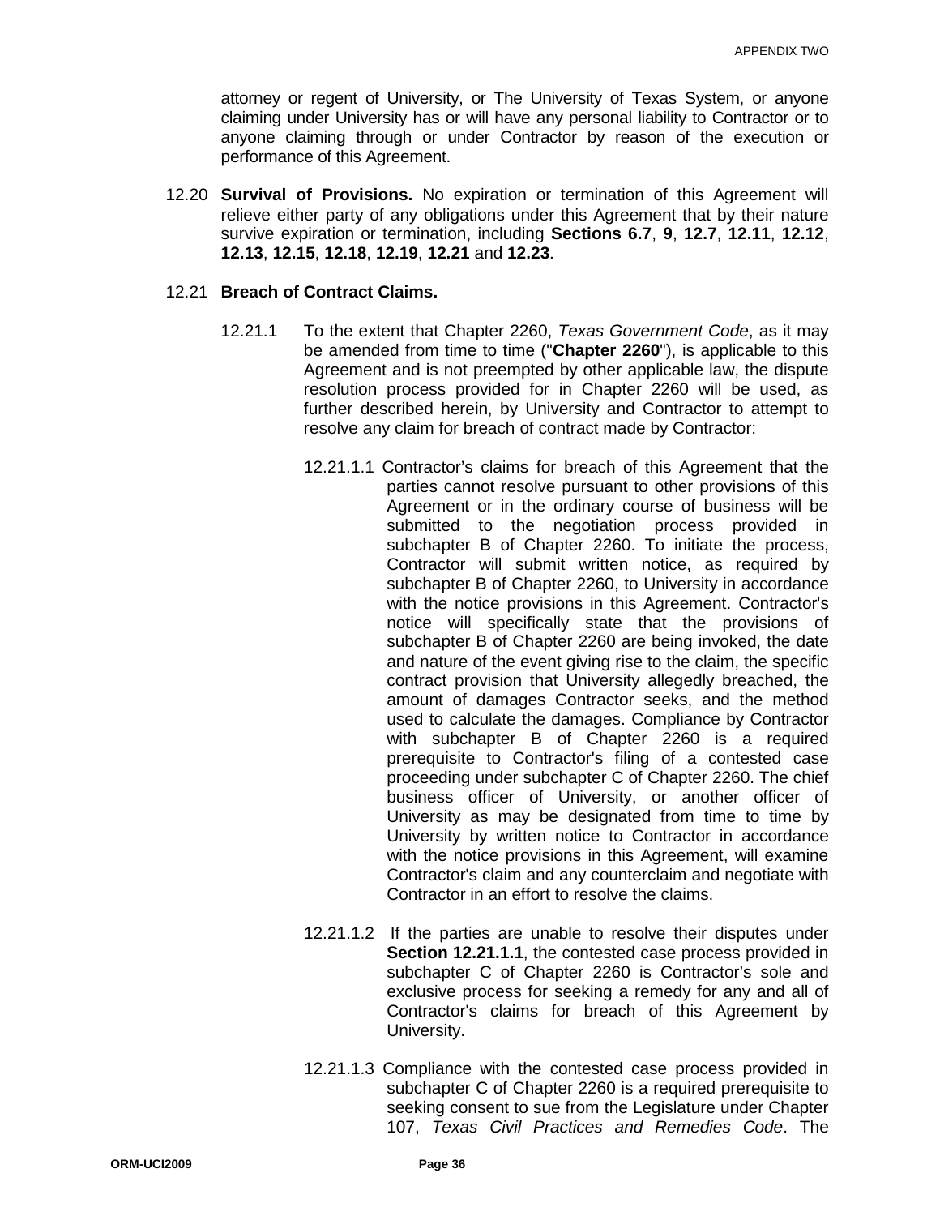attorney or regent of University, or The University of Texas System, or anyone claiming under University has or will have any personal liability to Contractor or to anyone claiming through or under Contractor by reason of the execution or performance of this Agreement.

12.20 **Survival of Provisions.** No expiration or termination of this Agreement will relieve either party of any obligations under this Agreement that by their nature survive expiration or termination, including **Sections 6.7**, **9**, **12.7**, **12.11**, **12.12**, **12.13**, **12.15**, **12.18**, **12.19**, **12.21** and **12.23**.

12.21 **Breach of Contract Claims.**

12.21.1 To the extent that Chapter 2260, *Texas Government Code*, as it may be amended from time to time ("**Chapter 2260**"), is applicable to this Agreement and is not preempted by other applicable law, the dispute resolution process provided for in Chapter 2260 will be used, as further described herein, by University and Contractor to attempt to resolve any claim for breach of contract made by Contractor:

12.21.1.1 Contractor's claims for breach of this Agreement that the parties cannot resolve pursuant to other provisions of this Agreement or in the ordinary course of business will be submitted to the negotiation process provided in subchapter B of Chapter 2260. To initiate the process, Contractor will submit written notice, as required by subchapter B of Chapter 2260, to University in accordance with the notice provisions in this Agreement. Contractor's notice will specifically state that the provisions of subchapter B of Chapter 2260 are being invoked, the date and nature of the event giving rise to the claim, the specific contract provision that University allegedly breached, the amount of damages Contractor seeks, and the method used to calculate the damages. Compliance by Contractor with subchapter B of Chapter 2260 is a required prerequisite to Contractor's filing of a contested case proceeding under subchapter C of Chapter 2260. The chief business officer of University, or another officer of University as may be designated from time to time by University by written notice to Contractor in accordance with the notice provisions in this Agreement, will examine Contractor's claim and any counterclaim and negotiate with Contractor in an effort to resolve the claims.

12.21.1.2 If the parties are unable to resolve their disputes under **Section 12.21.1.1**, the contested case process provided in subchapter C of Chapter 2260 is Contractor's sole and exclusive process for seeking a remedy for any and all of Contractor's claims for breach of this Agreement by University.

12.21.1.3 Compliance with the contested case process provided in subchapter C of Chapter 2260 is a required prerequisite to seeking consent to sue from the Legislature under Chapter 107, *Texas Civil Practices and Remedies Code*. The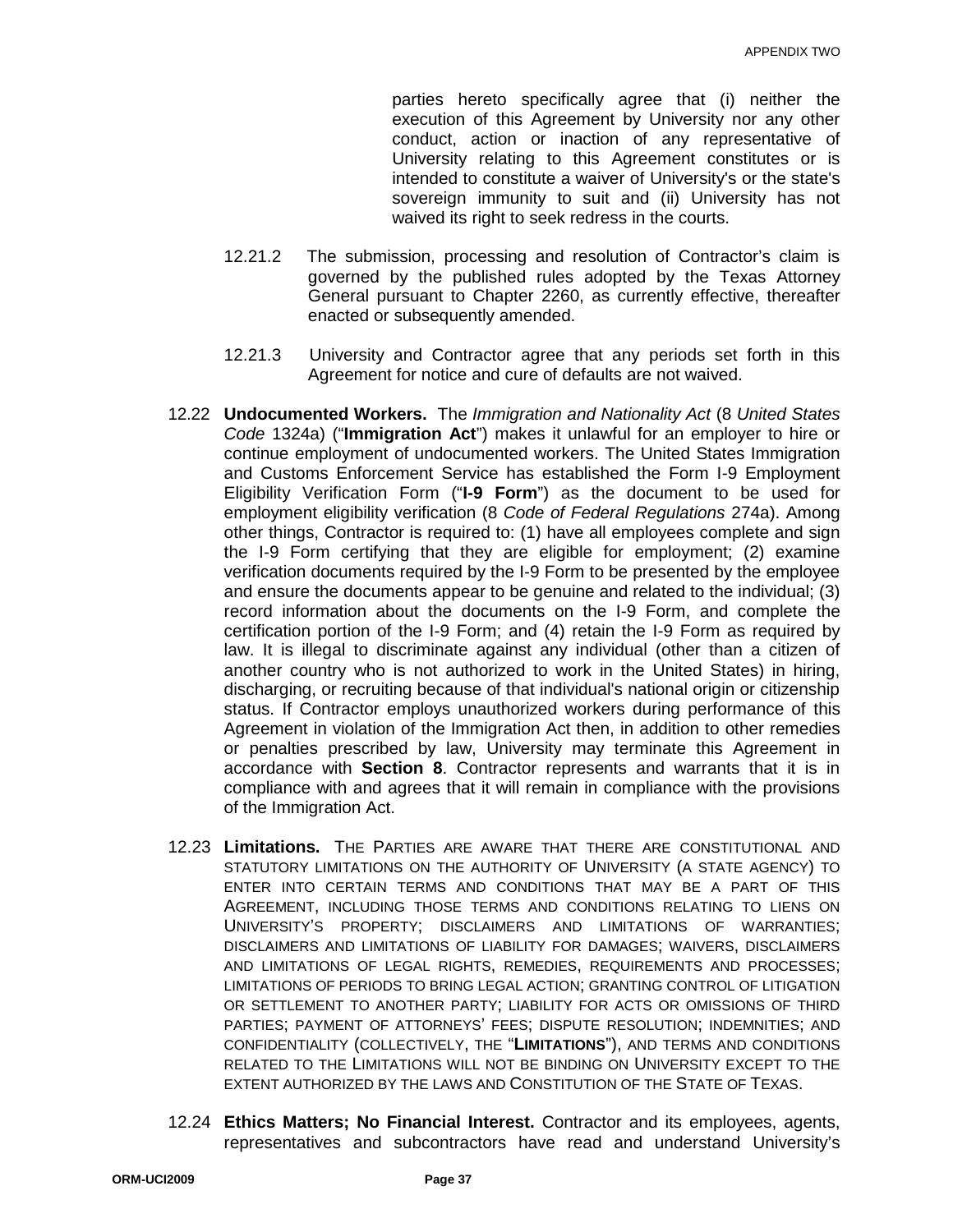parties hereto specifically agree that (i) neither the execution of this Agreement by University nor any other conduct, action or inaction of any representative of University relating to this Agreement constitutes or is intended to constitute a waiver of University's or the state's sovereign immunity to suit and (ii) University has not waived its right to seek redress in the courts.

12.21.2 The submission, processing and resolution of Contractor's claim is governed by the published rules adopted by the Texas Attorney General pursuant to Chapter 2260, as currently effective, thereafter enacted or subsequently amended.

12.21.3 University and Contractor agree that any periods set forth in this Agreement for notice and cure of defaults are not waived.

12.22 **Undocumented Workers.** The *Immigration and Nationality Act* (8 *United States Code* 1324a) ("**Immigration Act**") makes it unlawful for an employer to hire or continue employment of undocumented workers. The United States Immigration and Customs Enforcement Service has established the Form I-9 Employment Eligibility Verification Form ("**I-9 Form**") as the document to be used for employment eligibility verification (8 *Code of Federal Regulations* 274a). Among other things, Contractor is required to: (1) have all employees complete and sign the I-9 Form certifying that they are eligible for employment; (2) examine verification documents required by the I-9 Form to be presented by the employee and ensure the documents appear to be genuine and related to the individual; (3) record information about the documents on the I-9 Form, and complete the certification portion of the I-9 Form; and (4) retain the I-9 Form as required by law. It is illegal to discriminate against any individual (other than a citizen of another country who is not authorized to work in the United States) in hiring, discharging, or recruiting because of that individual's national origin or citizenship status. If Contractor employs unauthorized workers during performance of this Agreement in violation of the Immigration Act then, in addition to other remedies or penalties prescribed by law, University may terminate this Agreement in accordance with **Section 8**. Contractor represents and warrants that it is in compliance with and agrees that it will remain in compliance with the provisions of the Immigration Act.

12.23 **Limitations.** THE PARTIES ARE AWARE THAT THERE ARE CONSTITUTIONAL AND STATUTORY LIMITATIONS ON THE AUTHORITY OF UNIVERSITY (A STATE AGENCY) TO ENTER INTO CERTAIN TERMS AND CONDITIONS THAT MAY BE A PART OF THIS AGREEMENT, INCLUDING THOSE TERMS AND CONDITIONS RELATING TO LIENS ON UNIVERSITY'S PROPERTY; DISCLAIMERS AND LIMITATIONS OF WARRANTIES; DISCLAIMERS AND LIMITATIONS OF LIABILITY FOR DAMAGES; WAIVERS, DISCLAIMERS AND LIMITATIONS OF LEGAL RIGHTS, REMEDIES, REQUIREMENTS AND PROCESSES; LIMITATIONS OF PERIODS TO BRING LEGAL ACTION; GRANTING CONTROL OF LITIGATION OR SETTLEMENT TO ANOTHER PARTY; LIABILITY FOR ACTS OR OMISSIONS OF THIRD PARTIES; PAYMENT OF ATTORNEYS' FEES; DISPUTE RESOLUTION; INDEMNITIES; AND CONFIDENTIALITY (COLLECTIVELY, THE "**LIMITATIONS**"), AND TERMS AND CONDITIONS RELATED TO THE LIMITATIONS WILL NOT BE BINDING ON UNIVERSITY EXCEPT TO THE EXTENT AUTHORIZED BY THE LAWS AND CONSTITUTION OF THE STATE OF TEXAS.

12.24 **Ethics Matters; No Financial Interest.** Contractor and its employees, agents, representatives and subcontractors have read and understand University's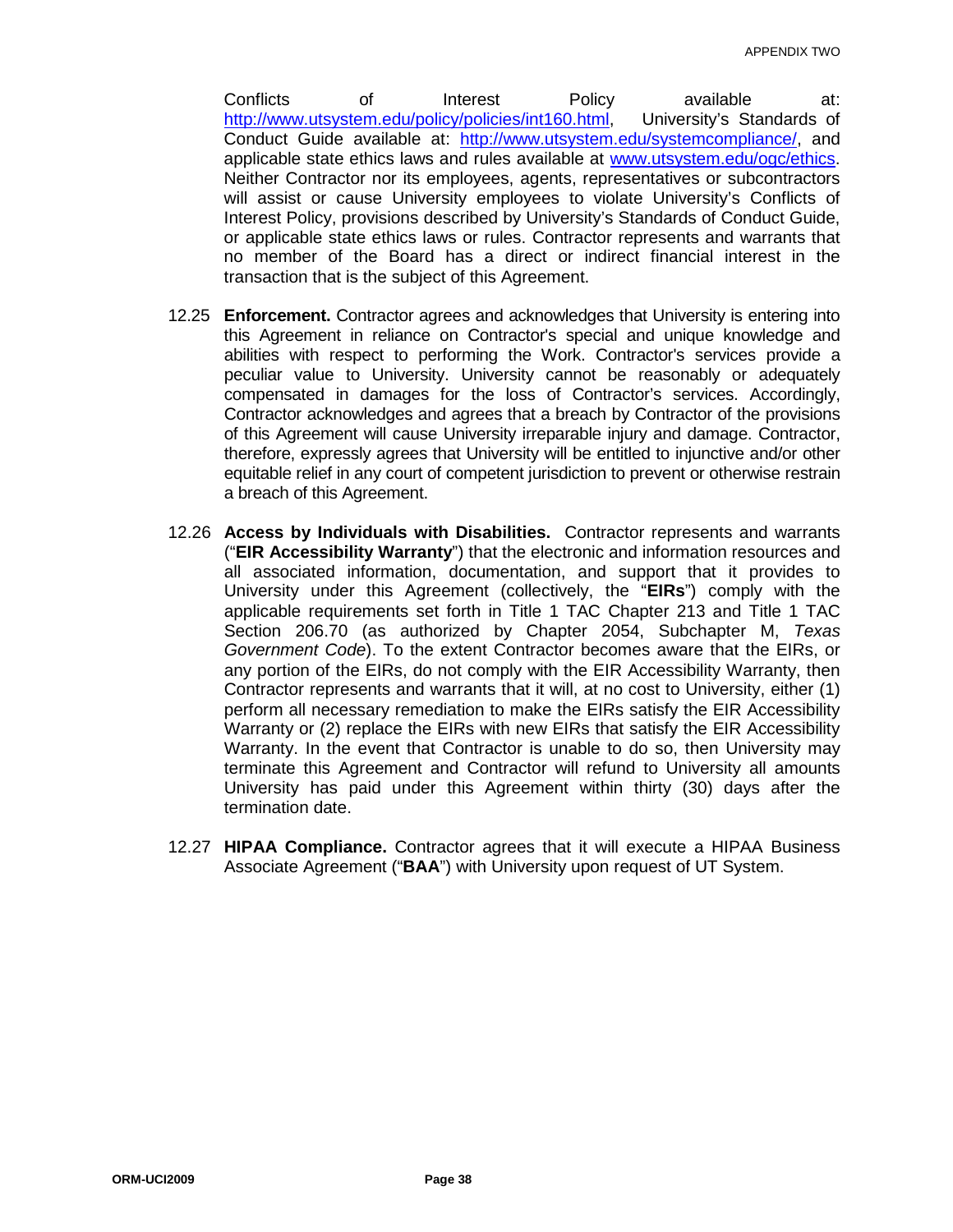Conflicts of Interest Policy available at: http://www.utsystem.edu/policy/policies/int160.html, University's Standards of Conduct Guide available at: http://www.utsystem.edu/systemcompliance/, and applicable state ethics laws and rules available at www.utsystem.edu/ogc/ethics. Neither Contractor nor its employees, agents, representatives or subcontractors will assist or cause University employees to violate University's Conflicts of Interest Policy, provisions described by University's Standards of Conduct Guide, or applicable state ethics laws or rules. Contractor represents and warrants that no member of the Board has a direct or indirect financial interest in the transaction that is the subject of this Agreement.

12.25 **Enforcement.** Contractor agrees and acknowledges that University is entering into this Agreement in reliance on Contractor's special and unique knowledge and abilities with respect to performing the Work. Contractor's services provide a peculiar value to University. University cannot be reasonably or adequately compensated in damages for the loss of Contractor's services. Accordingly, Contractor acknowledges and agrees that a breach by Contractor of the provisions of this Agreement will cause University irreparable injury and damage. Contractor, therefore, expressly agrees that University will be entitled to injunctive and/or other equitable relief in any court of competent jurisdiction to prevent or otherwise restrain a breach of this Agreement.

12.26 **Access by Individuals with Disabilities.** Contractor represents and warrants ("**EIR Accessibility Warranty**") that the electronic and information resources and all associated information, documentation, and support that it provides to University under this Agreement (collectively, the "**EIRs**") comply with the applicable requirements set forth in Title 1 TAC Chapter 213 and Title 1 TAC Section 206.70 (as authorized by Chapter 2054, Subchapter M, *Texas Government Code*). To the extent Contractor becomes aware that the EIRs, or any portion of the EIRs, do not comply with the EIR Accessibility Warranty, then Contractor represents and warrants that it will, at no cost to University, either (1) perform all necessary remediation to make the EIRs satisfy the EIR Accessibility Warranty or (2) replace the EIRs with new EIRs that satisfy the EIR Accessibility Warranty. In the event that Contractor is unable to do so, then University may terminate this Agreement and Contractor will refund to University all amounts University has paid under this Agreement within thirty (30) days after the termination date.

12.27 **HIPAA Compliance.** Contractor agrees that it will execute a HIPAA Business Associate Agreement ("**BAA**") with University upon request of UT System.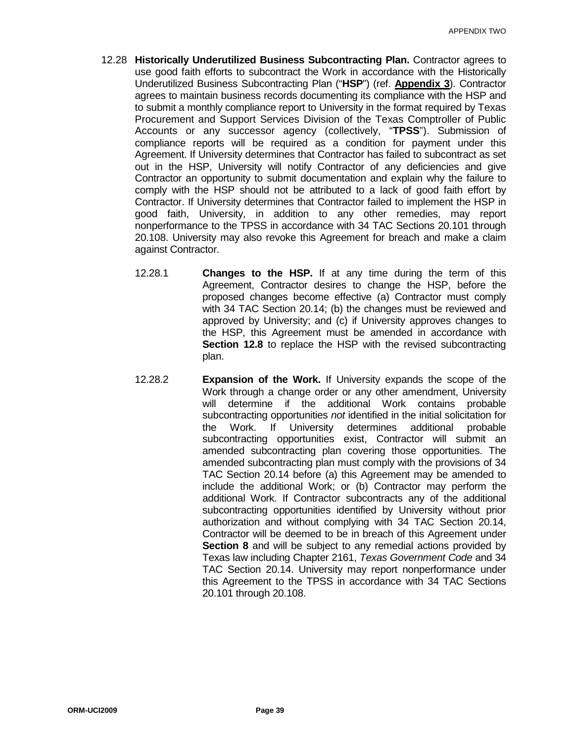12.28 **Historically Underutilized Business Subcontracting Plan.** Contractor agrees to use good faith efforts to subcontract the Work in accordance with the Historically Underutilized Business Subcontracting Plan ("**HSP**") (ref. **Appendix 3**). Contractor agrees to maintain business records documenting its compliance with the HSP and to submit a monthly compliance report to University in the format required by Texas Procurement and Support Services Division of the Texas Comptroller of Public Accounts or any successor agency (collectively, "**TPSS**"). Submission of compliance reports will be required as a condition for payment under this Agreement. If University determines that Contractor has failed to subcontract as set out in the HSP, University will notify Contractor of any deficiencies and give Contractor an opportunity to submit documentation and explain why the failure to comply with the HSP should not be attributed to a lack of good faith effort by Contractor. If University determines that Contractor failed to implement the HSP in good faith, University, in addition to any other remedies, may report nonperformance to the TPSS in accordance with 34 TAC Sections 20.101 through 20.108. University may also revoke this Agreement for breach and make a claim against Contractor.

12.28.1 **Changes to the HSP.** If at any time during the term of this Agreement, Contractor desires to change the HSP, before the proposed changes become effective (a) Contractor must comply with 34 TAC Section 20.14; (b) the changes must be reviewed and approved by University; and (c) if University approves changes to the HSP, this Agreement must be amended in accordance with **Section 12.8** to replace the HSP with the revised subcontracting plan.

12.28.2 **Expansion of the Work.** If University expands the scope of the Work through a change order or any other amendment, University will determine if the additional Work contains probable subcontracting opportunities *not* identified in the initial solicitation for the Work. If University determines additional probable subcontracting opportunities exist, Contractor will submit an amended subcontracting plan covering those opportunities. The amended subcontracting plan must comply with the provisions of 34 TAC Section 20.14 before (a) this Agreement may be amended to include the additional Work; or (b) Contractor may perform the additional Work. If Contractor subcontracts any of the additional subcontracting opportunities identified by University without prior authorization and without complying with 34 TAC Section 20.14, Contractor will be deemed to be in breach of this Agreement under **Section 8** and will be subject to any remedial actions provided by Texas law including Chapter 2161, *Texas Government Code* and 34 TAC Section 20.14. University may report nonperformance under this Agreement to the TPSS in accordance with 34 TAC Sections 20.101 through 20.108.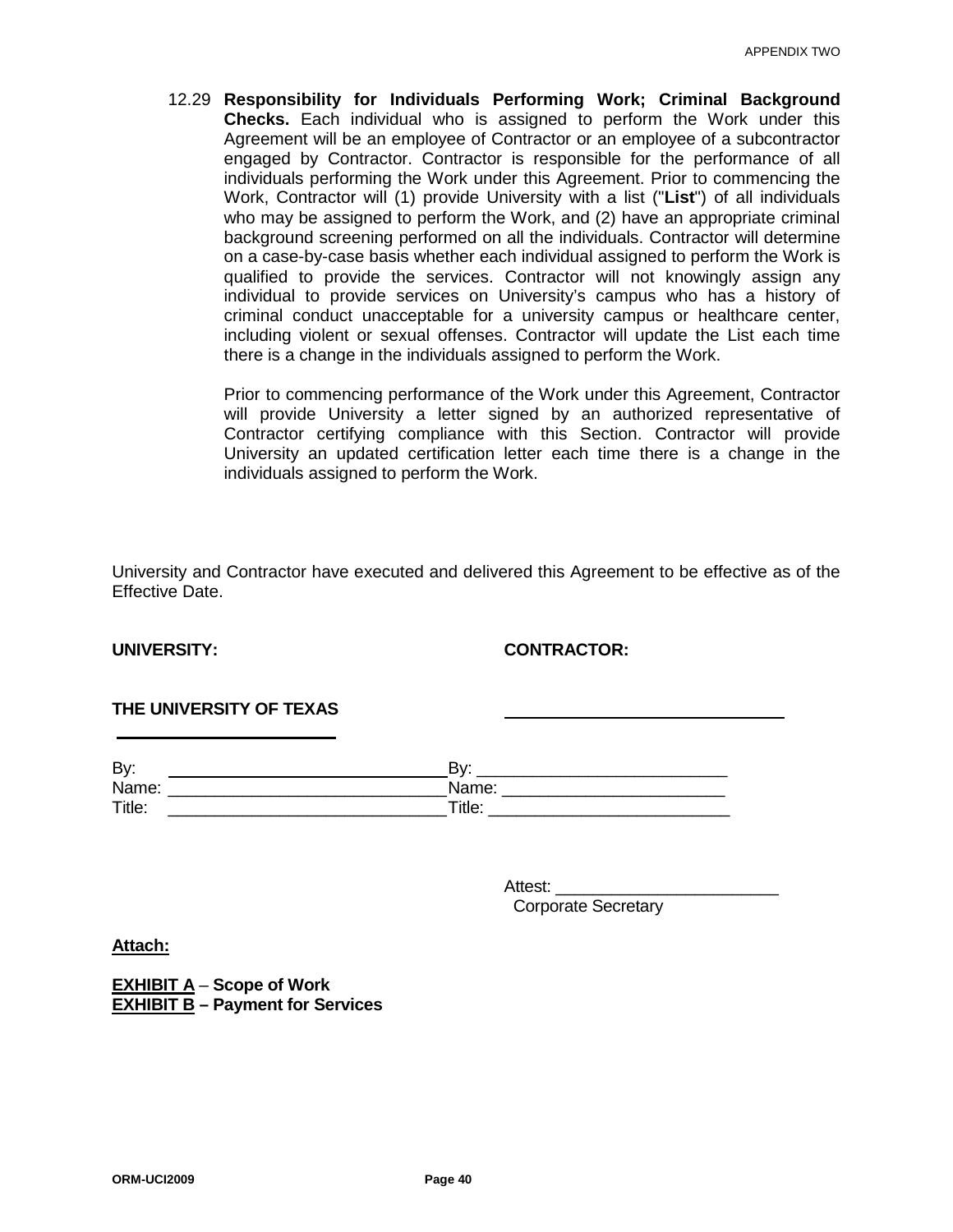12.29 **Responsibility for Individuals Performing Work; Criminal Background Checks.** Each individual who is assigned to perform the Work under this Agreement will be an employee of Contractor or an employee of a subcontractor engaged by Contractor. Contractor is responsible for the performance of all individuals performing the Work under this Agreement. Prior to commencing the Work, Contractor will (1) provide University with a list ("**List**") of all individuals who may be assigned to perform the Work, and (2) have an appropriate criminal background screening performed on all the individuals. Contractor will determine on a case-by-case basis whether each individual assigned to perform the Work is qualified to provide the services. Contractor will not knowingly assign any individual to provide services on University's campus who has a history of criminal conduct unacceptable for a university campus or healthcare center, including violent or sexual offenses. Contractor will update the List each time there is a change in the individuals assigned to perform the Work.

Prior to commencing performance of the Work under this Agreement, Contractor will provide University a letter signed by an authorized representative of Contractor certifying compliance with this Section. Contractor will provide University an updated certification letter each time there is a change in the individuals assigned to perform the Work.

University and Contractor have executed and delivered this Agreement to be effective as of the Effective Date.

**UNIVERSITY:**

**THE UNIVERSITY OF TEXAS** ______________________

By: ______________________________
Name: ______________________________
Title: ______________________________

**CONTRACTOR:**

______________________________

By: ___________________________
Name: ________________________
Title: __________________________

Attest: ________________________
Corporate Secretary

**Attach:**

**EXHIBIT A – Scope of Work**
**EXHIBIT B – Payment for Services**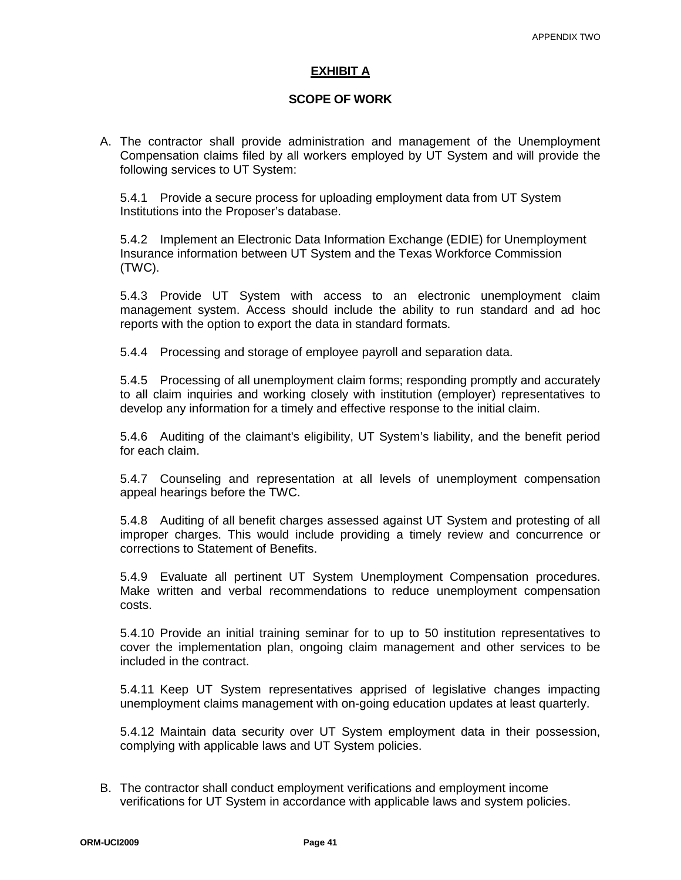# EXHIBIT A

## SCOPE OF WORK

A. The contractor shall provide administration and management of the Unemployment Compensation claims filed by all workers employed by UT System and will provide the following services to UT System:

   5.4.1 Provide a secure process for uploading employment data from UT System Institutions into the Proposer's database.

   5.4.2 Implement an Electronic Data Information Exchange (EDIE) for Unemployment Insurance information between UT System and the Texas Workforce Commission (TWC).

   5.4.3 Provide UT System with access to an electronic unemployment claim management system. Access should include the ability to run standard and ad hoc reports with the option to export the data in standard formats.

   5.4.4 Processing and storage of employee payroll and separation data.

   5.4.5 Processing of all unemployment claim forms; responding promptly and accurately to all claim inquiries and working closely with institution (employer) representatives to develop any information for a timely and effective response to the initial claim.

   5.4.6 Auditing of the claimant's eligibility, UT System's liability, and the benefit period for each claim.

   5.4.7 Counseling and representation at all levels of unemployment compensation appeal hearings before the TWC.

   5.4.8 Auditing of all benefit charges assessed against UT System and protesting of all improper charges. This would include providing a timely review and concurrence or corrections to Statement of Benefits.

   5.4.9 Evaluate all pertinent UT System Unemployment Compensation procedures. Make written and verbal recommendations to reduce unemployment compensation costs.

   5.4.10 Provide an initial training seminar for to up to 50 institution representatives to cover the implementation plan, ongoing claim management and other services to be included in the contract.

   5.4.11 Keep UT System representatives apprised of legislative changes impacting unemployment claims management with on-going education updates at least quarterly.

   5.4.12 Maintain data security over UT System employment data in their possession, complying with applicable laws and UT System policies.

B. The contractor shall conduct employment verifications and employment income verifications for UT System in accordance with applicable laws and system policies.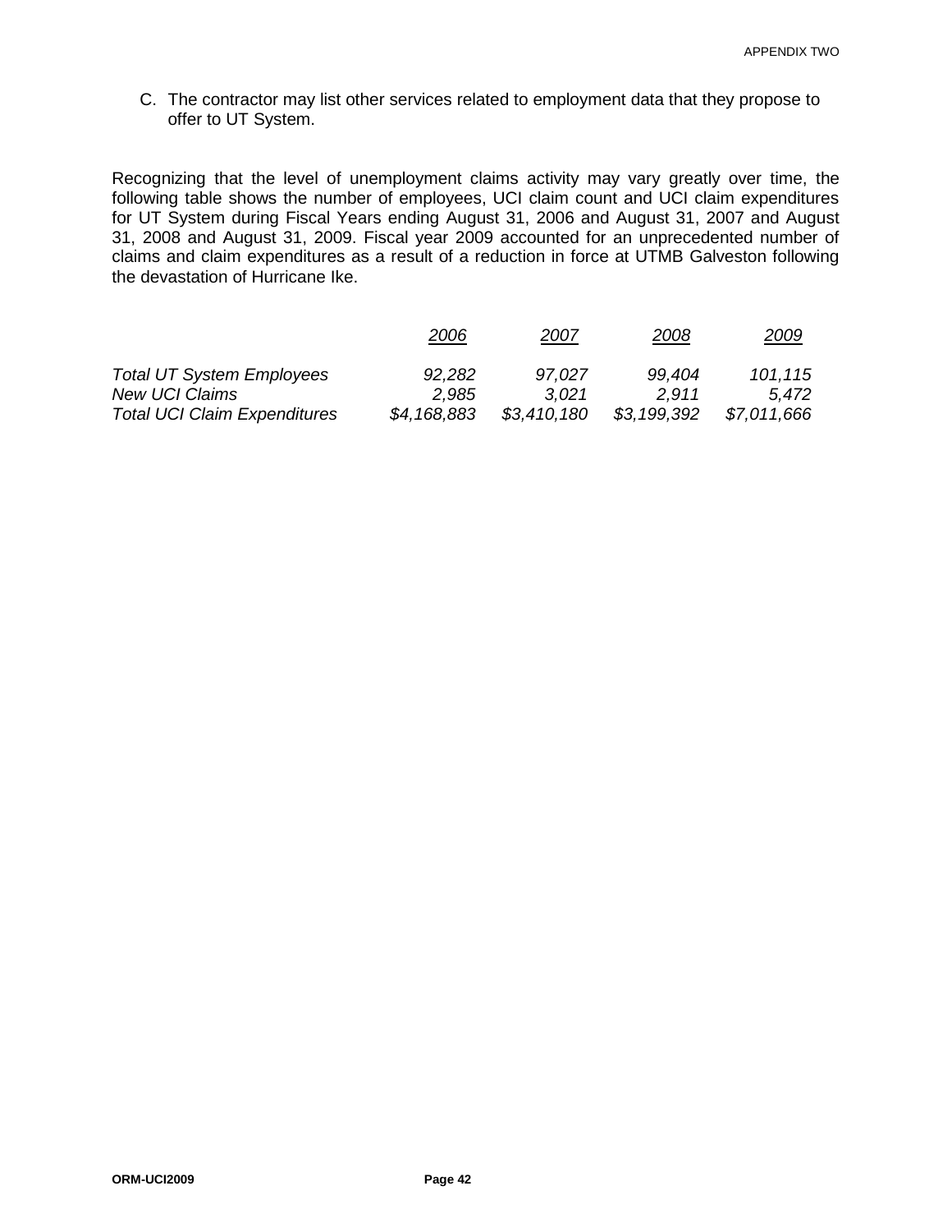C. The contractor may list other services related to employment data that they propose to offer to UT System.

Recognizing that the level of unemployment claims activity may vary greatly over time, the following table shows the number of employees, UCI claim count and UCI claim expenditures for UT System during Fiscal Years ending August 31, 2006 and August 31, 2007 and August 31, 2008 and August 31, 2009. Fiscal year 2009 accounted for an unprecedented number of claims and claim expenditures as a result of a reduction in force at UTMB Galveston following the devastation of Hurricane Ike.

| | *2006* | *2007* | *2008* | *2009* |
|---|---|---|---|---|
| *Total UT System Employees* | *92,282* | *97,027* | *99,404* | *101,115* |
| *New UCI Claims* | *2,985* | *3,021* | *2,911* | *5,472* |
| *Total UCI Claim Expenditures* | *$4,168,883* | *$3,410,180* | *$3,199,392* | *$7,011,666* |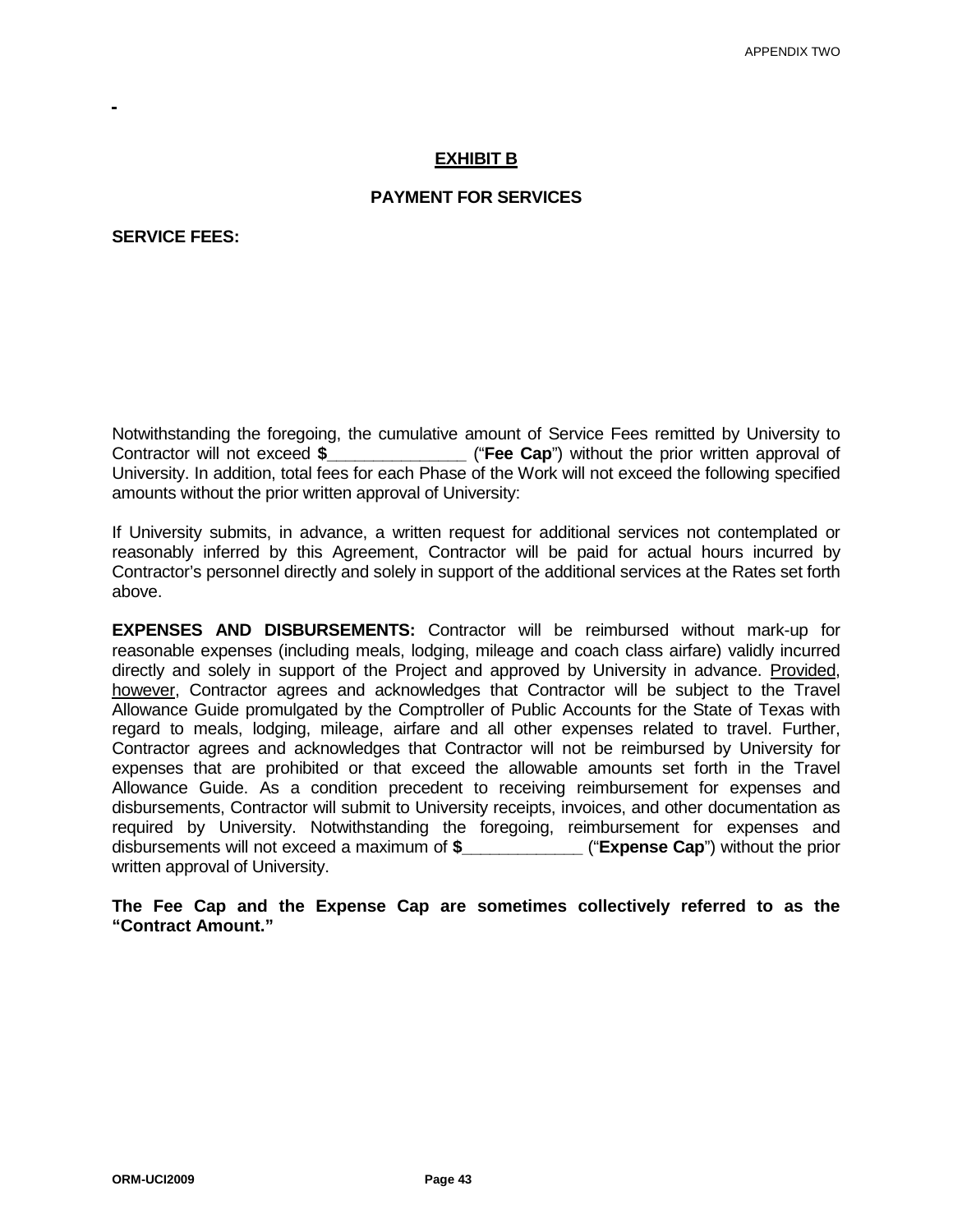## EXHIBIT B

### PAYMENT FOR SERVICES

**SERVICE FEES:**

Notwithstanding the foregoing, the cumulative amount of Service Fees remitted by University to Contractor will not exceed **$______________** ("**Fee Cap**") without the prior written approval of University. In addition, total fees for each Phase of the Work will not exceed the following specified amounts without the prior written approval of University:

If University submits, in advance, a written request for additional services not contemplated or reasonably inferred by this Agreement, Contractor will be paid for actual hours incurred by Contractor's personnel directly and solely in support of the additional services at the Rates set forth above.

**EXPENSES AND DISBURSEMENTS:** Contractor will be reimbursed without mark-up for reasonable expenses (including meals, lodging, mileage and coach class airfare) validly incurred directly and solely in support of the Project and approved by University in advance. Provided, however, Contractor agrees and acknowledges that Contractor will be subject to the Travel Allowance Guide promulgated by the Comptroller of Public Accounts for the State of Texas with regard to meals, lodging, mileage, airfare and all other expenses related to travel. Further, Contractor agrees and acknowledges that Contractor will not be reimbursed by University for expenses that are prohibited or that exceed the allowable amounts set forth in the Travel Allowance Guide. As a condition precedent to receiving reimbursement for expenses and disbursements, Contractor will submit to University receipts, invoices, and other documentation as required by University. Notwithstanding the foregoing, reimbursement for expenses and disbursements will not exceed a maximum of **$____________** ("**Expense Cap**") without the prior written approval of University.

**The Fee Cap and the Expense Cap are sometimes collectively referred to as the "Contract Amount."**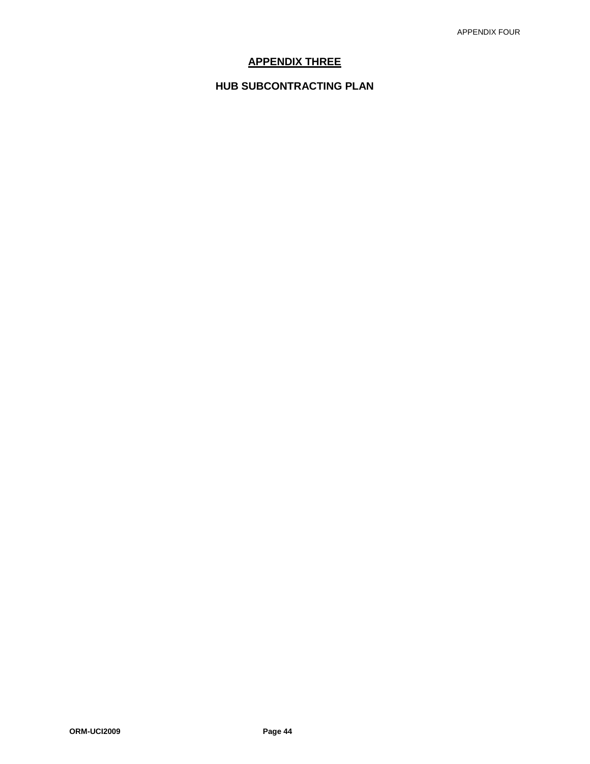# APPENDIX THREE

## HUB SUBCONTRACTING PLAN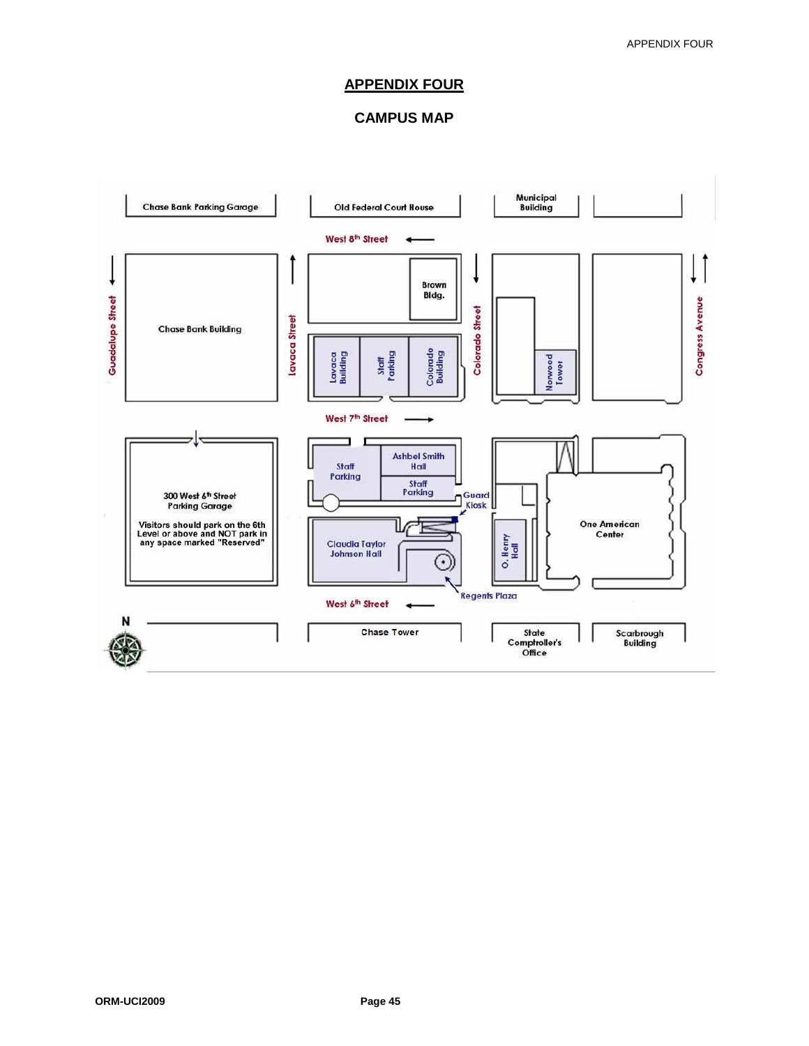# APPENDIX FOUR

## CAMPUS MAP

Chase Bank Parking Garage

Old Federal Court House

Municipal Building

West 8th Street

Guadalupe Street

Chase Bank Building

Lavaca Street

Brown Bldg.

Lavaca Building

Staff Parking

Colorado Building

Colorado Street

Norwood Tower

Congress Avenue

West 7th Street

300 West 6th Street Parking Garage

Visitors should park on the 6th Level or above and NOT park in any space marked "Reserved"

Staff Parking

Ashbel Smith Hall

Staff Parking

Guard Kiosk

Claudia Taylor Johnson Hall

O. Henry Hall

One American Center

Regents Plaza

West 6th Street

N

Chase Tower

State Comptroller's Office

Scarbrough Building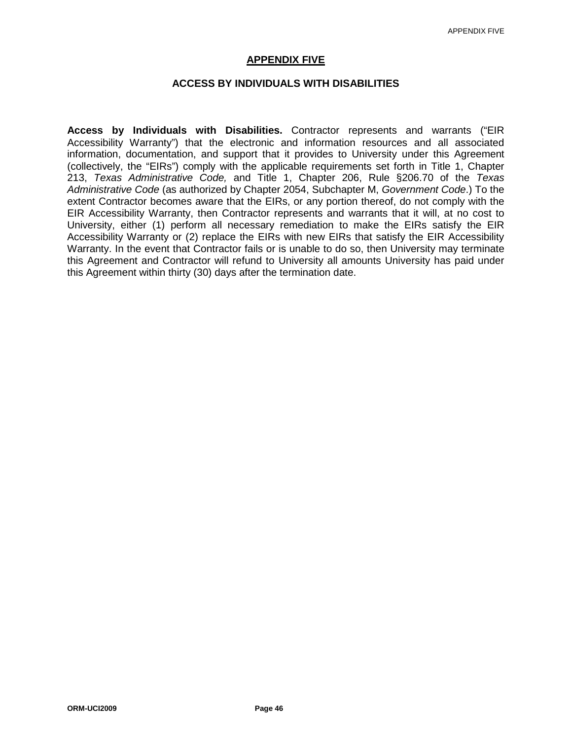# APPENDIX FIVE

## ACCESS BY INDIVIDUALS WITH DISABILITIES

**Access by Individuals with Disabilities.** Contractor represents and warrants ("EIR Accessibility Warranty") that the electronic and information resources and all associated information, documentation, and support that it provides to University under this Agreement (collectively, the "EIRs") comply with the applicable requirements set forth in Title 1, Chapter 213, *Texas Administrative Code,* and Title 1, Chapter 206, Rule §206.70 of the *Texas Administrative Code* (as authorized by Chapter 2054, Subchapter M, *Government Code*.) To the extent Contractor becomes aware that the EIRs, or any portion thereof, do not comply with the EIR Accessibility Warranty, then Contractor represents and warrants that it will, at no cost to University, either (1) perform all necessary remediation to make the EIRs satisfy the EIR Accessibility Warranty or (2) replace the EIRs with new EIRs that satisfy the EIR Accessibility Warranty. In the event that Contractor fails or is unable to do so, then University may terminate this Agreement and Contractor will refund to University all amounts University has paid under this Agreement within thirty (30) days after the termination date.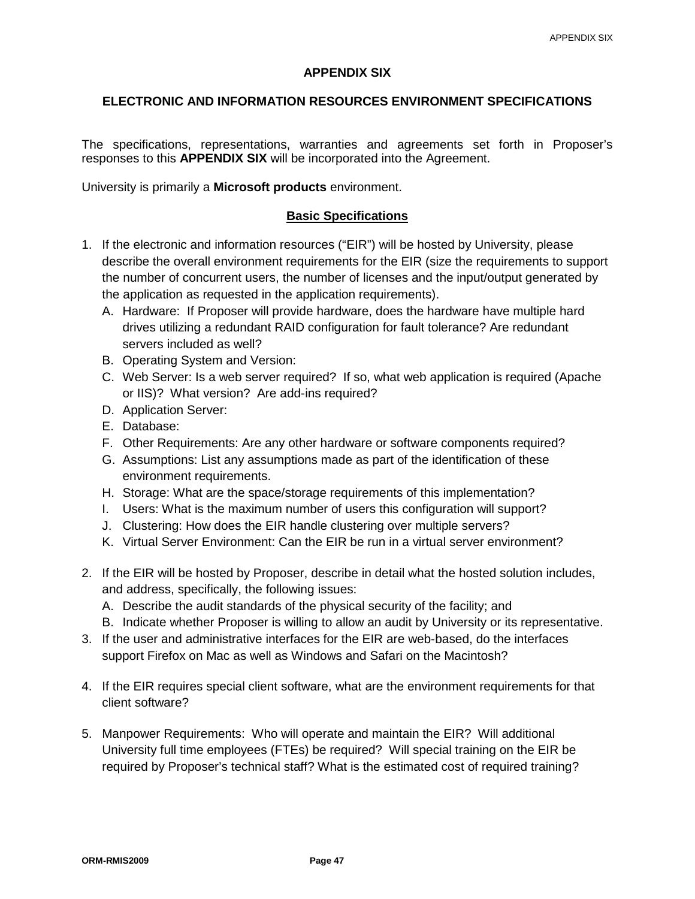# APPENDIX SIX

## ELECTRONIC AND INFORMATION RESOURCES ENVIRONMENT SPECIFICATIONS

The specifications, representations, warranties and agreements set forth in Proposer's responses to this **APPENDIX SIX** will be incorporated into the Agreement.

University is primarily a **Microsoft products** environment.

### Basic Specifications

1. If the electronic and information resources ("EIR") will be hosted by University, please describe the overall environment requirements for the EIR (size the requirements to support the number of concurrent users, the number of licenses and the input/output generated by the application as requested in the application requirements).
   A. Hardware: If Proposer will provide hardware, does the hardware have multiple hard drives utilizing a redundant RAID configuration for fault tolerance? Are redundant servers included as well?
   B. Operating System and Version:
   C. Web Server: Is a web server required? If so, what web application is required (Apache or IIS)? What version? Are add-ins required?
   D. Application Server:
   E. Database:
   F. Other Requirements: Are any other hardware or software components required?
   G. Assumptions: List any assumptions made as part of the identification of these environment requirements.
   H. Storage: What are the space/storage requirements of this implementation?
   I. Users: What is the maximum number of users this configuration will support?
   J. Clustering: How does the EIR handle clustering over multiple servers?
   K. Virtual Server Environment: Can the EIR be run in a virtual server environment?

2. If the EIR will be hosted by Proposer, describe in detail what the hosted solution includes, and address, specifically, the following issues:
   A. Describe the audit standards of the physical security of the facility; and
   B. Indicate whether Proposer is willing to allow an audit by University or its representative.
3. If the user and administrative interfaces for the EIR are web-based, do the interfaces support Firefox on Mac as well as Windows and Safari on the Macintosh?

4. If the EIR requires special client software, what are the environment requirements for that client software?

5. Manpower Requirements: Who will operate and maintain the EIR? Will additional University full time employees (FTEs) be required? Will special training on the EIR be required by Proposer's technical staff? What is the estimated cost of required training?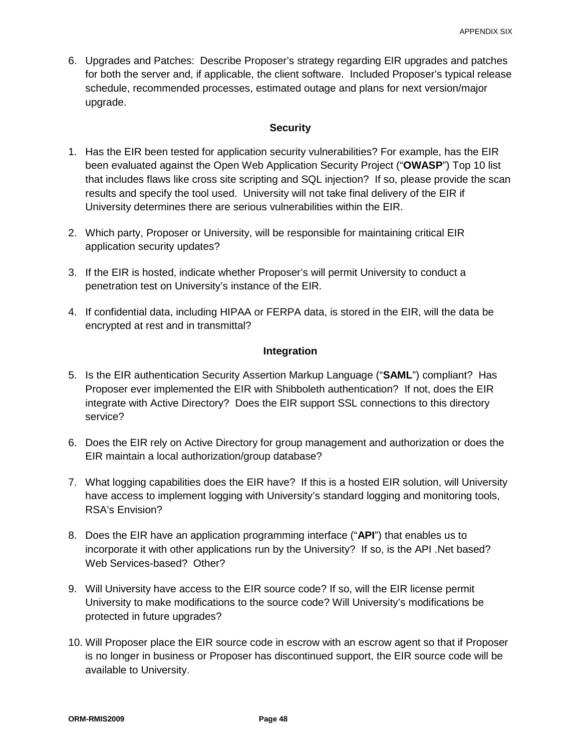6. Upgrades and Patches: Describe Proposer's strategy regarding EIR upgrades and patches for both the server and, if applicable, the client software. Included Proposer's typical release schedule, recommended processes, estimated outage and plans for next version/major upgrade.

### Security

1. Has the EIR been tested for application security vulnerabilities? For example, has the EIR been evaluated against the Open Web Application Security Project ("**OWASP**") Top 10 list that includes flaws like cross site scripting and SQL injection? If so, please provide the scan results and specify the tool used. University will not take final delivery of the EIR if University determines there are serious vulnerabilities within the EIR.

2. Which party, Proposer or University, will be responsible for maintaining critical EIR application security updates?

3. If the EIR is hosted, indicate whether Proposer's will permit University to conduct a penetration test on University's instance of the EIR.

4. If confidential data, including HIPAA or FERPA data, is stored in the EIR, will the data be encrypted at rest and in transmittal?

### Integration

5. Is the EIR authentication Security Assertion Markup Language ("**SAML**") compliant? Has Proposer ever implemented the EIR with Shibboleth authentication? If not, does the EIR integrate with Active Directory? Does the EIR support SSL connections to this directory service?

6. Does the EIR rely on Active Directory for group management and authorization or does the EIR maintain a local authorization/group database?

7. What logging capabilities does the EIR have? If this is a hosted EIR solution, will University have access to implement logging with University's standard logging and monitoring tools, RSA's Envision?

8. Does the EIR have an application programming interface ("**API**") that enables us to incorporate it with other applications run by the University? If so, is the API .Net based? Web Services-based? Other?

9. Will University have access to the EIR source code? If so, will the EIR license permit University to make modifications to the source code? Will University's modifications be protected in future upgrades?

10. Will Proposer place the EIR source code in escrow with an escrow agent so that if Proposer is no longer in business or Proposer has discontinued support, the EIR source code will be available to University.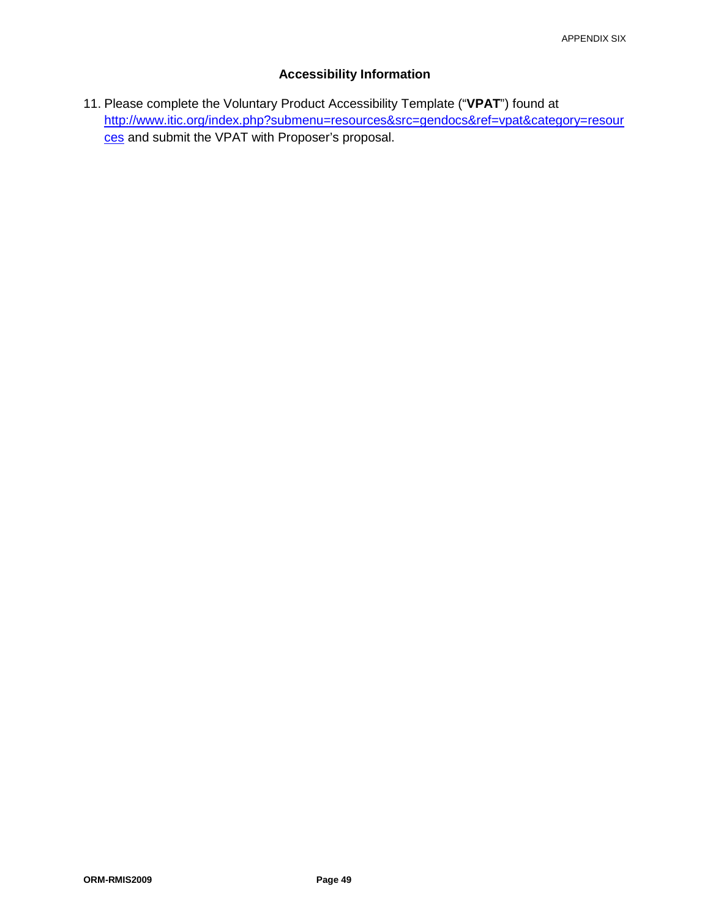## Accessibility Information

11. Please complete the Voluntary Product Accessibility Template ("**VPAT**") found at [http://www.itic.org/index.php?submenu=resources&src=gendocs&ref=vpat&category=resources](http://www.itic.org/index.php?submenu=resources&src=gendocs&ref=vpat&category=resources) and submit the VPAT with Proposer's proposal.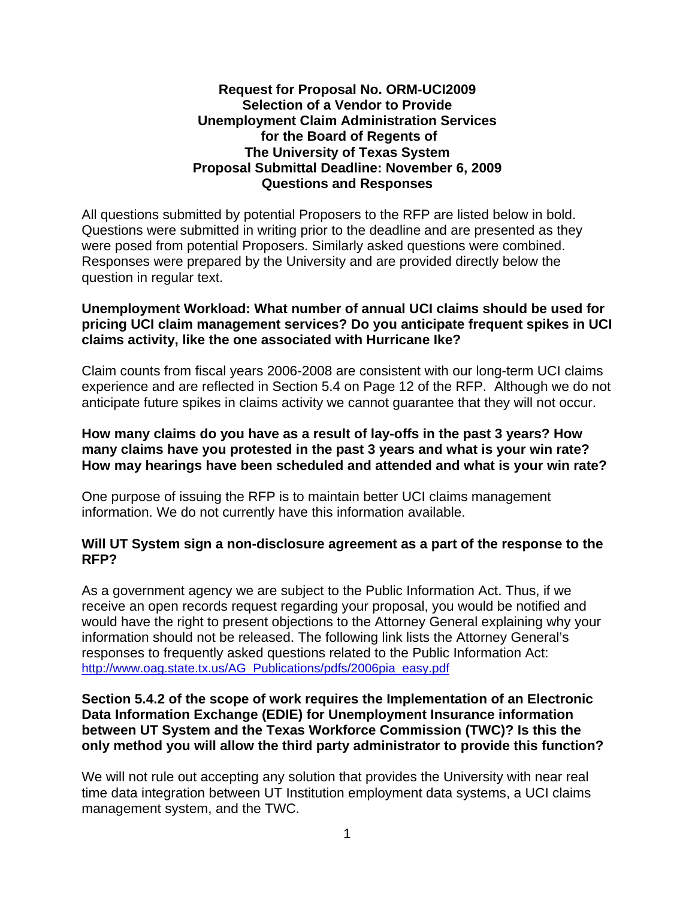**Request for Proposal No. ORM-UCI2009**
**Selection of a Vendor to Provide**
**Unemployment Claim Administration Services**
**for the Board of Regents of**
**The University of Texas System**
**Proposal Submittal Deadline: November 6, 2009**
**Questions and Responses**

All questions submitted by potential Proposers to the RFP are listed below in bold. Questions were submitted in writing prior to the deadline and are presented as they were posed from potential Proposers. Similarly asked questions were combined. Responses were prepared by the University and are provided directly below the question in regular text.

**Unemployment Workload: What number of annual UCI claims should be used for pricing UCI claim management services? Do you anticipate frequent spikes in UCI claims activity, like the one associated with Hurricane Ike?**

Claim counts from fiscal years 2006-2008 are consistent with our long-term UCI claims experience and are reflected in Section 5.4 on Page 12 of the RFP. Although we do not anticipate future spikes in claims activity we cannot guarantee that they will not occur.

**How many claims do you have as a result of lay-offs in the past 3 years? How many claims have you protested in the past 3 years and what is your win rate? How may hearings have been scheduled and attended and what is your win rate?**

One purpose of issuing the RFP is to maintain better UCI claims management information. We do not currently have this information available.

**Will UT System sign a non-disclosure agreement as a part of the response to the RFP?**

As a government agency we are subject to the Public Information Act. Thus, if we receive an open records request regarding your proposal, you would be notified and would have the right to present objections to the Attorney General explaining why your information should not be released. The following link lists the Attorney General's responses to frequently asked questions related to the Public Information Act: http://www.oag.state.tx.us/AG_Publications/pdfs/2006pia_easy.pdf

**Section 5.4.2 of the scope of work requires the Implementation of an Electronic Data Information Exchange (EDIE) for Unemployment Insurance information between UT System and the Texas Workforce Commission (TWC)? Is this the only method you will allow the third party administrator to provide this function?**

We will not rule out accepting any solution that provides the University with near real time data integration between UT Institution employment data systems, a UCI claims management system, and the TWC.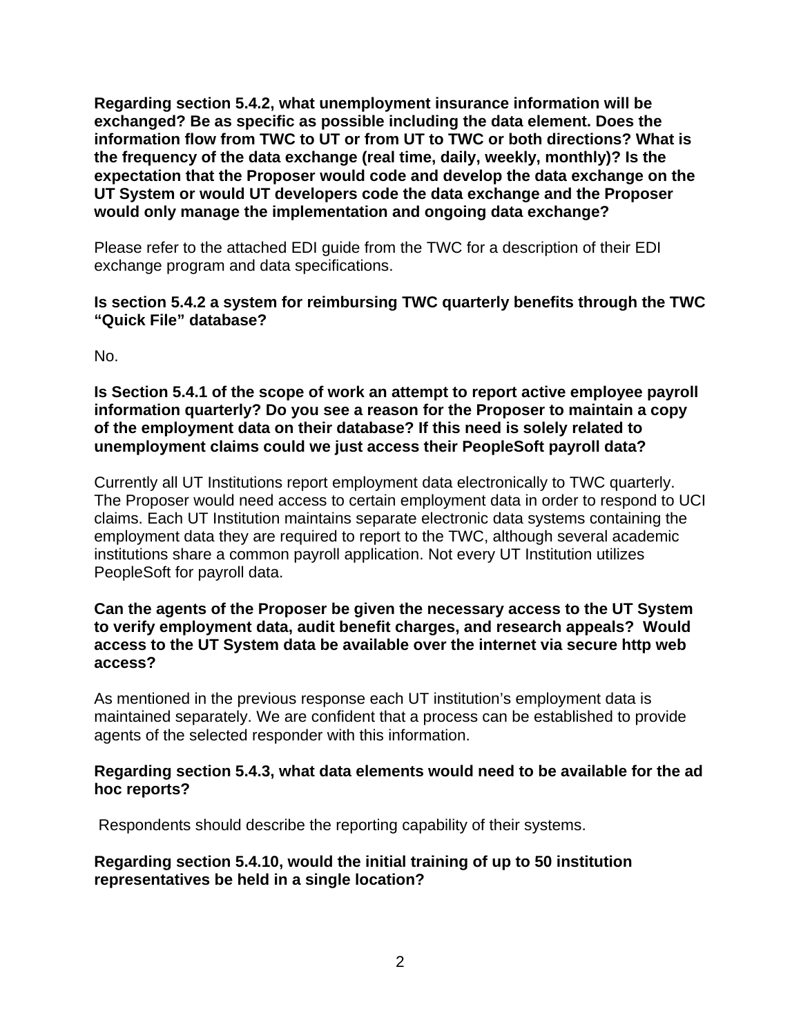**Regarding section 5.4.2, what unemployment insurance information will be exchanged? Be as specific as possible including the data element. Does the information flow from TWC to UT or from UT to TWC or both directions? What is the frequency of the data exchange (real time, daily, weekly, monthly)? Is the expectation that the Proposer would code and develop the data exchange on the UT System or would UT developers code the data exchange and the Proposer would only manage the implementation and ongoing data exchange?**

Please refer to the attached EDI guide from the TWC for a description of their EDI exchange program and data specifications.

**Is section 5.4.2 a system for reimbursing TWC quarterly benefits through the TWC "Quick File" database?**

No.

**Is Section 5.4.1 of the scope of work an attempt to report active employee payroll information quarterly? Do you see a reason for the Proposer to maintain a copy of the employment data on their database? If this need is solely related to unemployment claims could we just access their PeopleSoft payroll data?**

Currently all UT Institutions report employment data electronically to TWC quarterly. The Proposer would need access to certain employment data in order to respond to UCI claims. Each UT Institution maintains separate electronic data systems containing the employment data they are required to report to the TWC, although several academic institutions share a common payroll application. Not every UT Institution utilizes PeopleSoft for payroll data.

**Can the agents of the Proposer be given the necessary access to the UT System to verify employment data, audit benefit charges, and research appeals? Would access to the UT System data be available over the internet via secure http web access?**

As mentioned in the previous response each UT institution's employment data is maintained separately. We are confident that a process can be established to provide agents of the selected responder with this information.

**Regarding section 5.4.3, what data elements would need to be available for the ad hoc reports?**

Respondents should describe the reporting capability of their systems.

**Regarding section 5.4.10, would the initial training of up to 50 institution representatives be held in a single location?**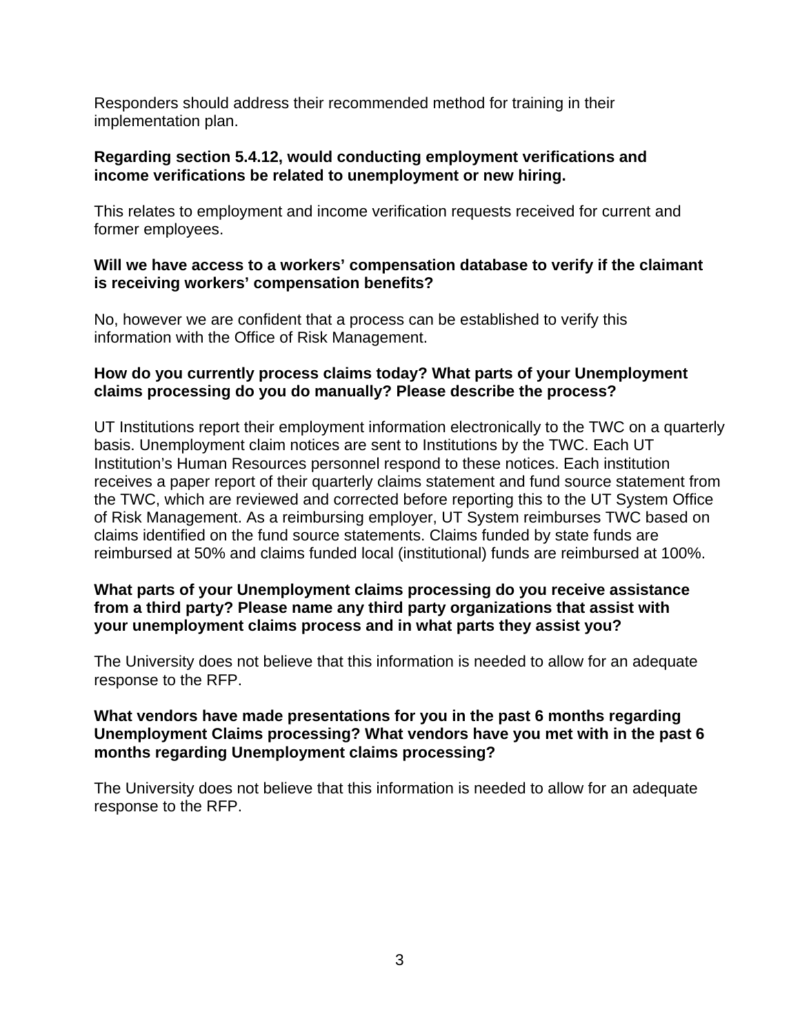Responders should address their recommended method for training in their implementation plan.

**Regarding section 5.4.12, would conducting employment verifications and income verifications be related to unemployment or new hiring.**

This relates to employment and income verification requests received for current and former employees.

**Will we have access to a workers' compensation database to verify if the claimant is receiving workers' compensation benefits?**

No, however we are confident that a process can be established to verify this information with the Office of Risk Management.

**How do you currently process claims today? What parts of your Unemployment claims processing do you do manually? Please describe the process?**

UT Institutions report their employment information electronically to the TWC on a quarterly basis. Unemployment claim notices are sent to Institutions by the TWC. Each UT Institution's Human Resources personnel respond to these notices. Each institution receives a paper report of their quarterly claims statement and fund source statement from the TWC, which are reviewed and corrected before reporting this to the UT System Office of Risk Management. As a reimbursing employer, UT System reimburses TWC based on claims identified on the fund source statements. Claims funded by state funds are reimbursed at 50% and claims funded local (institutional) funds are reimbursed at 100%.

**What parts of your Unemployment claims processing do you receive assistance from a third party? Please name any third party organizations that assist with your unemployment claims process and in what parts they assist you?**

The University does not believe that this information is needed to allow for an adequate response to the RFP.

**What vendors have made presentations for you in the past 6 months regarding Unemployment Claims processing? What vendors have you met with in the past 6 months regarding Unemployment claims processing?**

The University does not believe that this information is needed to allow for an adequate response to the RFP.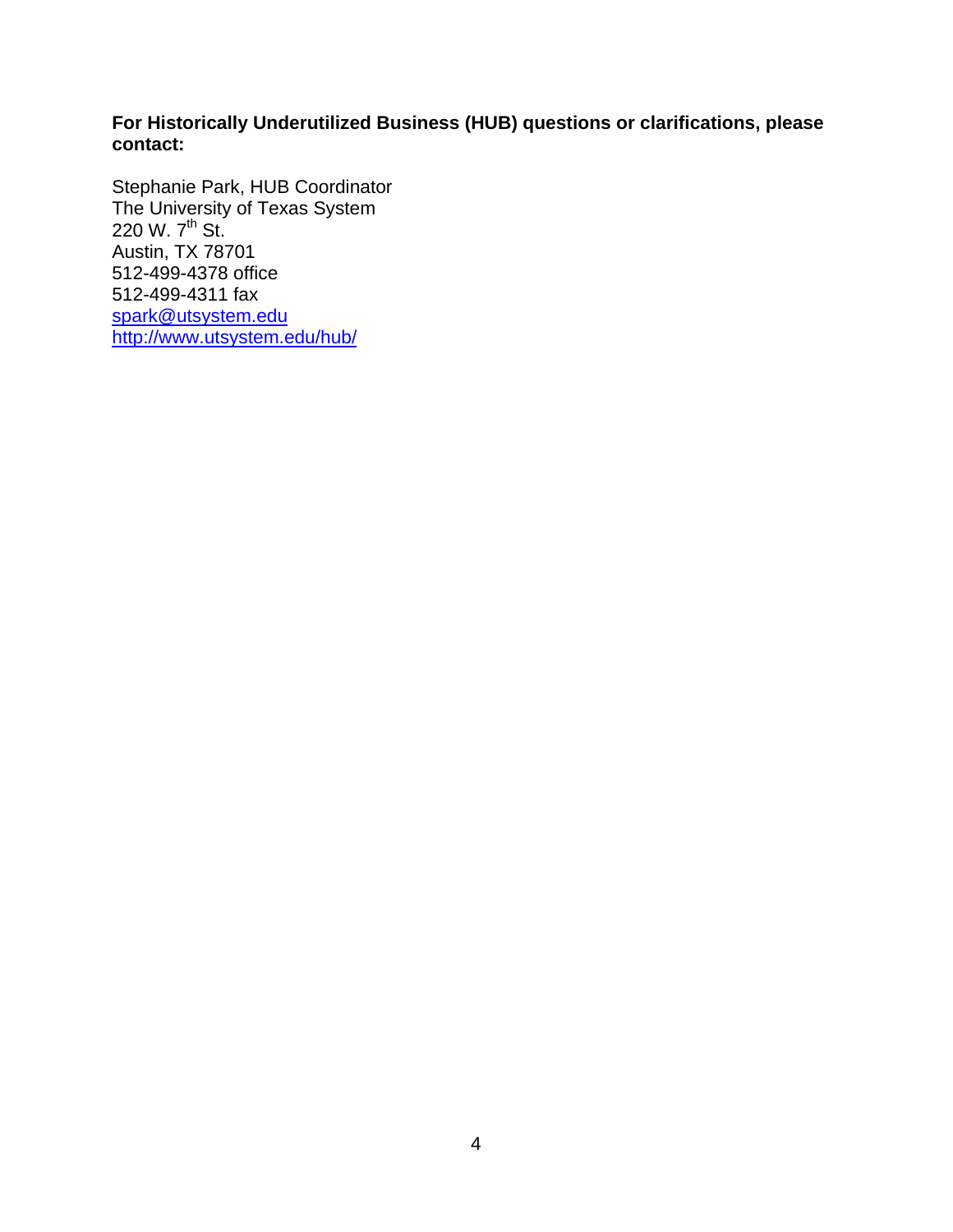**For Historically Underutilized Business (HUB) questions or clarifications, please contact:**

Stephanie Park, HUB Coordinator
The University of Texas System
220 W. 7th St.
Austin, TX 78701
512-499-4378 office
512-499-4311 fax
spark@utsystem.edu
http://www.utsystem.edu/hub/